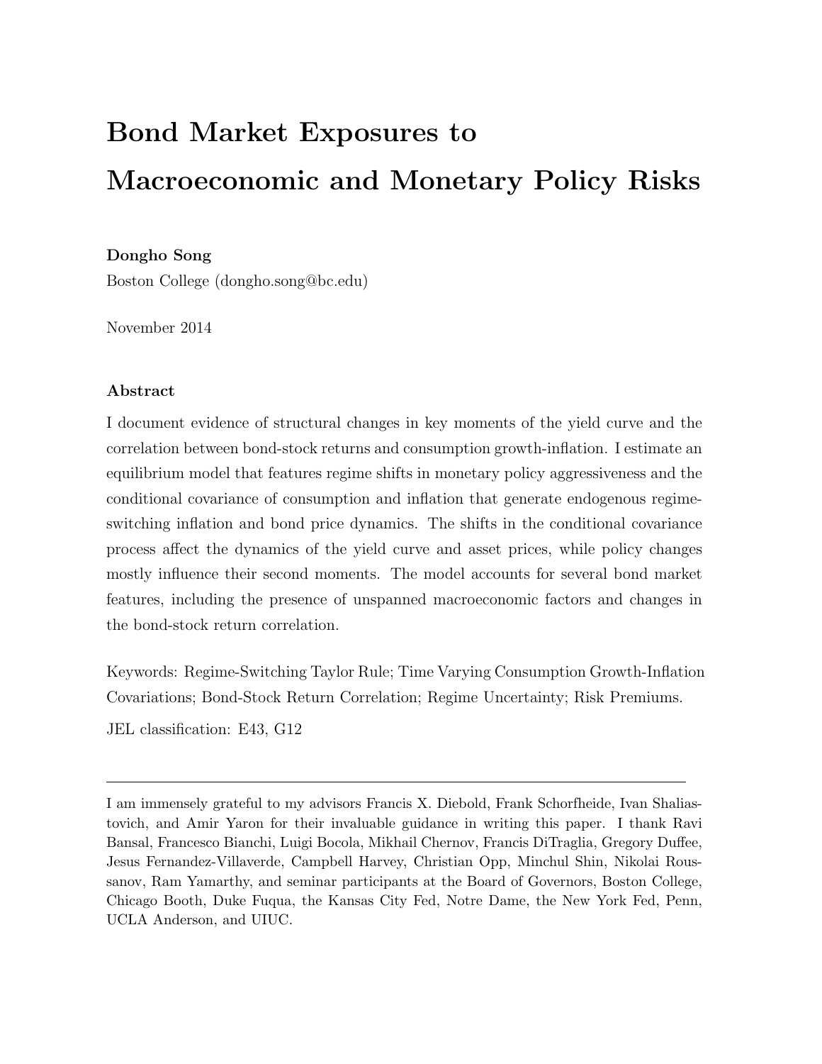# Bond Market Exposures to Macroeconomic and Monetary Policy Risks

**Dongho Song**

Boston College (dongho.song@bc.edu)

November 2014

### Abstract

I document evidence of structural changes in key moments of the yield curve and the correlation between bond-stock returns and consumption growth-inflation. I estimate an equilibrium model that features regime shifts in monetary policy aggressiveness and the conditional covariance of consumption and inflation that generate endogenous regime-switching inflation and bond price dynamics. The shifts in the conditional covariance process affect the dynamics of the yield curve and asset prices, while policy changes mostly influence their second moments. The model accounts for several bond market features, including the presence of unspanned macroeconomic factors and changes in the bond-stock return correlation.

Keywords: Regime-Switching Taylor Rule; Time Varying Consumption Growth-Inflation Covariations; Bond-Stock Return Correlation; Regime Uncertainty; Risk Premiums.

JEL classification: E43, G12

---

I am immensely grateful to my advisors Francis X. Diebold, Frank Schorfheide, Ivan Shaliastovich, and Amir Yaron for their invaluable guidance in writing this paper. I thank Ravi Bansal, Francesco Bianchi, Luigi Bocola, Mikhail Chernov, Francis DiTraglia, Gregory Duffee, Jesus Fernandez-Villaverde, Campbell Harvey, Christian Opp, Minchul Shin, Nikolai Roussanov, Ram Yamarthy, and seminar participants at the Board of Governors, Boston College, Chicago Booth, Duke Fuqua, the Kansas City Fed, Notre Dame, the New York Fed, Penn, UCLA Anderson, and UIUC.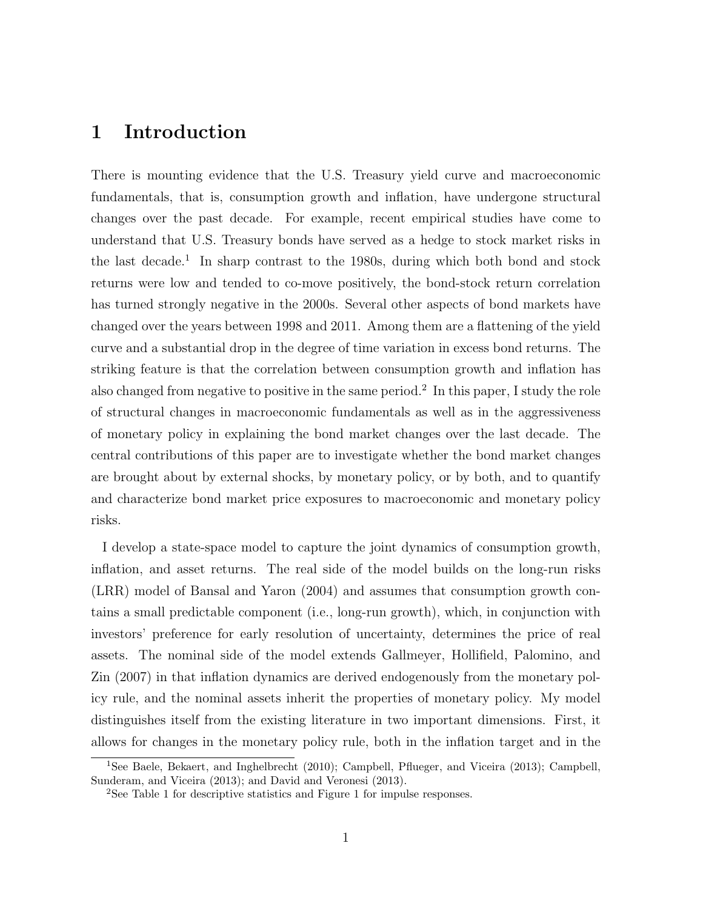# 1 Introduction

There is mounting evidence that the U.S. Treasury yield curve and macroeconomic fundamentals, that is, consumption growth and inflation, have undergone structural changes over the past decade. For example, recent empirical studies have come to understand that U.S. Treasury bonds have served as a hedge to stock market risks in the last decade.[1] In sharp contrast to the 1980s, during which both bond and stock returns were low and tended to co-move positively, the bond-stock return correlation has turned strongly negative in the 2000s. Several other aspects of bond markets have changed over the years between 1998 and 2011. Among them are a flattening of the yield curve and a substantial drop in the degree of time variation in excess bond returns. The striking feature is that the correlation between consumption growth and inflation has also changed from negative to positive in the same period.[2] In this paper, I study the role of structural changes in macroeconomic fundamentals as well as in the aggressiveness of monetary policy in explaining the bond market changes over the last decade. The central contributions of this paper are to investigate whether the bond market changes are brought about by external shocks, by monetary policy, or by both, and to quantify and characterize bond market price exposures to macroeconomic and monetary policy risks.

I develop a state-space model to capture the joint dynamics of consumption growth, inflation, and asset returns. The real side of the model builds on the long-run risks (LRR) model of Bansal and Yaron (2004) and assumes that consumption growth contains a small predictable component (i.e., long-run growth), which, in conjunction with investors' preference for early resolution of uncertainty, determines the price of real assets. The nominal side of the model extends Gallmeyer, Hollifield, Palomino, and Zin (2007) in that inflation dynamics are derived endogenously from the monetary policy rule, and the nominal assets inherit the properties of monetary policy. My model distinguishes itself from the existing literature in two important dimensions. First, it allows for changes in the monetary policy rule, both in the inflation target and in the

[1] See Baele, Bekaert, and Inghelbrecht (2010); Campbell, Pflueger, and Viceira (2013); Campbell, Sunderam, and Viceira (2013); and David and Veronesi (2013).

[2] See Table 1 for descriptive statistics and Figure 1 for impulse responses.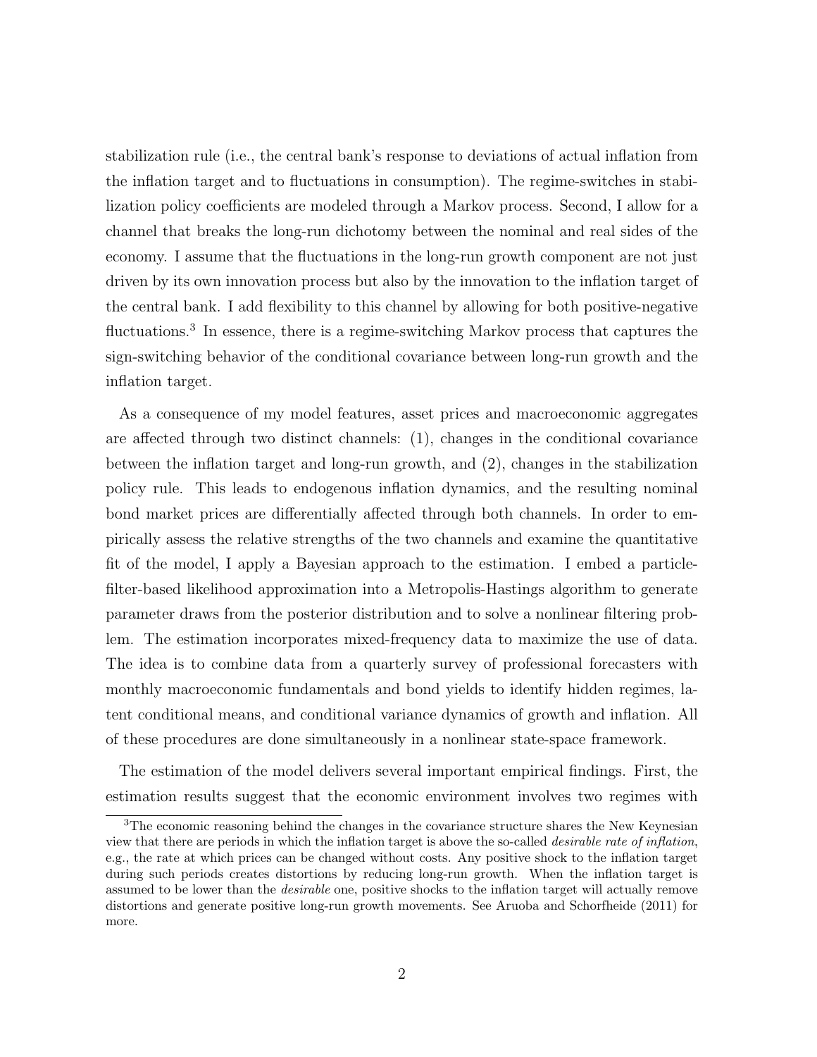stabilization rule (i.e., the central bank's response to deviations of actual inflation from the inflation target and to fluctuations in consumption). The regime-switches in stabilization policy coefficients are modeled through a Markov process. Second, I allow for a channel that breaks the long-run dichotomy between the nominal and real sides of the economy. I assume that the fluctuations in the long-run growth component are not just driven by its own innovation process but also by the innovation to the inflation target of the central bank. I add flexibility to this channel by allowing for both positive-negative fluctuations.[3] In essence, there is a regime-switching Markov process that captures the sign-switching behavior of the conditional covariance between long-run growth and the inflation target.

As a consequence of my model features, asset prices and macroeconomic aggregates are affected through two distinct channels: (1), changes in the conditional covariance between the inflation target and long-run growth, and (2), changes in the stabilization policy rule. This leads to endogenous inflation dynamics, and the resulting nominal bond market prices are differentially affected through both channels. In order to empirically assess the relative strengths of the two channels and examine the quantitative fit of the model, I apply a Bayesian approach to the estimation. I embed a particle-filter-based likelihood approximation into a Metropolis-Hastings algorithm to generate parameter draws from the posterior distribution and to solve a nonlinear filtering problem. The estimation incorporates mixed-frequency data to maximize the use of data. The idea is to combine data from a quarterly survey of professional forecasters with monthly macroeconomic fundamentals and bond yields to identify hidden regimes, latent conditional means, and conditional variance dynamics of growth and inflation. All of these procedures are done simultaneously in a nonlinear state-space framework.

The estimation of the model delivers several important empirical findings. First, the estimation results suggest that the economic environment involves two regimes with

[3] The economic reasoning behind the changes in the covariance structure shares the New Keynesian view that there are periods in which the inflation target is above the so-called *desirable rate of inflation*, e.g., the rate at which prices can be changed without costs. Any positive shock to the inflation target during such periods creates distortions by reducing long-run growth. When the inflation target is assumed to be lower than the *desirable* one, positive shocks to the inflation target will actually remove distortions and generate positive long-run growth movements. See Aruoba and Schorfheide (2011) for more.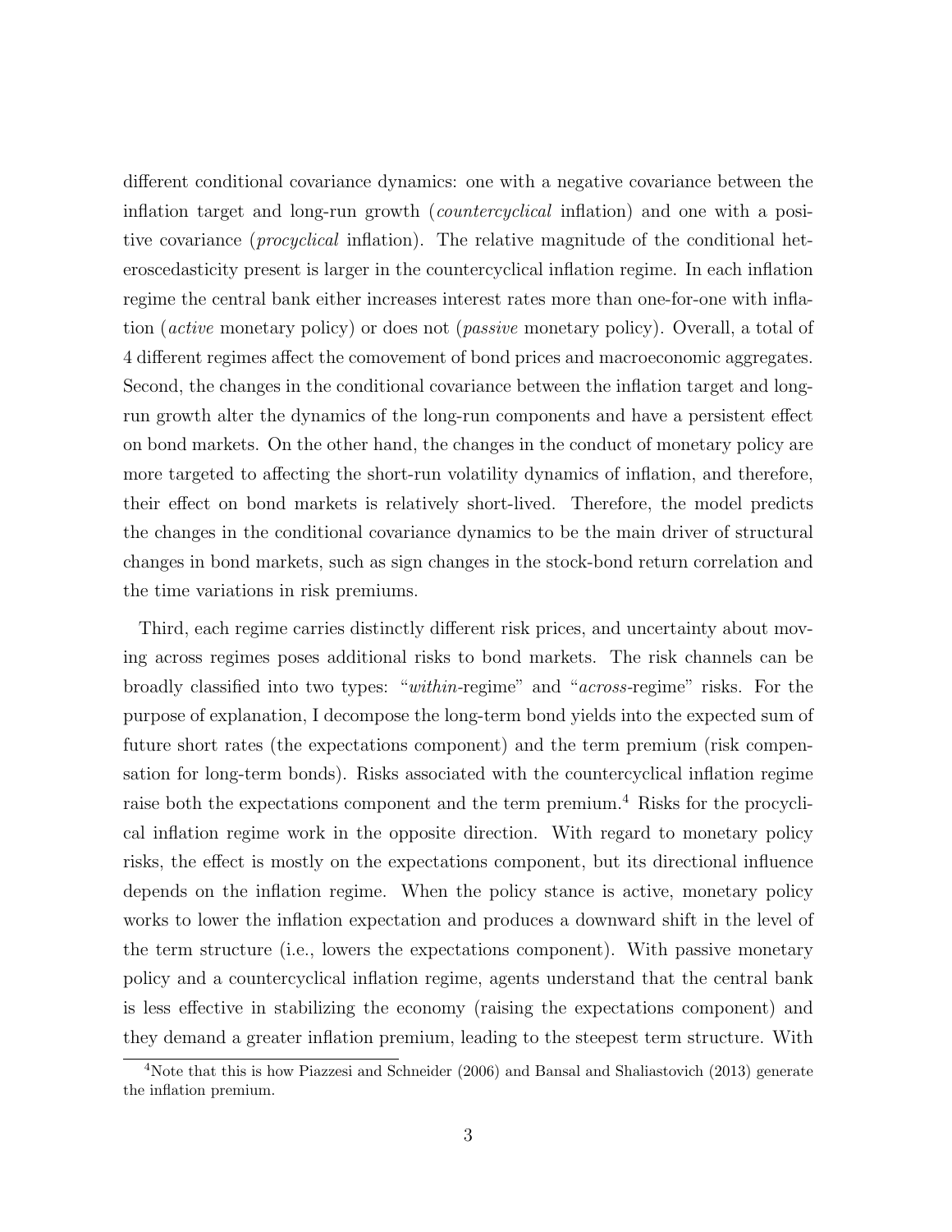different conditional covariance dynamics: one with a negative covariance between the inflation target and long-run growth (*countercyclical* inflation) and one with a positive covariance (*procyclical* inflation). The relative magnitude of the conditional heteroscedasticity present is larger in the countercyclical inflation regime. In each inflation regime the central bank either increases interest rates more than one-for-one with inflation (*active* monetary policy) or does not (*passive* monetary policy). Overall, a total of 4 different regimes affect the comovement of bond prices and macroeconomic aggregates. Second, the changes in the conditional covariance between the inflation target and long-run growth alter the dynamics of the long-run components and have a persistent effect on bond markets. On the other hand, the changes in the conduct of monetary policy are more targeted to affecting the short-run volatility dynamics of inflation, and therefore, their effect on bond markets is relatively short-lived. Therefore, the model predicts the changes in the conditional covariance dynamics to be the main driver of structural changes in bond markets, such as sign changes in the stock-bond return correlation and the time variations in risk premiums.

Third, each regime carries distinctly different risk prices, and uncertainty about moving across regimes poses additional risks to bond markets. The risk channels can be broadly classified into two types: "*within*-regime" and "*across*-regime" risks. For the purpose of explanation, I decompose the long-term bond yields into the expected sum of future short rates (the expectations component) and the term premium (risk compensation for long-term bonds). Risks associated with the countercyclical inflation regime raise both the expectations component and the term premium.[4] Risks for the procyclical inflation regime work in the opposite direction. With regard to monetary policy risks, the effect is mostly on the expectations component, but its directional influence depends on the inflation regime. When the policy stance is active, monetary policy works to lower the inflation expectation and produces a downward shift in the level of the term structure (i.e., lowers the expectations component). With passive monetary policy and a countercyclical inflation regime, agents understand that the central bank is less effective in stabilizing the economy (raising the expectations component) and they demand a greater inflation premium, leading to the steepest term structure. With

[4] Note that this is how Piazzesi and Schneider (2006) and Bansal and Shaliastovich (2013) generate the inflation premium.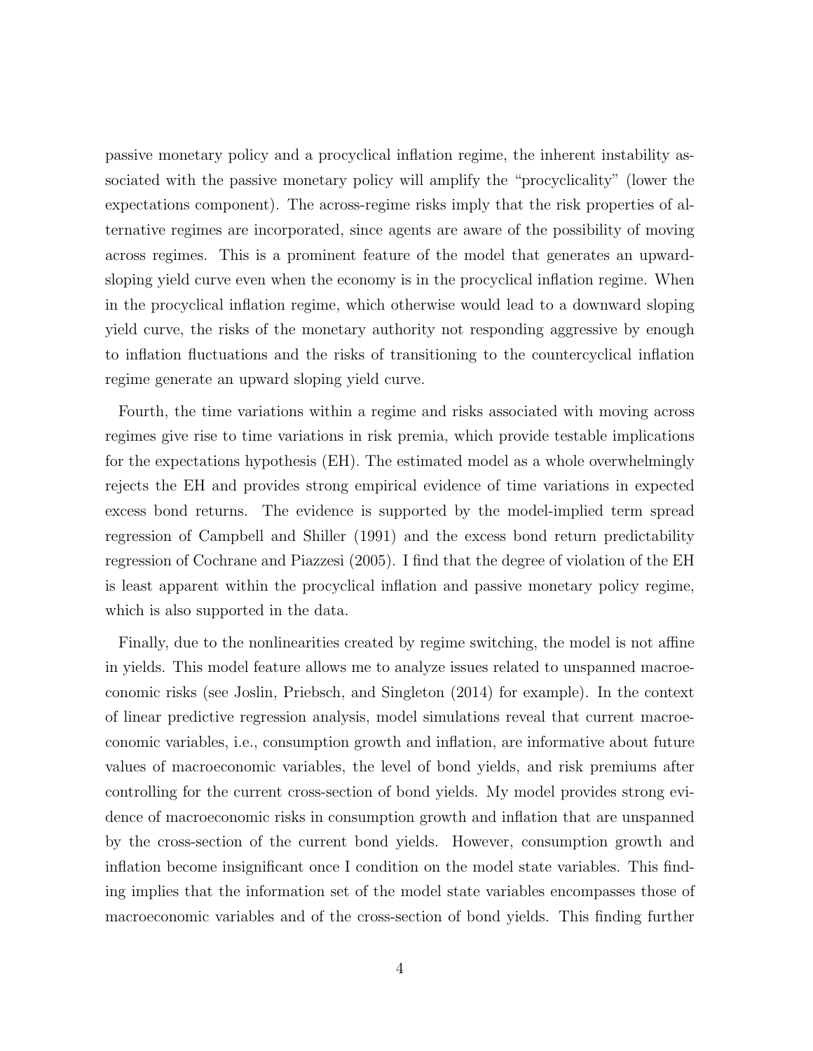passive monetary policy and a procyclical inflation regime, the inherent instability associated with the passive monetary policy will amplify the "procyclicality" (lower the expectations component). The across-regime risks imply that the risk properties of alternative regimes are incorporated, since agents are aware of the possibility of moving across regimes. This is a prominent feature of the model that generates an upward-sloping yield curve even when the economy is in the procyclical inflation regime. When in the procyclical inflation regime, which otherwise would lead to a downward sloping yield curve, the risks of the monetary authority not responding aggressive by enough to inflation fluctuations and the risks of transitioning to the countercyclical inflation regime generate an upward sloping yield curve.

Fourth, the time variations within a regime and risks associated with moving across regimes give rise to time variations in risk premia, which provide testable implications for the expectations hypothesis (EH). The estimated model as a whole overwhelmingly rejects the EH and provides strong empirical evidence of time variations in expected excess bond returns. The evidence is supported by the model-implied term spread regression of Campbell and Shiller (1991) and the excess bond return predictability regression of Cochrane and Piazzesi (2005). I find that the degree of violation of the EH is least apparent within the procyclical inflation and passive monetary policy regime, which is also supported in the data.

Finally, due to the nonlinearities created by regime switching, the model is not affine in yields. This model feature allows me to analyze issues related to unspanned macroeconomic risks (see Joslin, Priebsch, and Singleton (2014) for example). In the context of linear predictive regression analysis, model simulations reveal that current macroeconomic variables, i.e., consumption growth and inflation, are informative about future values of macroeconomic variables, the level of bond yields, and risk premiums after controlling for the current cross-section of bond yields. My model provides strong evidence of macroeconomic risks in consumption growth and inflation that are unspanned by the cross-section of the current bond yields. However, consumption growth and inflation become insignificant once I condition on the model state variables. This finding implies that the information set of the model state variables encompasses those of macroeconomic variables and of the cross-section of bond yields. This finding further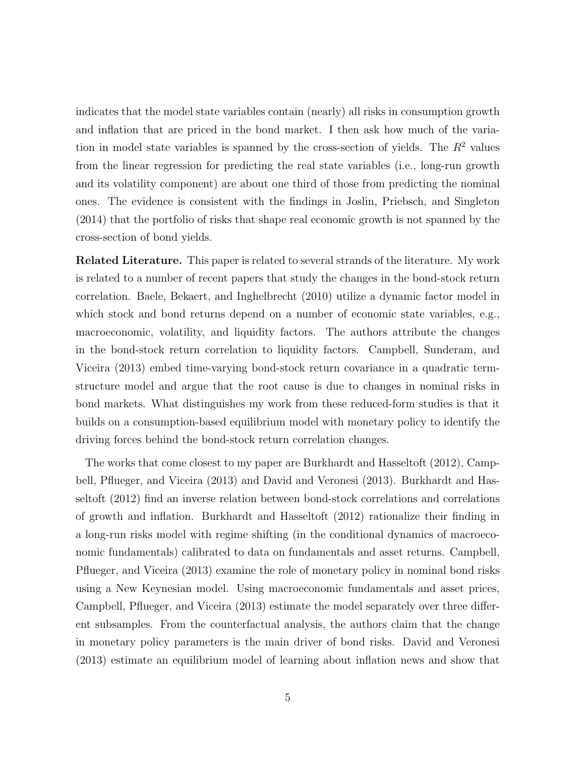indicates that the model state variables contain (nearly) all risks in consumption growth and inflation that are priced in the bond market. I then ask how much of the variation in model state variables is spanned by the cross-section of yields. The $R^2$ values from the linear regression for predicting the real state variables (i.e., long-run growth and its volatility component) are about one third of those from predicting the nominal ones. The evidence is consistent with the findings in Joslin, Priebsch, and Singleton (2014) that the portfolio of risks that shape real economic growth is not spanned by the cross-section of bond yields.

**Related Literature.** This paper is related to several strands of the literature. My work is related to a number of recent papers that study the changes in the bond-stock return correlation. Baele, Bekaert, and Inghelbrecht (2010) utilize a dynamic factor model in which stock and bond returns depend on a number of economic state variables, e.g., macroeconomic, volatility, and liquidity factors. The authors attribute the changes in the bond-stock return correlation to liquidity factors. Campbell, Sunderam, and Viceira (2013) embed time-varying bond-stock return covariance in a quadratic term-structure model and argue that the root cause is due to changes in nominal risks in bond markets. What distinguishes my work from these reduced-form studies is that it builds on a consumption-based equilibrium model with monetary policy to identify the driving forces behind the bond-stock return correlation changes.

The works that come closest to my paper are Burkhardt and Hasseltoft (2012), Campbell, Pflueger, and Viceira (2013) and David and Veronesi (2013). Burkhardt and Hasseltoft (2012) find an inverse relation between bond-stock correlations and correlations of growth and inflation. Burkhardt and Hasseltoft (2012) rationalize their finding in a long-run risks model with regime shifting (in the conditional dynamics of macroeconomic fundamentals) calibrated to data on fundamentals and asset returns. Campbell, Pflueger, and Viceira (2013) examine the role of monetary policy in nominal bond risks using a New Keynesian model. Using macroeconomic fundamentals and asset prices, Campbell, Pflueger, and Viceira (2013) estimate the model separately over three different subsamples. From the counterfactual analysis, the authors claim that the change in monetary policy parameters is the main driver of bond risks. David and Veronesi (2013) estimate an equilibrium model of learning about inflation news and show that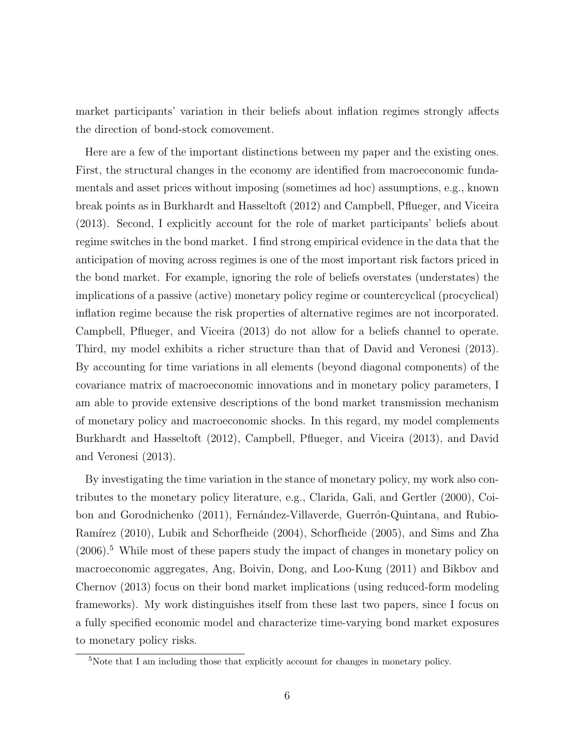market participants' variation in their beliefs about inflation regimes strongly affects the direction of bond-stock comovement.

Here are a few of the important distinctions between my paper and the existing ones. First, the structural changes in the economy are identified from macroeconomic fundamentals and asset prices without imposing (sometimes ad hoc) assumptions, e.g., known break points as in Burkhardt and Hasseltoft (2012) and Campbell, Pflueger, and Viceira (2013). Second, I explicitly account for the role of market participants' beliefs about regime switches in the bond market. I find strong empirical evidence in the data that the anticipation of moving across regimes is one of the most important risk factors priced in the bond market. For example, ignoring the role of beliefs overstates (understates) the implications of a passive (active) monetary policy regime or countercyclical (procyclical) inflation regime because the risk properties of alternative regimes are not incorporated. Campbell, Pflueger, and Viceira (2013) do not allow for a beliefs channel to operate. Third, my model exhibits a richer structure than that of David and Veronesi (2013). By accounting for time variations in all elements (beyond diagonal components) of the covariance matrix of macroeconomic innovations and in monetary policy parameters, I am able to provide extensive descriptions of the bond market transmission mechanism of monetary policy and macroeconomic shocks. In this regard, my model complements Burkhardt and Hasseltoft (2012), Campbell, Pflueger, and Viceira (2013), and David and Veronesi (2013).

By investigating the time variation in the stance of monetary policy, my work also contributes to the monetary policy literature, e.g., Clarida, Gali, and Gertler (2000), Coibon and Gorodnichenko (2011), Fernández-Villaverde, Guerrón-Quintana, and Rubio-Ramírez (2010), Lubik and Schorfheide (2004), Schorfheide (2005), and Sims and Zha (2006).[5] While most of these papers study the impact of changes in monetary policy on macroeconomic aggregates, Ang, Boivin, Dong, and Loo-Kung (2011) and Bikbov and Chernov (2013) focus on their bond market implications (using reduced-form modeling frameworks). My work distinguishes itself from these last two papers, since I focus on a fully specified economic model and characterize time-varying bond market exposures to monetary policy risks.

[5]Note that I am including those that explicitly account for changes in monetary policy.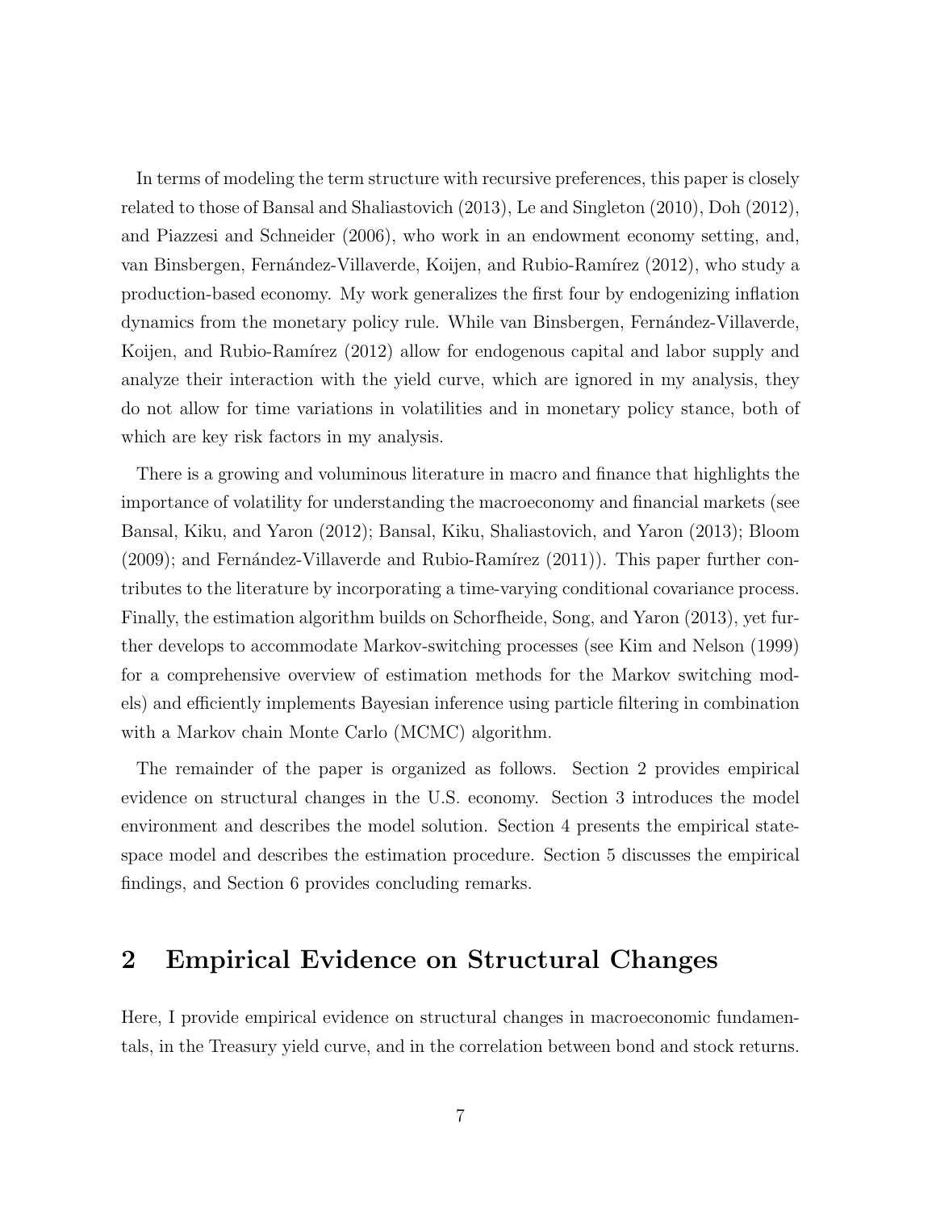In terms of modeling the term structure with recursive preferences, this paper is closely related to those of Bansal and Shaliastovich (2013), Le and Singleton (2010), Doh (2012), and Piazzesi and Schneider (2006), who work in an endowment economy setting, and, van Binsbergen, Fernández-Villaverde, Koijen, and Rubio-Ramírez (2012), who study a production-based economy. My work generalizes the first four by endogenizing inflation dynamics from the monetary policy rule. While van Binsbergen, Fernández-Villaverde, Koijen, and Rubio-Ramírez (2012) allow for endogenous capital and labor supply and analyze their interaction with the yield curve, which are ignored in my analysis, they do not allow for time variations in volatilities and in monetary policy stance, both of which are key risk factors in my analysis.

There is a growing and voluminous literature in macro and finance that highlights the importance of volatility for understanding the macroeconomy and financial markets (see Bansal, Kiku, and Yaron (2012); Bansal, Kiku, Shaliastovich, and Yaron (2013); Bloom (2009); and Fernández-Villaverde and Rubio-Ramírez (2011)). This paper further contributes to the literature by incorporating a time-varying conditional covariance process. Finally, the estimation algorithm builds on Schorfheide, Song, and Yaron (2013), yet further develops to accommodate Markov-switching processes (see Kim and Nelson (1999) for a comprehensive overview of estimation methods for the Markov switching models) and efficiently implements Bayesian inference using particle filtering in combination with a Markov chain Monte Carlo (MCMC) algorithm.

The remainder of the paper is organized as follows. Section 2 provides empirical evidence on structural changes in the U.S. economy. Section 3 introduces the model environment and describes the model solution. Section 4 presents the empirical state-space model and describes the estimation procedure. Section 5 discusses the empirical findings, and Section 6 provides concluding remarks.

## 2 Empirical Evidence on Structural Changes

Here, I provide empirical evidence on structural changes in macroeconomic fundamentals, in the Treasury yield curve, and in the correlation between bond and stock returns.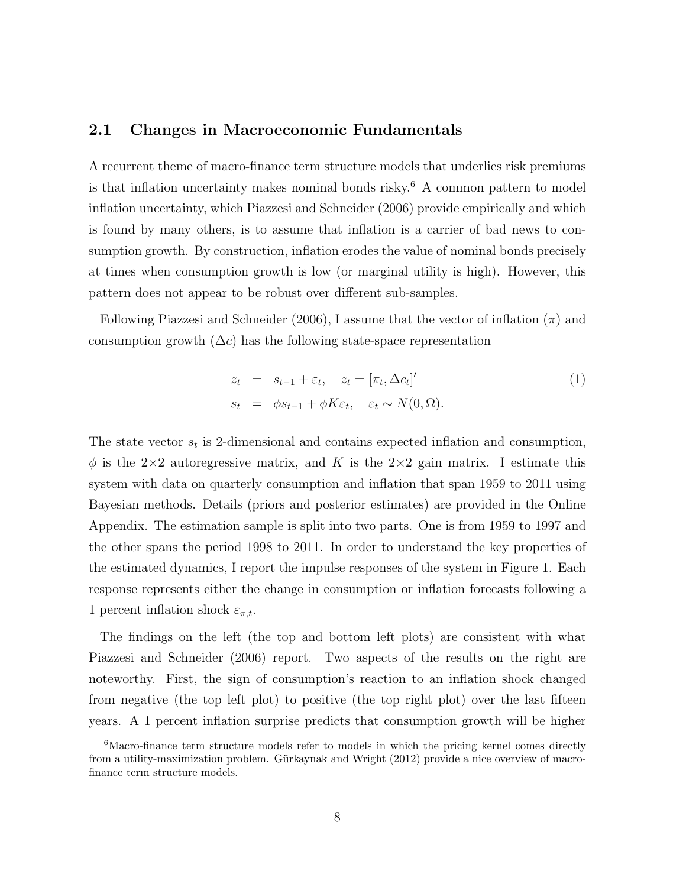## 2.1 Changes in Macroeconomic Fundamentals

A recurrent theme of macro-finance term structure models that underlies risk premiums is that inflation uncertainty makes nominal bonds risky.[6] A common pattern to model inflation uncertainty, which Piazzesi and Schneider (2006) provide empirically and which is found by many others, is to assume that inflation is a carrier of bad news to consumption growth. By construction, inflation erodes the value of nominal bonds precisely at times when consumption growth is low (or marginal utility is high). However, this pattern does not appear to be robust over different sub-samples.

Following Piazzesi and Schneider (2006), I assume that the vector of inflation ($\pi$) and consumption growth ($\Delta c$) has the following state-space representation

$$
\begin{aligned}
z_t &= s_{t-1} + \varepsilon_t, \quad z_t = [\pi_t, \Delta c_t]' \\
s_t &= \phi s_{t-1} + \phi K \varepsilon_t, \quad \varepsilon_t \sim N(0, \Omega).
\end{aligned}
\tag{1}
$$

The state vector $s_t$ is 2-dimensional and contains expected inflation and consumption, $\phi$ is the 2×2 autoregressive matrix, and $K$ is the 2×2 gain matrix. I estimate this system with data on quarterly consumption and inflation that span 1959 to 2011 using Bayesian methods. Details (priors and posterior estimates) are provided in the Online Appendix. The estimation sample is split into two parts. One is from 1959 to 1997 and the other spans the period 1998 to 2011. In order to understand the key properties of the estimated dynamics, I report the impulse responses of the system in Figure 1. Each response represents either the change in consumption or inflation forecasts following a 1 percent inflation shock $\varepsilon_{\pi,t}$.

The findings on the left (the top and bottom left plots) are consistent with what Piazzesi and Schneider (2006) report. Two aspects of the results on the right are noteworthy. First, the sign of consumption's reaction to an inflation shock changed from negative (the top left plot) to positive (the top right plot) over the last fifteen years. A 1 percent inflation surprise predicts that consumption growth will be higher

[6] Macro-finance term structure models refer to models in which the pricing kernel comes directly from a utility-maximization problem. Gürkaynak and Wright (2012) provide a nice overview of macro-finance term structure models.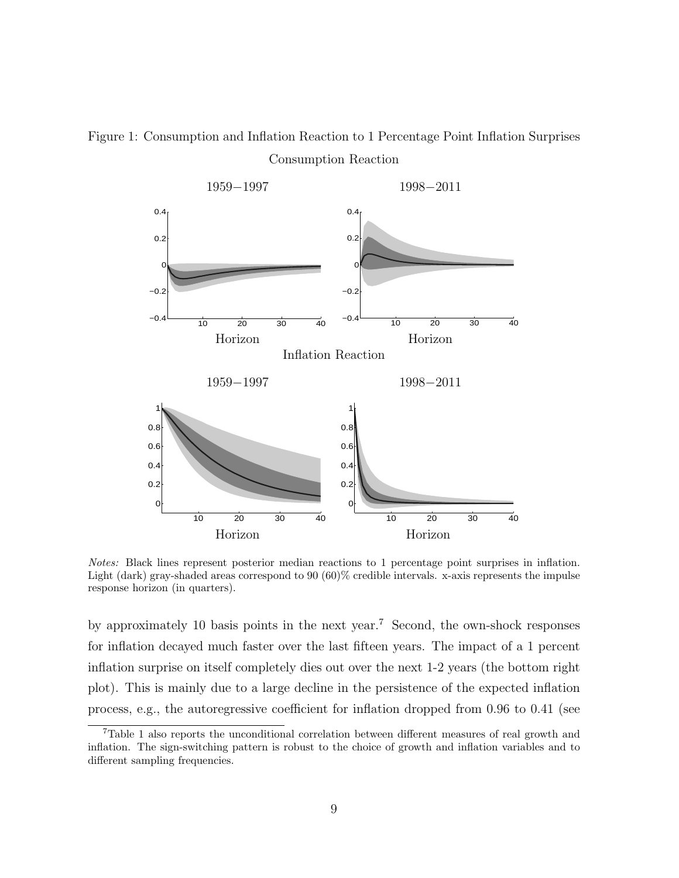Figure 1: Consumption and Inflation Reaction to 1 Percentage Point Inflation Surprises

*Notes:* Black lines represent posterior median reactions to 1 percentage point surprises in inflation. Light (dark) gray-shaded areas correspond to 90 (60)% credible intervals. x-axis represents the impulse response horizon (in quarters).

by approximately 10 basis points in the next year.[7] Second, the own-shock responses for inflation decayed much faster over the last fifteen years. The impact of a 1 percent inflation surprise on itself completely dies out over the next 1-2 years (the bottom right plot). This is mainly due to a large decline in the persistence of the expected inflation process, e.g., the autoregressive coefficient for inflation dropped from 0.96 to 0.41 (see

[7] Table 1 also reports the unconditional correlation between different measures of real growth and inflation. The sign-switching pattern is robust to the choice of growth and inflation variables and to different sampling frequencies.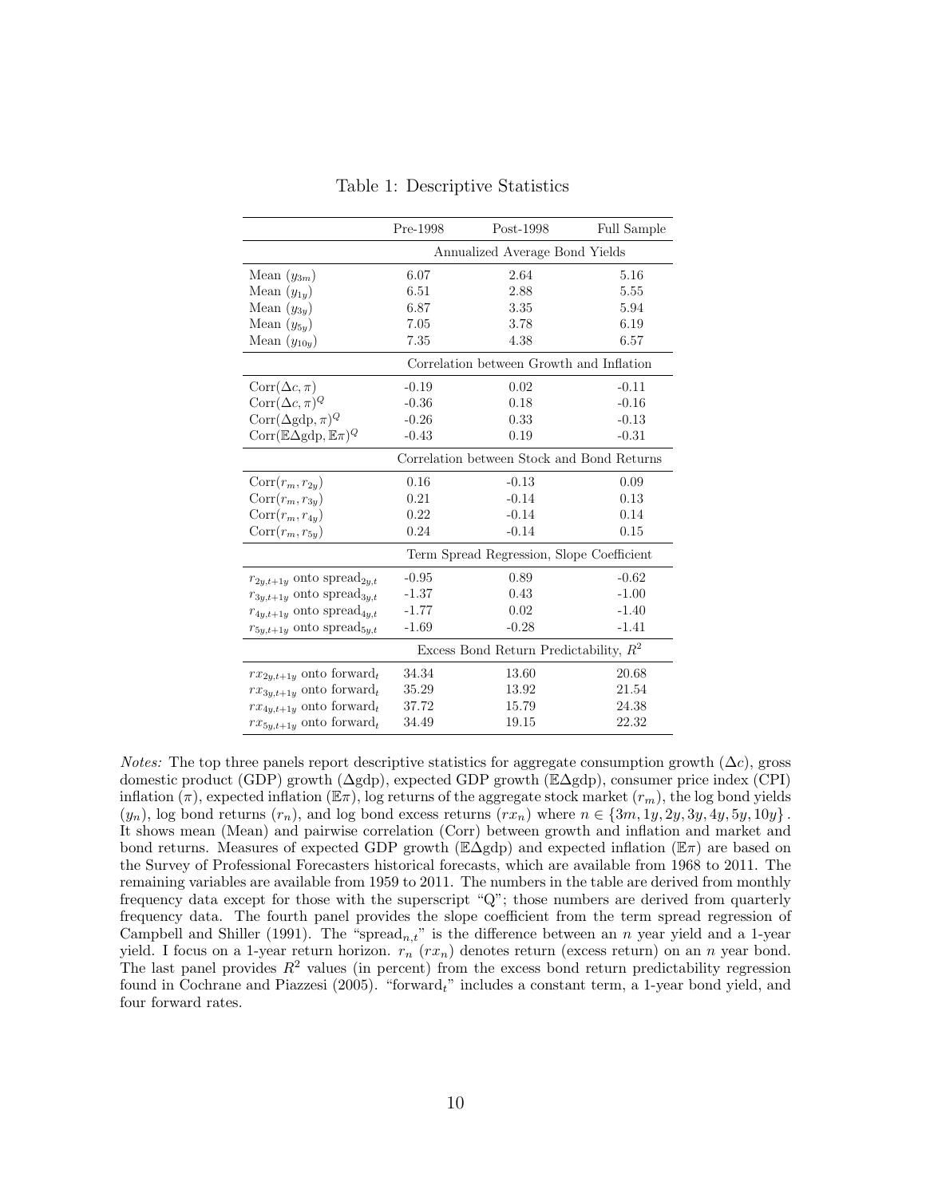Table 1: Descriptive Statistics

| | Pre-1998 | Post-1998 | Full Sample |
|---|---|---|---|
| | Annualized Average Bond Yields | | |
| Mean ($y_{3m}$) | 6.07 | 2.64 | 5.16 |
| Mean ($y_{1y}$) | 6.51 | 2.88 | 5.55 |
| Mean ($y_{3y}$) | 6.87 | 3.35 | 5.94 |
| Mean ($y_{5y}$) | 7.05 | 3.78 | 6.19 |
| Mean ($y_{10y}$) | 7.35 | 4.38 | 6.57 |
| | Correlation between Growth and Inflation | | |
| $\text{Corr}(\Delta c, \pi)$ | -0.19 | 0.02 | -0.11 |
| $\text{Corr}(\Delta c, \pi)^Q$ | -0.36 | 0.18 | -0.16 |
| $\text{Corr}(\Delta \text{gdp}, \pi)^Q$ | -0.26 | 0.33 | -0.13 |
| $\text{Corr}(\mathbb{E}\Delta \text{gdp}, \mathbb{E}\pi)^Q$ | -0.43 | 0.19 | -0.31 |
| | Correlation between Stock and Bond Returns | | |
| $\text{Corr}(r_m, r_{2y})$ | 0.16 | -0.13 | 0.09 |
| $\text{Corr}(r_m, r_{3y})$ | 0.21 | -0.14 | 0.13 |
| $\text{Corr}(r_m, r_{4y})$ | 0.22 | -0.14 | 0.14 |
| $\text{Corr}(r_m, r_{5y})$ | 0.24 | -0.14 | 0.15 |
| | Term Spread Regression, Slope Coefficient | | |
| $r_{2y,t+1y}$ onto $\text{spread}_{2y,t}$ | -0.95 | 0.89 | -0.62 |
| $r_{3y,t+1y}$ onto $\text{spread}_{3y,t}$ | -1.37 | 0.43 | -1.00 |
| $r_{4y,t+1y}$ onto $\text{spread}_{4y,t}$ | -1.77 | 0.02 | -1.40 |
| $r_{5y,t+1y}$ onto $\text{spread}_{5y,t}$ | -1.69 | -0.28 | -1.41 |
| | Excess Bond Return Predictability, $R^2$ | | |
| $rx_{2y,t+1y}$ onto $\text{forward}_t$ | 34.34 | 13.60 | 20.68 |
| $rx_{3y,t+1y}$ onto $\text{forward}_t$ | 35.29 | 13.92 | 21.54 |
| $rx_{4y,t+1y}$ onto $\text{forward}_t$ | 37.72 | 15.79 | 24.38 |
| $rx_{5y,t+1y}$ onto $\text{forward}_t$ | 34.49 | 19.15 | 22.32 |

*Notes:* The top three panels report descriptive statistics for aggregate consumption growth ($\Delta c$), gross domestic product (GDP) growth ($\Delta$gdp), expected GDP growth ($\mathbb{E}\Delta$gdp), consumer price index (CPI) inflation ($\pi$), expected inflation ($\mathbb{E}\pi$), log returns of the aggregate stock market ($r_m$), the log bond yields ($y_n$), log bond returns ($r_n$), and log bond excess returns ($rx_n$) where $n \in \{3m, 1y, 2y, 3y, 4y, 5y, 10y\}$. It shows mean (Mean) and pairwise correlation (Corr) between growth and inflation and market and bond returns. Measures of expected GDP growth ($\mathbb{E}\Delta$gdp) and expected inflation ($\mathbb{E}\pi$) are based on the Survey of Professional Forecasters historical forecasts, which are available from 1968 to 2011. The remaining variables are available from 1959 to 2011. The numbers in the table are derived from monthly frequency data except for those with the superscript "Q"; those numbers are derived from quarterly frequency data. The fourth panel provides the slope coefficient from the term spread regression of Campbell and Shiller (1991). The "$\text{spread}_{n,t}$" is the difference between an $n$ year yield and a 1-year yield. I focus on a 1-year return horizon. $r_n$ ($rx_n$) denotes return (excess return) on an $n$ year bond. The last panel provides $R^2$ values (in percent) from the excess bond return predictability regression found in Cochrane and Piazzesi (2005). "$\text{forward}_t$" includes a constant term, a 1-year bond yield, and four forward rates.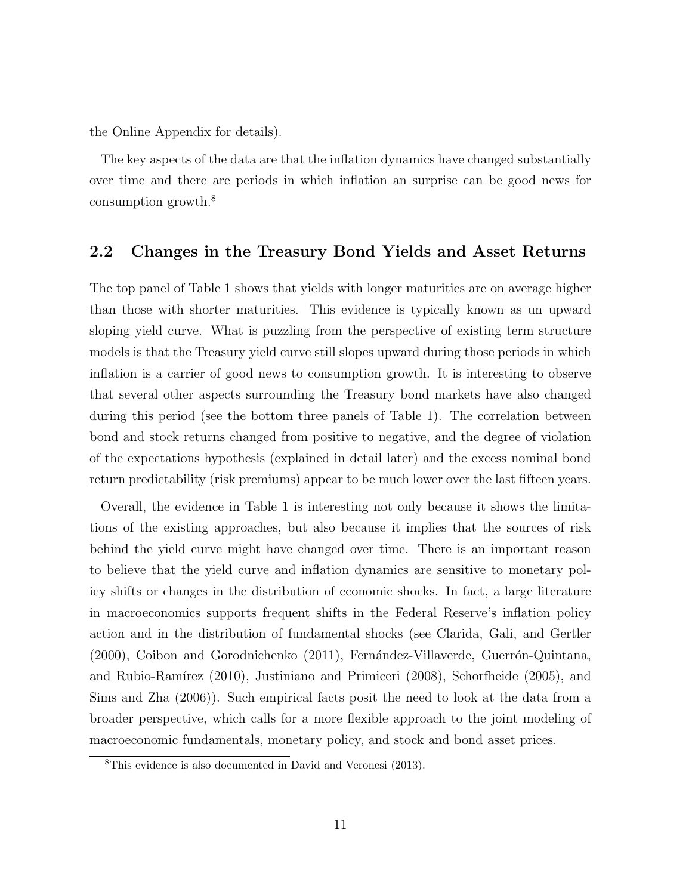the Online Appendix for details).

The key aspects of the data are that the inflation dynamics have changed substantially over time and there are periods in which inflation an surprise can be good news for consumption growth.[8]

## 2.2 Changes in the Treasury Bond Yields and Asset Returns

The top panel of Table 1 shows that yields with longer maturities are on average higher than those with shorter maturities. This evidence is typically known as un upward sloping yield curve. What is puzzling from the perspective of existing term structure models is that the Treasury yield curve still slopes upward during those periods in which inflation is a carrier of good news to consumption growth. It is interesting to observe that several other aspects surrounding the Treasury bond markets have also changed during this period (see the bottom three panels of Table 1). The correlation between bond and stock returns changed from positive to negative, and the degree of violation of the expectations hypothesis (explained in detail later) and the excess nominal bond return predictability (risk premiums) appear to be much lower over the last fifteen years.

Overall, the evidence in Table 1 is interesting not only because it shows the limitations of the existing approaches, but also because it implies that the sources of risk behind the yield curve might have changed over time. There is an important reason to believe that the yield curve and inflation dynamics are sensitive to monetary policy shifts or changes in the distribution of economic shocks. In fact, a large literature in macroeconomics supports frequent shifts in the Federal Reserve's inflation policy action and in the distribution of fundamental shocks (see Clarida, Gali, and Gertler (2000), Coibon and Gorodnichenko (2011), Fernández-Villaverde, Guerrón-Quintana, and Rubio-Ramírez (2010), Justiniano and Primiceri (2008), Schorfheide (2005), and Sims and Zha (2006)). Such empirical facts posit the need to look at the data from a broader perspective, which calls for a more flexible approach to the joint modeling of macroeconomic fundamentals, monetary policy, and stock and bond asset prices.

[8] This evidence is also documented in David and Veronesi (2013).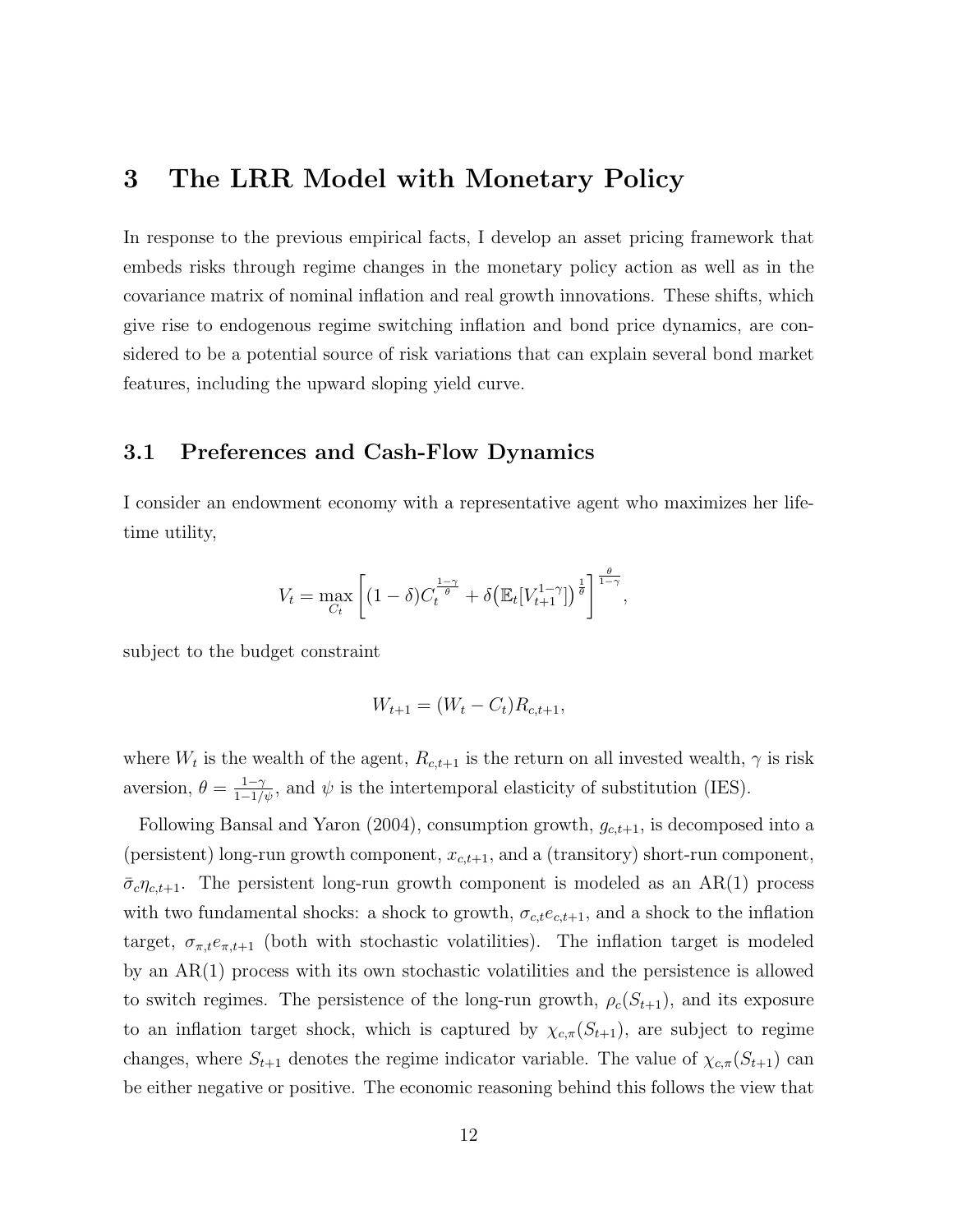# 3 The LRR Model with Monetary Policy

In response to the previous empirical facts, I develop an asset pricing framework that embeds risks through regime changes in the monetary policy action as well as in the covariance matrix of nominal inflation and real growth innovations. These shifts, which give rise to endogenous regime switching inflation and bond price dynamics, are considered to be a potential source of risk variations that can explain several bond market features, including the upward sloping yield curve.

## 3.1 Preferences and Cash-Flow Dynamics

I consider an endowment economy with a representative agent who maximizes her lifetime utility,

$$V_t = \max_{C_t} \left[ (1-\delta) C_t^{\frac{1-\gamma}{\theta}} + \delta \big( \mathbb{E}_t [V_{t+1}^{1-\gamma}] \big)^{\frac{1}{\theta}} \right]^{\frac{\theta}{1-\gamma}},$$

subject to the budget constraint

$$W_{t+1} = (W_t - C_t) R_{c,t+1},$$

where $W_t$ is the wealth of the agent, $R_{c,t+1}$ is the return on all invested wealth, $\gamma$ is risk aversion, $\theta = \frac{1-\gamma}{1-1/\psi}$, and $\psi$ is the intertemporal elasticity of substitution (IES).

Following Bansal and Yaron (2004), consumption growth, $g_{c,t+1}$, is decomposed into a (persistent) long-run growth component, $x_{c,t+1}$, and a (transitory) short-run component, $\bar{\sigma}_c \eta_{c,t+1}$. The persistent long-run growth component is modeled as an AR(1) process with two fundamental shocks: a shock to growth, $\sigma_{c,t} e_{c,t+1}$, and a shock to the inflation target, $\sigma_{\pi,t} e_{\pi,t+1}$ (both with stochastic volatilities). The inflation target is modeled by an AR(1) process with its own stochastic volatilities and the persistence is allowed to switch regimes. The persistence of the long-run growth, $\rho_c(S_{t+1})$, and its exposure to an inflation target shock, which is captured by $\chi_{c,\pi}(S_{t+1})$, are subject to regime changes, where $S_{t+1}$ denotes the regime indicator variable. The value of $\chi_{c,\pi}(S_{t+1})$ can be either negative or positive. The economic reasoning behind this follows the view that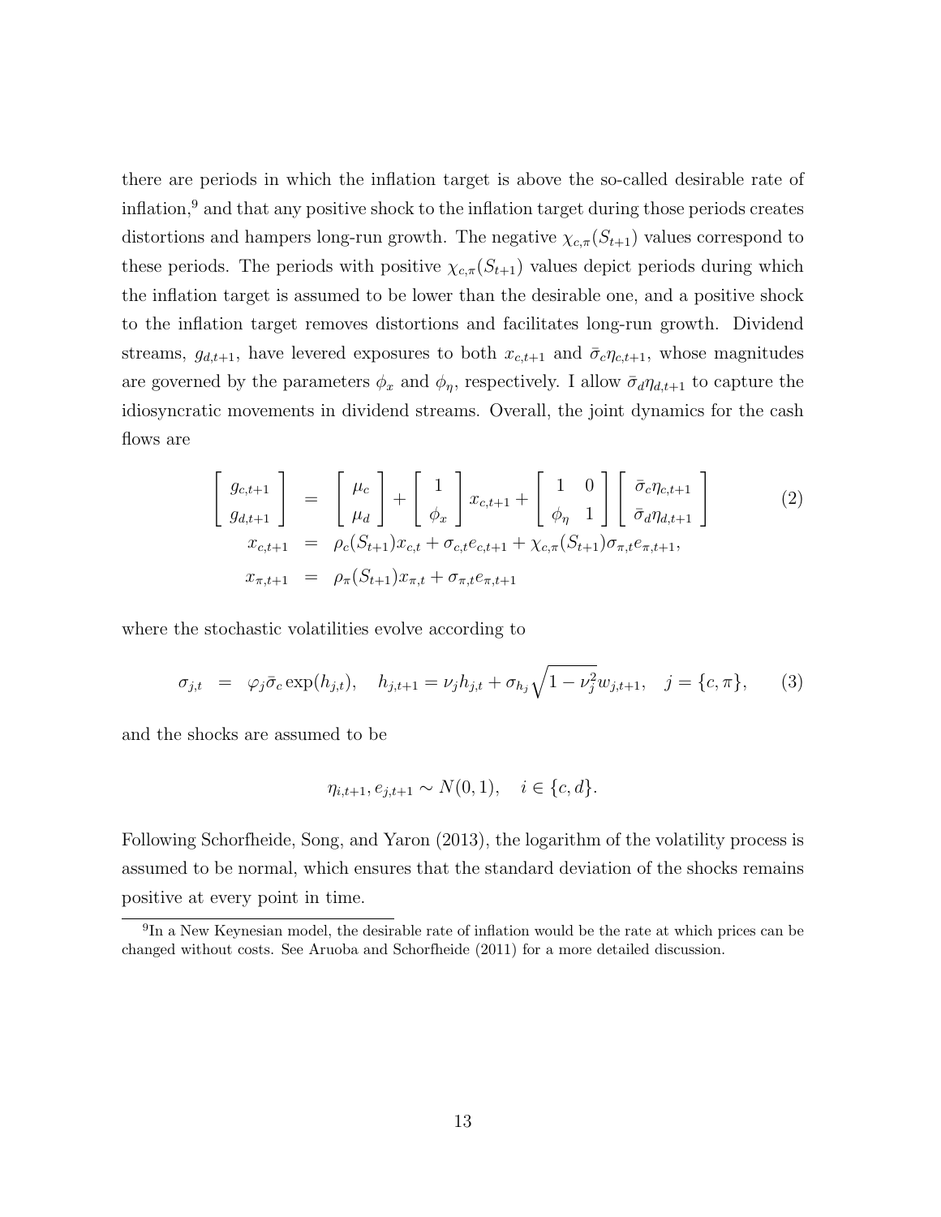there are periods in which the inflation target is above the so-called desirable rate of inflation,[9] and that any positive shock to the inflation target during those periods creates distortions and hampers long-run growth. The negative $\chi_{c,\pi}(S_{t+1})$ values correspond to these periods. The periods with positive $\chi_{c,\pi}(S_{t+1})$ values depict periods during which the inflation target is assumed to be lower than the desirable one, and a positive shock to the inflation target removes distortions and facilitates long-run growth. Dividend streams, $g_{d,t+1}$, have levered exposures to both $x_{c,t+1}$ and $\bar{\sigma}_c \eta_{c,t+1}$, whose magnitudes are governed by the parameters $\phi_x$ and $\phi_\eta$, respectively. I allow $\bar{\sigma}_d \eta_{d,t+1}$ to capture the idiosyncratic movements in dividend streams. Overall, the joint dynamics for the cash flows are

$$
\begin{aligned}
\begin{bmatrix} g_{c,t+1} \\ g_{d,t+1} \end{bmatrix} &= \begin{bmatrix} \mu_c \\ \mu_d \end{bmatrix} + \begin{bmatrix} 1 \\ \phi_x \end{bmatrix} x_{c,t+1} + \begin{bmatrix} 1 & 0 \\ \phi_\eta & 1 \end{bmatrix} \begin{bmatrix} \bar{\sigma}_c \eta_{c,t+1} \\ \bar{\sigma}_d \eta_{d,t+1} \end{bmatrix} \\
x_{c,t+1} &= \rho_c(S_{t+1}) x_{c,t} + \sigma_{c,t} e_{c,t+1} + \chi_{c,\pi}(S_{t+1}) \sigma_{\pi,t} e_{\pi,t+1}, \\
x_{\pi,t+1} &= \rho_\pi(S_{t+1}) x_{\pi,t} + \sigma_{\pi,t} e_{\pi,t+1}
\end{aligned} \tag{2}
$$

where the stochastic volatilities evolve according to

$$
\sigma_{j,t} = \varphi_j \bar{\sigma}_c \exp(h_{j,t}), \quad h_{j,t+1} = \nu_j h_{j,t} + \sigma_{h_j} \sqrt{1 - \nu_j^2}\, w_{j,t+1}, \quad j = \{c, \pi\}, \tag{3}
$$

and the shocks are assumed to be

$$
\eta_{i,t+1}, e_{j,t+1} \sim N(0,1), \quad i \in \{c, d\}.
$$

Following Schorfheide, Song, and Yaron (2013), the logarithm of the volatility process is assumed to be normal, which ensures that the standard deviation of the shocks remains positive at every point in time.

[9] In a New Keynesian model, the desirable rate of inflation would be the rate at which prices can be changed without costs. See Aruoba and Schorfheide (2011) for a more detailed discussion.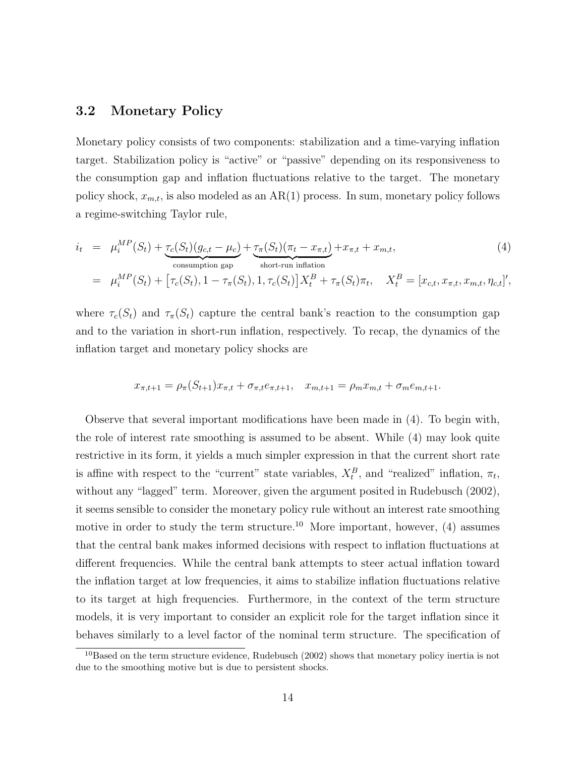## 3.2 Monetary Policy

Monetary policy consists of two components: stabilization and a time-varying inflation target. Stabilization policy is "active" or "passive" depending on its responsiveness to the consumption gap and inflation fluctuations relative to the target. The monetary policy shock, $x_{m,t}$, is also modeled as an AR(1) process. In sum, monetary policy follows a regime-switching Taylor rule,

$$
\begin{aligned}
i_t &= \mu_i^{MP}(S_t) + \underbrace{\tau_c(S_t)(g_{c,t} - \mu_c)}_{\text{consumption gap}} + \underbrace{\tau_\pi(S_t)(\pi_t - x_{\pi,t})}_{\text{short-run inflation}} + x_{\pi,t} + x_{m,t}, \qquad (4) \\
&= \mu_i^{MP}(S_t) + \left[\tau_c(S_t), 1 - \tau_\pi(S_t), 1, \tau_c(S_t)\right] X_t^B + \tau_\pi(S_t)\pi_t, \quad X_t^B = [x_{c,t}, x_{\pi,t}, x_{m,t}, \eta_{c,t}]',
\end{aligned}
$$

where $\tau_c(S_t)$ and $\tau_\pi(S_t)$ capture the central bank's reaction to the consumption gap and to the variation in short-run inflation, respectively. To recap, the dynamics of the inflation target and monetary policy shocks are

$$
x_{\pi,t+1} = \rho_\pi(S_{t+1})x_{\pi,t} + \sigma_{\pi,t}e_{\pi,t+1}, \quad x_{m,t+1} = \rho_m x_{m,t} + \sigma_m e_{m,t+1}.
$$

Observe that several important modifications have been made in (4). To begin with, the role of interest rate smoothing is assumed to be absent. While (4) may look quite restrictive in its form, it yields a much simpler expression in that the current short rate is affine with respect to the "current" state variables, $X_t^B$, and "realized" inflation, $\pi_t$, without any "lagged" term. Moreover, given the argument posited in Rudebusch (2002), it seems sensible to consider the monetary policy rule without an interest rate smoothing motive in order to study the term structure.[10] More important, however, (4) assumes that the central bank makes informed decisions with respect to inflation fluctuations at different frequencies. While the central bank attempts to steer actual inflation toward the inflation target at low frequencies, it aims to stabilize inflation fluctuations relative to its target at high frequencies. Furthermore, in the context of the term structure models, it is very important to consider an explicit role for the target inflation since it behaves similarly to a level factor of the nominal term structure. The specification of

[10] Based on the term structure evidence, Rudebusch (2002) shows that monetary policy inertia is not due to the smoothing motive but is due to persistent shocks.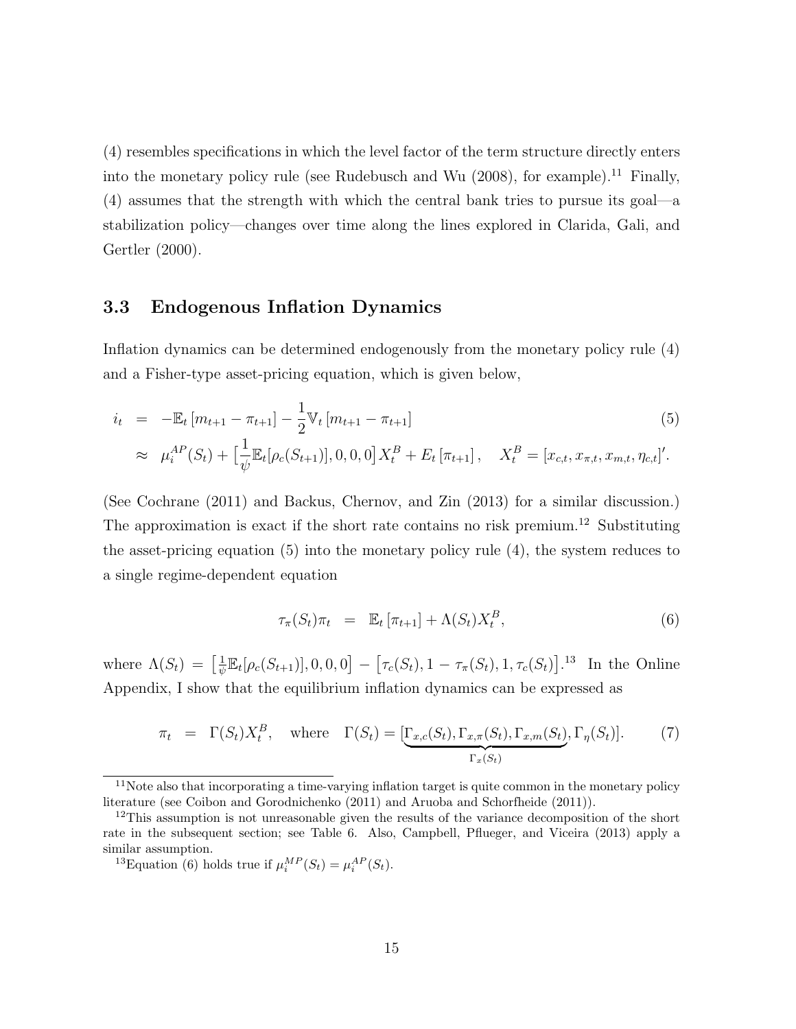(4) resembles specifications in which the level factor of the term structure directly enters into the monetary policy rule (see Rudebusch and Wu (2008), for example).[11] Finally, (4) assumes that the strength with which the central bank tries to pursue its goal—a stabilization policy—changes over time along the lines explored in Clarida, Gali, and Gertler (2000).

### 3.3 Endogenous Inflation Dynamics

Inflation dynamics can be determined endogenously from the monetary policy rule (4) and a Fisher-type asset-pricing equation, which is given below,

$$
\begin{aligned}
i_t &= -\mathbb{E}_t\left[m_{t+1} - \pi_{t+1}\right] - \frac{1}{2}\mathbb{V}_t\left[m_{t+1} - \pi_{t+1}\right] \qquad (5) \\
&\approx \mu_i^{AP}(S_t) + \left[\frac{1}{\psi}\mathbb{E}_t[\rho_c(S_{t+1})], 0, 0, 0\right] X_t^B + E_t\left[\pi_{t+1}\right], \quad X_t^B = [x_{c,t}, x_{\pi,t}, x_{m,t}, \eta_{c,t}]'.
\end{aligned}
$$

(See Cochrane (2011) and Backus, Chernov, and Zin (2013) for a similar discussion.) The approximation is exact if the short rate contains no risk premium.[12] Substituting the asset-pricing equation (5) into the monetary policy rule (4), the system reduces to a single regime-dependent equation

$$
\tau_\pi(S_t)\pi_t = \mathbb{E}_t\left[\pi_{t+1}\right] + \Lambda(S_t)X_t^B, \qquad (6)
$$

where $\Lambda(S_t) = \left[\frac{1}{\psi}\mathbb{E}_t[\rho_c(S_{t+1})], 0, 0, 0\right] - \left[\tau_c(S_t), 1 - \tau_\pi(S_t), 1, \tau_c(S_t)\right]$.[13] In the Online Appendix, I show that the equilibrium inflation dynamics can be expressed as

$$
\pi_t = \Gamma(S_t)X_t^B, \quad \text{where} \quad \Gamma(S_t) = [\underbrace{\Gamma_{x,c}(S_t), \Gamma_{x,\pi}(S_t), \Gamma_{x,m}(S_t)}_{\Gamma_x(S_t)}, \Gamma_\eta(S_t)]. \qquad (7)
$$

---

[11] Note also that incorporating a time-varying inflation target is quite common in the monetary policy literature (see Coibon and Gorodnichenko (2011) and Aruoba and Schorfheide (2011)).

[12] This assumption is not unreasonable given the results of the variance decomposition of the short rate in the subsequent section; see Table 6. Also, Campbell, Pflueger, and Viceira (2013) apply a similar assumption.

[13] Equation (6) holds true if $\mu_i^{MP}(S_t) = \mu_i^{AP}(S_t)$.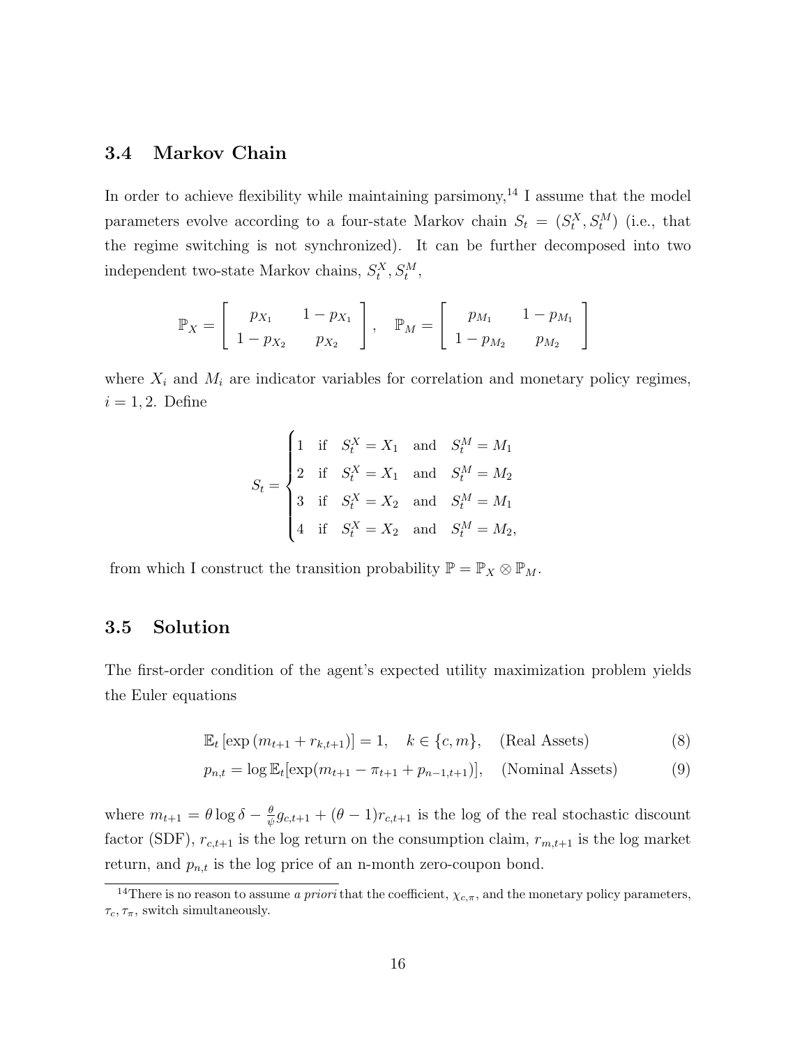### 3.4 Markov Chain

In order to achieve flexibility while maintaining parsimony,[14] I assume that the model parameters evolve according to a four-state Markov chain $S_t = (S_t^X, S_t^M)$ (i.e., that the regime switching is not synchronized). It can be further decomposed into two independent two-state Markov chains, $S_t^X, S_t^M$,

$$\mathbb{P}_X = \begin{bmatrix} p_{X_1} & 1 - p_{X_1} \\ 1 - p_{X_2} & p_{X_2} \end{bmatrix}, \quad \mathbb{P}_M = \begin{bmatrix} p_{M_1} & 1 - p_{M_1} \\ 1 - p_{M_2} & p_{M_2} \end{bmatrix}$$

where $X_i$ and $M_i$ are indicator variables for correlation and monetary policy regimes, $i = 1, 2$. Define

$$S_t = \begin{cases} 1 & \text{if} \quad S_t^X = X_1 \quad \text{and} \quad S_t^M = M_1 \\ 2 & \text{if} \quad S_t^X = X_1 \quad \text{and} \quad S_t^M = M_2 \\ 3 & \text{if} \quad S_t^X = X_2 \quad \text{and} \quad S_t^M = M_1 \\ 4 & \text{if} \quad S_t^X = X_2 \quad \text{and} \quad S_t^M = M_2, \end{cases}$$

from which I construct the transition probability $\mathbb{P} = \mathbb{P}_X \otimes \mathbb{P}_M$.

### 3.5 Solution

The first-order condition of the agent's expected utility maximization problem yields the Euler equations

$$\mathbb{E}_t \left[\exp\left(m_{t+1} + r_{k,t+1}\right)\right] = 1, \quad k \in \{c, m\}, \quad \text{(Real Assets)} \tag{8}$$

$$p_{n,t} = \log \mathbb{E}_t[\exp(m_{t+1} - \pi_{t+1} + p_{n-1,t+1})], \quad \text{(Nominal Assets)} \tag{9}$$

where $m_{t+1} = \theta \log \delta - \frac{\theta}{\psi} g_{c,t+1} + (\theta - 1) r_{c,t+1}$ is the log of the real stochastic discount factor (SDF), $r_{c,t+1}$ is the log return on the consumption claim, $r_{m,t+1}$ is the log market return, and $p_{n,t}$ is the log price of an n-month zero-coupon bond.

[14] There is no reason to assume *a priori* that the coefficient, $\chi_{c,\pi}$, and the monetary policy parameters, $\tau_c, \tau_\pi$, switch simultaneously.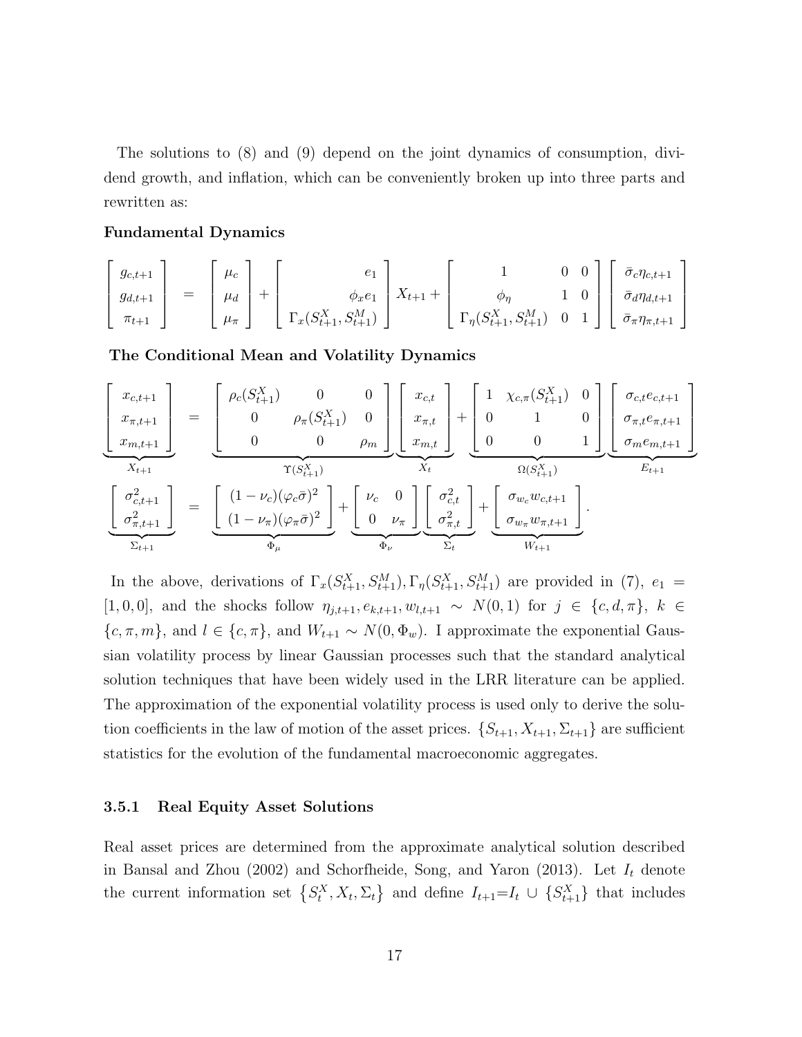The solutions to (8) and (9) depend on the joint dynamics of consumption, dividend growth, and inflation, which can be conveniently broken up into three parts and rewritten as:

**Fundamental Dynamics**

$$
\begin{bmatrix} g_{c,t+1} \\ g_{d,t+1} \\ \pi_{t+1} \end{bmatrix} = \begin{bmatrix} \mu_c \\ \mu_d \\ \mu_\pi \end{bmatrix} + \begin{bmatrix} e_1 \\ \phi_x e_1 \\ \Gamma_x(S_{t+1}^X, S_{t+1}^M) \end{bmatrix} X_{t+1} + \begin{bmatrix} 1 & 0 & 0 \\ \phi_\eta & 1 & 0 \\ \Gamma_\eta(S_{t+1}^X, S_{t+1}^M) & 0 & 1 \end{bmatrix} \begin{bmatrix} \bar{\sigma}_c \eta_{c,t+1} \\ \bar{\sigma}_d \eta_{d,t+1} \\ \bar{\sigma}_\pi \eta_{\pi,t+1} \end{bmatrix}
$$

**The Conditional Mean and Volatility Dynamics**

$$
\underbrace{\begin{bmatrix} x_{c,t+1} \\ x_{\pi,t+1} \\ x_{m,t+1} \end{bmatrix}}_{X_{t+1}} = \underbrace{\begin{bmatrix} \rho_c(S_{t+1}^X) & 0 & 0 \\ 0 & \rho_\pi(S_{t+1}^X) & 0 \\ 0 & 0 & \rho_m \end{bmatrix}}_{\Upsilon(S_{t+1}^X)} \underbrace{\begin{bmatrix} x_{c,t} \\ x_{\pi,t} \\ x_{m,t} \end{bmatrix}}_{X_t} + \underbrace{\begin{bmatrix} 1 & \chi_{c,\pi}(S_{t+1}^X) & 0 \\ 0 & 1 & 0 \\ 0 & 0 & 1 \end{bmatrix}}_{\Omega(S_{t+1}^X)} \underbrace{\begin{bmatrix} \sigma_{c,t} e_{c,t+1} \\ \sigma_{\pi,t} e_{\pi,t+1} \\ \sigma_m e_{m,t+1} \end{bmatrix}}_{E_{t+1}}
$$

$$
\underbrace{\begin{bmatrix} \sigma_{c,t+1}^2 \\ \sigma_{\pi,t+1}^2 \end{bmatrix}}_{\Sigma_{t+1}} = \underbrace{\begin{bmatrix} (1-\nu_c)(\varphi_c \bar{\sigma})^2 \\ (1-\nu_\pi)(\varphi_\pi \bar{\sigma})^2 \end{bmatrix}}_{\Phi_\mu} + \underbrace{\begin{bmatrix} \nu_c & 0 \\ 0 & \nu_\pi \end{bmatrix}}_{\Phi_\nu} \underbrace{\begin{bmatrix} \sigma_{c,t}^2 \\ \sigma_{\pi,t}^2 \end{bmatrix}}_{\Sigma_t} + \underbrace{\begin{bmatrix} \sigma_{w_c} w_{c,t+1} \\ \sigma_{w_\pi} w_{\pi,t+1} \end{bmatrix}}_{W_{t+1}}.
$$

In the above, derivations of $\Gamma_x(S_{t+1}^X, S_{t+1}^M), \Gamma_\eta(S_{t+1}^X, S_{t+1}^M)$ are provided in (7), $e_1 = [1, 0, 0]$, and the shocks follow $\eta_{j,t+1}, e_{k,t+1}, w_{l,t+1} \sim N(0, 1)$ for $j \in \{c, d, \pi\}$, $k \in \{c, \pi, m\}$, and $l \in \{c, \pi\}$, and $W_{t+1} \sim N(0, \Phi_w)$. I approximate the exponential Gaussian volatility process by linear Gaussian processes such that the standard analytical solution techniques that have been widely used in the LRR literature can be applied. The approximation of the exponential volatility process is used only to derive the solution coefficients in the law of motion of the asset prices. $\{S_{t+1}, X_{t+1}, \Sigma_{t+1}\}$ are sufficient statistics for the evolution of the fundamental macroeconomic aggregates.

### 3.5.1 Real Equity Asset Solutions

Real asset prices are determined from the approximate analytical solution described in Bansal and Zhou (2002) and Schorfheide, Song, and Yaron (2013). Let $I_t$ denote the current information set $\{S_t^X, X_t, \Sigma_t\}$ and define $I_{t+1}$=$I_t \cup \{S_{t+1}^X\}$ that includes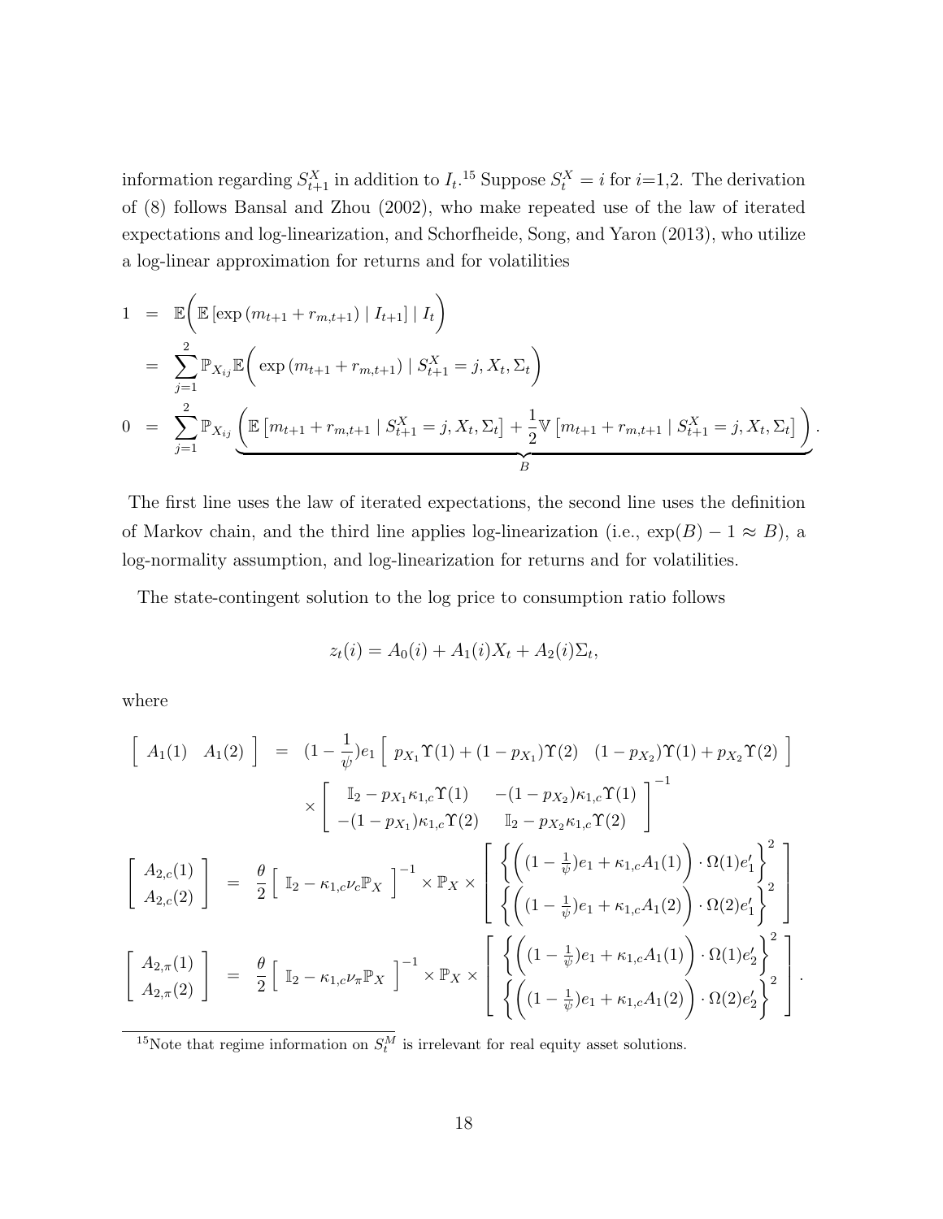information regarding $S_{t+1}^X$ in addition to $I_t$.[15] Suppose $S_t^X = i$ for $i$=1,2. The derivation of (8) follows Bansal and Zhou (2002), who make repeated use of the law of iterated expectations and log-linearization, and Schorfheide, Song, and Yaron (2013), who utilize a log-linear approximation for returns and for volatilities

$$
\begin{aligned}
1 &= \mathbb{E}\Big( \mathbb{E}\left[\exp\left(m_{t+1} + r_{m,t+1}\right) \mid I_{t+1}\right] \mid I_t \Big) \\
&= \sum_{j=1}^{2} \mathbb{P}_{X_{ij}} \mathbb{E}\Big( \exp\left(m_{t+1} + r_{m,t+1}\right) \mid S_{t+1}^X = j, X_t, \Sigma_t \Big) \\
0 &= \sum_{j=1}^{2} \mathbb{P}_{X_{ij}} \underbrace{\Big( \mathbb{E}\left[m_{t+1} + r_{m,t+1} \mid S_{t+1}^X = j, X_t, \Sigma_t\right] + \frac{1}{2}\mathbb{V}\left[m_{t+1} + r_{m,t+1} \mid S_{t+1}^X = j, X_t, \Sigma_t\right] \Big)}_{B}.
\end{aligned}
$$

The first line uses the law of iterated expectations, the second line uses the definition of Markov chain, and the third line applies log-linearization (i.e., $\exp(B) - 1 \approx B$), a log-normality assumption, and log-linearization for returns and for volatilities.

The state-contingent solution to the log price to consumption ratio follows

$$
z_t(i) = A_0(i) + A_1(i)X_t + A_2(i)\Sigma_t,
$$

where

$$
\begin{aligned}
\left[\begin{array}{cc} A_1(1) & A_1(2) \end{array}\right] &= (1 - \frac{1}{\psi})e_1 \left[\begin{array}{cc} p_{X_1}\Upsilon(1) + (1-p_{X_1})\Upsilon(2) & (1-p_{X_2})\Upsilon(1) + p_{X_2}\Upsilon(2) \end{array}\right] \\
&\quad \times \left[\begin{array}{cc} \mathbb{I}_2 - p_{X_1}\kappa_{1,c}\Upsilon(1) & -(1-p_{X_2})\kappa_{1,c}\Upsilon(1) \\ -(1-p_{X_1})\kappa_{1,c}\Upsilon(2) & \mathbb{I}_2 - p_{X_2}\kappa_{1,c}\Upsilon(2) \end{array}\right]^{-1} \\
\left[\begin{array}{c} A_{2,c}(1) \\ A_{2,c}(2) \end{array}\right] &= \frac{\theta}{2}\left[\begin{array}{c} \mathbb{I}_2 - \kappa_{1,c}\nu_c\mathbb{P}_X \end{array}\right]^{-1} \times \mathbb{P}_X \times \left[\begin{array}{c} \left\{\Big((1-\frac{1}{\psi})e_1 + \kappa_{1,c}A_1(1)\Big)\cdot\Omega(1)e_1'\right\}^2 \\ \left\{\Big((1-\frac{1}{\psi})e_1 + \kappa_{1,c}A_1(2)\Big)\cdot\Omega(2)e_1'\right\}^2 \end{array}\right] \\
\left[\begin{array}{c} A_{2,\pi}(1) \\ A_{2,\pi}(2) \end{array}\right] &= \frac{\theta}{2}\left[\begin{array}{c} \mathbb{I}_2 - \kappa_{1,c}\nu_\pi\mathbb{P}_X \end{array}\right]^{-1} \times \mathbb{P}_X \times \left[\begin{array}{c} \left\{\Big((1-\frac{1}{\psi})e_1 + \kappa_{1,c}A_1(1)\Big)\cdot\Omega(1)e_2'\right\}^2 \\ \left\{\Big((1-\frac{1}{\psi})e_1 + \kappa_{1,c}A_1(2)\Big)\cdot\Omega(2)e_2'\right\}^2 \end{array}\right].
\end{aligned}
$$

[15] Note that regime information on $S_t^M$ is irrelevant for real equity asset solutions.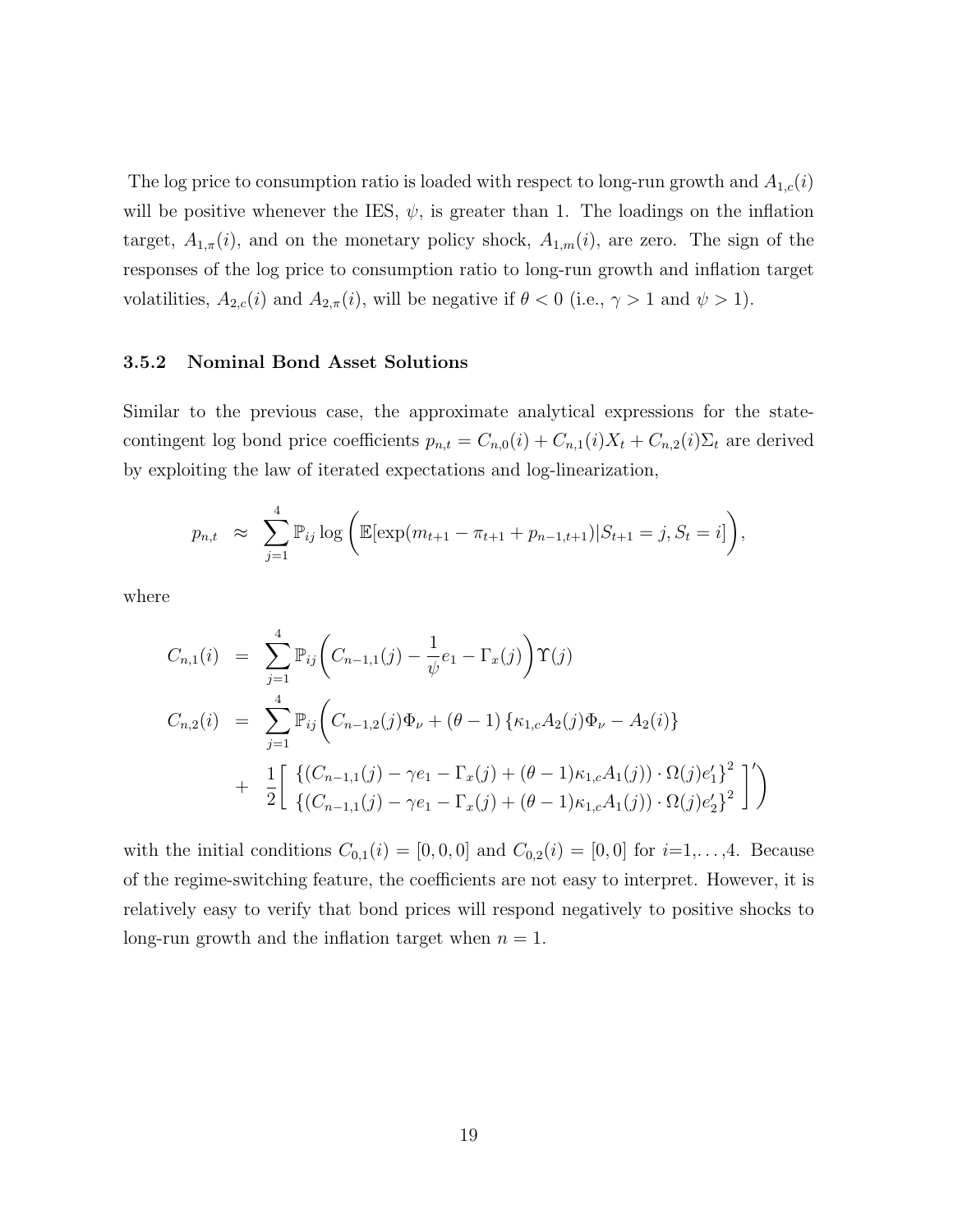The log price to consumption ratio is loaded with respect to long-run growth and $A_{1,c}(i)$ will be positive whenever the IES, $\psi$, is greater than 1. The loadings on the inflation target, $A_{1,\pi}(i)$, and on the monetary policy shock, $A_{1,m}(i)$, are zero. The sign of the responses of the log price to consumption ratio to long-run growth and inflation target volatilities, $A_{2,c}(i)$ and $A_{2,\pi}(i)$, will be negative if $\theta < 0$ (i.e., $\gamma > 1$ and $\psi > 1$).

### 3.5.2 Nominal Bond Asset Solutions

Similar to the previous case, the approximate analytical expressions for the state-contingent log bond price coefficients $p_{n,t} = C_{n,0}(i) + C_{n,1}(i)X_t + C_{n,2}(i)\Sigma_t$ are derived by exploiting the law of iterated expectations and log-linearization,

$$p_{n,t} \approx \sum_{j=1}^{4} \mathbb{P}_{ij} \log\bigg(\mathbb{E}[\exp(m_{t+1} - \pi_{t+1} + p_{n-1,t+1}) | S_{t+1} = j, S_t = i]\bigg),$$

where

$$\begin{aligned}
C_{n,1}(i) &= \sum_{j=1}^{4} \mathbb{P}_{ij}\bigg(C_{n-1,1}(j) - \frac{1}{\psi}e_1 - \Gamma_x(j)\bigg)\Upsilon(j) \\
C_{n,2}(i) &= \sum_{j=1}^{4} \mathbb{P}_{ij}\bigg(C_{n-1,2}(j)\Phi_\nu + (\theta - 1)\left\{\kappa_{1,c}A_2(j)\Phi_\nu - A_2(i)\right\} \\
&+ \frac{1}{2}\left[\begin{array}{c} \{(C_{n-1,1}(j) - \gamma e_1 - \Gamma_x(j) + (\theta-1)\kappa_{1,c}A_1(j)) \cdot \Omega(j)e_1'\}^2 \\ \{(C_{n-1,1}(j) - \gamma e_1 - \Gamma_x(j) + (\theta-1)\kappa_{1,c}A_1(j)) \cdot \Omega(j)e_2'\}^2 \end{array}\right]'\bigg)
\end{aligned}$$

with the initial conditions $C_{0,1}(i) = [0, 0, 0]$ and $C_{0,2}(i) = [0, 0]$ for $i$=1,...,4. Because of the regime-switching feature, the coefficients are not easy to interpret. However, it is relatively easy to verify that bond prices will respond negatively to positive shocks to long-run growth and the inflation target when $n = 1$.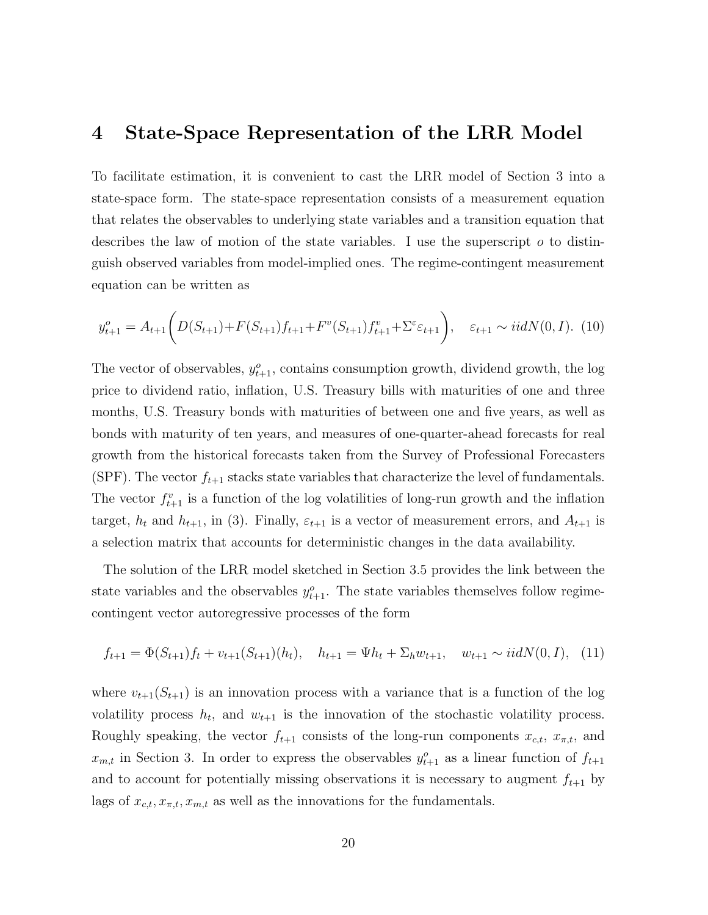# 4 State-Space Representation of the LRR Model

To facilitate estimation, it is convenient to cast the LRR model of Section 3 into a state-space form. The state-space representation consists of a measurement equation that relates the observables to underlying state variables and a transition equation that describes the law of motion of the state variables. I use the superscript $o$ to distinguish observed variables from model-implied ones. The regime-contingent measurement equation can be written as

$$y^o_{t+1} = A_{t+1}\bigg( D(S_{t+1}) + F(S_{t+1}) f_{t+1} + F^v(S_{t+1}) f^v_{t+1} + \Sigma^{\varepsilon} \varepsilon_{t+1} \bigg), \quad \varepsilon_{t+1} \sim iidN(0, I). \tag{10}$$

The vector of observables, $y^o_{t+1}$, contains consumption growth, dividend growth, the log price to dividend ratio, inflation, U.S. Treasury bills with maturities of one and three months, U.S. Treasury bonds with maturities of between one and five years, as well as bonds with maturity of ten years, and measures of one-quarter-ahead forecasts for real growth from the historical forecasts taken from the Survey of Professional Forecasters (SPF). The vector $f_{t+1}$ stacks state variables that characterize the level of fundamentals. The vector $f^v_{t+1}$ is a function of the log volatilities of long-run growth and the inflation target, $h_t$ and $h_{t+1}$, in (3). Finally, $\varepsilon_{t+1}$ is a vector of measurement errors, and $A_{t+1}$ is a selection matrix that accounts for deterministic changes in the data availability.

The solution of the LRR model sketched in Section 3.5 provides the link between the state variables and the observables $y^o_{t+1}$. The state variables themselves follow regime-contingent vector autoregressive processes of the form

$$f_{t+1} = \Phi(S_{t+1}) f_t + v_{t+1}(S_{t+1})(h_t), \quad h_{t+1} = \Psi h_t + \Sigma_h w_{t+1}, \quad w_{t+1} \sim iidN(0, I), \tag{11}$$

where $v_{t+1}(S_{t+1})$ is an innovation process with a variance that is a function of the log volatility process $h_t$, and $w_{t+1}$ is the innovation of the stochastic volatility process. Roughly speaking, the vector $f_{t+1}$ consists of the long-run components $x_{c,t}$, $x_{\pi,t}$, and $x_{m,t}$ in Section 3. In order to express the observables $y^o_{t+1}$ as a linear function of $f_{t+1}$ and to account for potentially missing observations it is necessary to augment $f_{t+1}$ by lags of $x_{c,t}, x_{\pi,t}, x_{m,t}$ as well as the innovations for the fundamentals.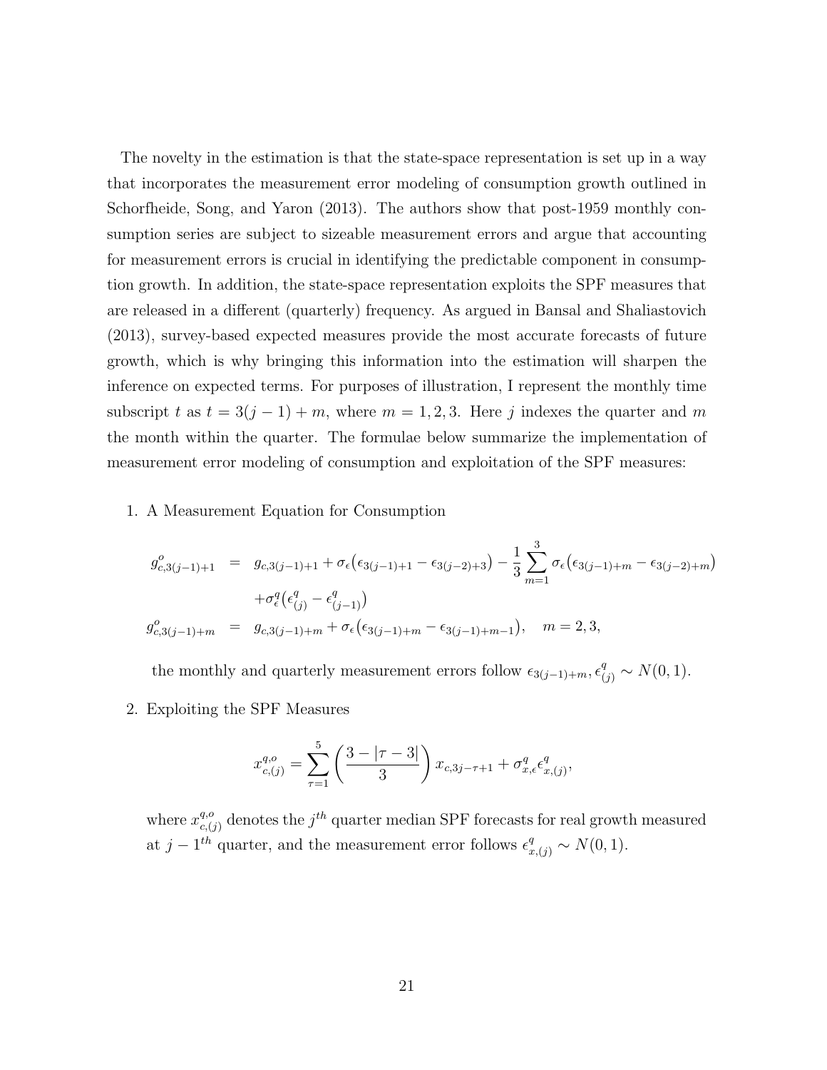The novelty in the estimation is that the state-space representation is set up in a way that incorporates the measurement error modeling of consumption growth outlined in Schorfheide, Song, and Yaron (2013). The authors show that post-1959 monthly consumption series are subject to sizeable measurement errors and argue that accounting for measurement errors is crucial in identifying the predictable component in consumption growth. In addition, the state-space representation exploits the SPF measures that are released in a different (quarterly) frequency. As argued in Bansal and Shaliastovich (2013), survey-based expected measures provide the most accurate forecasts of future growth, which is why bringing this information into the estimation will sharpen the inference on expected terms. For purposes of illustration, I represent the monthly time subscript $t$ as $t = 3(j-1) + m$, where $m = 1, 2, 3$. Here $j$ indexes the quarter and $m$ the month within the quarter. The formulae below summarize the implementation of measurement error modeling of consumption and exploitation of the SPF measures:

1. A Measurement Equation for Consumption

$$
\begin{aligned}
g^o_{c,3(j-1)+1} &= g_{c,3(j-1)+1} + \sigma_\epsilon\big(\epsilon_{3(j-1)+1} - \epsilon_{3(j-2)+3}\big) - \frac{1}{3}\sum_{m=1}^{3} \sigma_\epsilon\big(\epsilon_{3(j-1)+m} - \epsilon_{3(j-2)+m}\big) \\
&\quad + \sigma^q_\epsilon\big(\epsilon^q_{(j)} - \epsilon^q_{(j-1)}\big) \\
g^o_{c,3(j-1)+m} &= g_{c,3(j-1)+m} + \sigma_\epsilon\big(\epsilon_{3(j-1)+m} - \epsilon_{3(j-1)+m-1}\big), \quad m = 2, 3,
\end{aligned}
$$

   the monthly and quarterly measurement errors follow $\epsilon_{3(j-1)+m}, \epsilon^q_{(j)} \sim N(0, 1)$.

2. Exploiting the SPF Measures

$$
x^{q,o}_{c,(j)} = \sum_{\tau=1}^{5} \left(\frac{3 - |\tau - 3|}{3}\right) x_{c,3j-\tau+1} + \sigma^q_{x,\epsilon}\epsilon^q_{x,(j)},
$$

   where $x^{q,o}_{c,(j)}$ denotes the $j^{th}$ quarter median SPF forecasts for real growth measured at $j - 1^{th}$ quarter, and the measurement error follows $\epsilon^q_{x,(j)} \sim N(0, 1)$.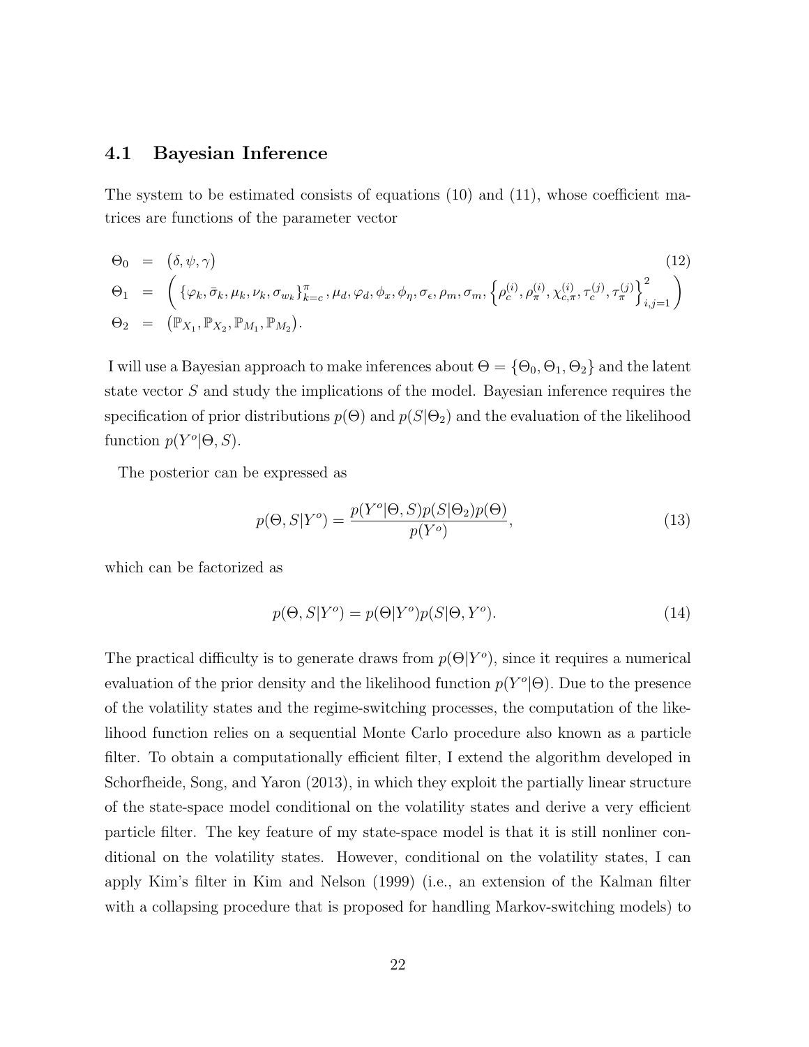### 4.1 Bayesian Inference

The system to be estimated consists of equations (10) and (11), whose coefficient matrices are functions of the parameter vector

$$
\begin{aligned}
\Theta_0 &= \left(\delta, \psi, \gamma\right) \\
\Theta_1 &= \left( \{\varphi_k, \bar{\sigma}_k, \mu_k, \nu_k, \sigma_{w_k}\}_{k=c}^{\pi}, \mu_d, \varphi_d, \phi_x, \phi_\eta, \sigma_\epsilon, \rho_m, \sigma_m, \left\{\rho_c^{(i)}, \rho_\pi^{(i)}, \chi_{c,\pi}^{(i)}, \tau_c^{(j)}, \tau_\pi^{(j)}\right\}_{i,j=1}^{2} \right) \\
\Theta_2 &= \left(\mathbb{P}_{X_1}, \mathbb{P}_{X_2}, \mathbb{P}_{M_1}, \mathbb{P}_{M_2}\right).
\end{aligned} \tag{12}
$$

I will use a Bayesian approach to make inferences about $\Theta = \{\Theta_0, \Theta_1, \Theta_2\}$ and the latent state vector $S$ and study the implications of the model. Bayesian inference requires the specification of prior distributions $p(\Theta)$ and $p(S|\Theta_2)$ and the evaluation of the likelihood function $p(Y^o|\Theta, S)$.

The posterior can be expressed as

$$
p(\Theta, S|Y^o) = \frac{p(Y^o|\Theta, S)p(S|\Theta_2)p(\Theta)}{p(Y^o)}, \tag{13}
$$

which can be factorized as

$$
p(\Theta, S|Y^o) = p(\Theta|Y^o)p(S|\Theta, Y^o). \tag{14}
$$

The practical difficulty is to generate draws from $p(\Theta|Y^o)$, since it requires a numerical evaluation of the prior density and the likelihood function $p(Y^o|\Theta)$. Due to the presence of the volatility states and the regime-switching processes, the computation of the likelihood function relies on a sequential Monte Carlo procedure also known as a particle filter. To obtain a computationally efficient filter, I extend the algorithm developed in Schorfheide, Song, and Yaron (2013), in which they exploit the partially linear structure of the state-space model conditional on the volatility states and derive a very efficient particle filter. The key feature of my state-space model is that it is still nonliner conditional on the volatility states. However, conditional on the volatility states, I can apply Kim's filter in Kim and Nelson (1999) (i.e., an extension of the Kalman filter with a collapsing procedure that is proposed for handling Markov-switching models) to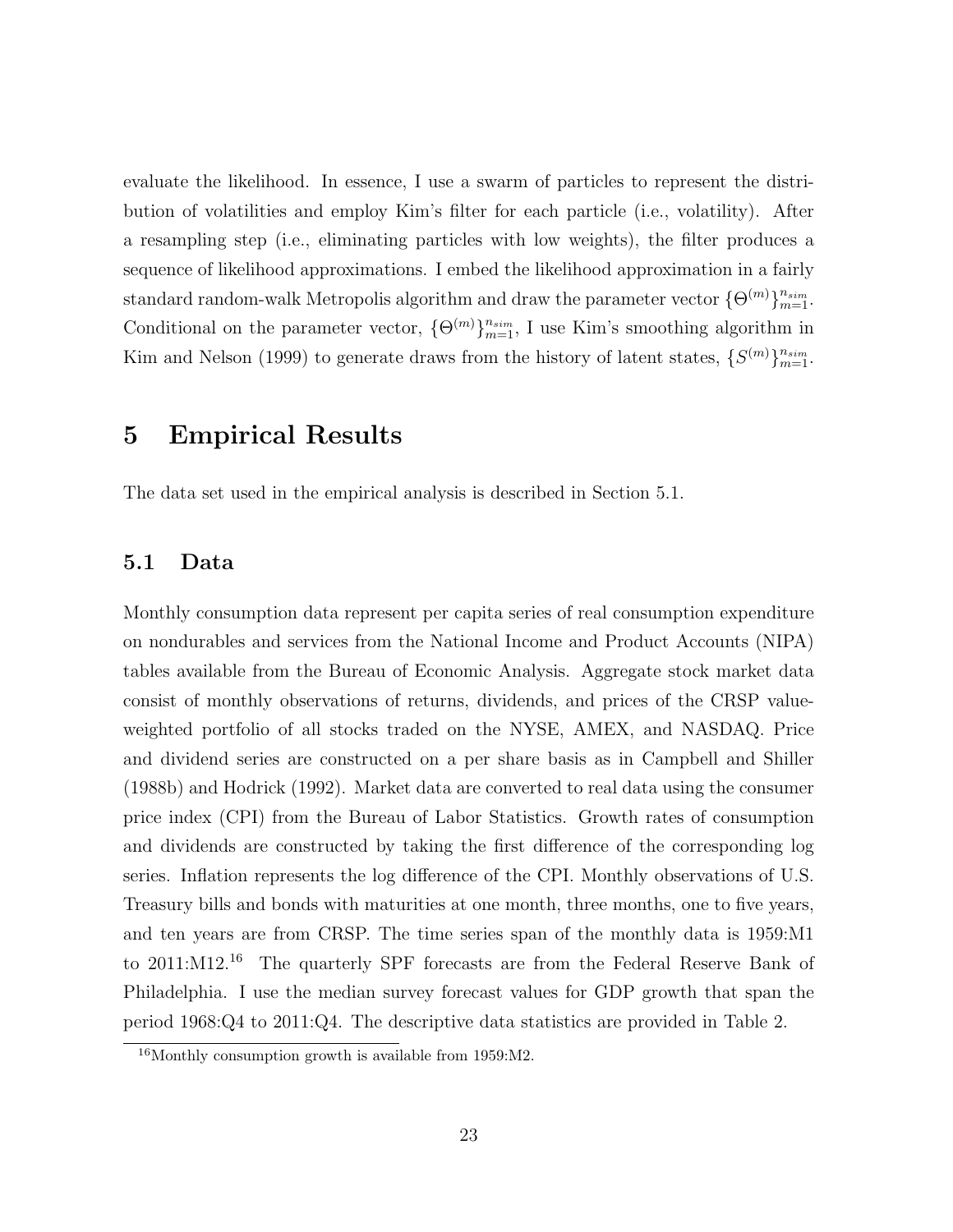evaluate the likelihood. In essence, I use a swarm of particles to represent the distribution of volatilities and employ Kim's filter for each particle (i.e., volatility). After a resampling step (i.e., eliminating particles with low weights), the filter produces a sequence of likelihood approximations. I embed the likelihood approximation in a fairly standard random-walk Metropolis algorithm and draw the parameter vector $\{\Theta^{(m)}\}_{m=1}^{n_{sim}}$. Conditional on the parameter vector, $\{\Theta^{(m)}\}_{m=1}^{n_{sim}}$, I use Kim's smoothing algorithm in Kim and Nelson (1999) to generate draws from the history of latent states, $\{S^{(m)}\}_{m=1}^{n_{sim}}$.

# 5 Empirical Results

The data set used in the empirical analysis is described in Section 5.1.

## 5.1 Data

Monthly consumption data represent per capita series of real consumption expenditure on nondurables and services from the National Income and Product Accounts (NIPA) tables available from the Bureau of Economic Analysis. Aggregate stock market data consist of monthly observations of returns, dividends, and prices of the CRSP value-weighted portfolio of all stocks traded on the NYSE, AMEX, and NASDAQ. Price and dividend series are constructed on a per share basis as in Campbell and Shiller (1988b) and Hodrick (1992). Market data are converted to real data using the consumer price index (CPI) from the Bureau of Labor Statistics. Growth rates of consumption and dividends are constructed by taking the first difference of the corresponding log series. Inflation represents the log difference of the CPI. Monthly observations of U.S. Treasury bills and bonds with maturities at one month, three months, one to five years, and ten years are from CRSP. The time series span of the monthly data is 1959:M1 to 2011:M12.[16] The quarterly SPF forecasts are from the Federal Reserve Bank of Philadelphia. I use the median survey forecast values for GDP growth that span the period 1968:Q4 to 2011:Q4. The descriptive data statistics are provided in Table 2.

[16] Monthly consumption growth is available from 1959:M2.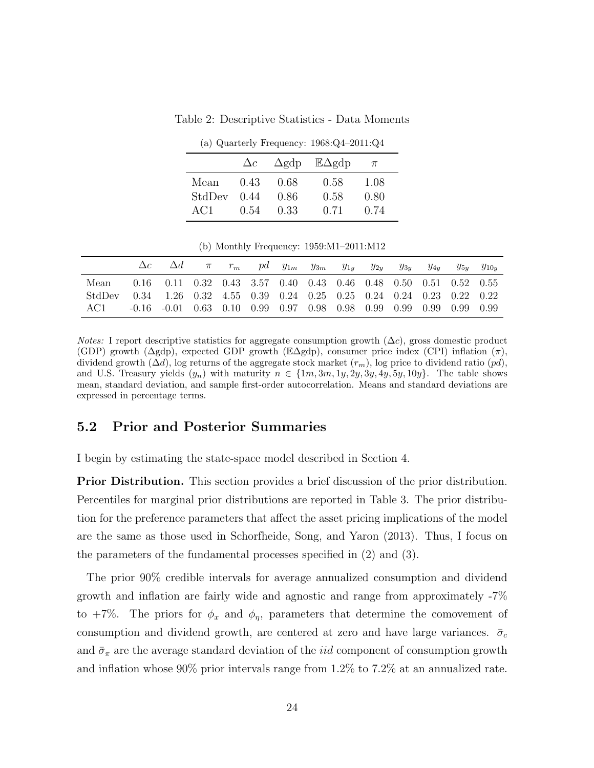Table 2: Descriptive Statistics - Data Moments

(a) Quarterly Frequency: 1968:Q4–2011:Q4

| | $\Delta c$ | $\Delta$gdp | $\mathbb{E}\Delta$gdp | $\pi$ |
|---|---|---|---|---|
| Mean | 0.43 | 0.68 | 0.58 | 1.08 |
| StdDev | 0.44 | 0.86 | 0.58 | 0.80 |
| AC1 | 0.54 | 0.33 | 0.71 | 0.74 |

(b) Monthly Frequency: 1959:M1–2011:M12

| | $\Delta c$ | $\Delta d$ | $\pi$ | $r_m$ | $pd$ | $y_{1m}$ | $y_{3m}$ | $y_{1y}$ | $y_{2y}$ | $y_{3y}$ | $y_{4y}$ | $y_{5y}$ | $y_{10y}$ |
|---|---|---|---|---|---|---|---|---|---|---|---|---|---|
| Mean | 0.16 | 0.11 | 0.32 | 0.43 | 3.57 | 0.40 | 0.43 | 0.46 | 0.48 | 0.50 | 0.51 | 0.52 | 0.55 |
| StdDev | 0.34 | 1.26 | 0.32 | 4.55 | 0.39 | 0.24 | 0.25 | 0.25 | 0.24 | 0.24 | 0.23 | 0.22 | 0.22 |
| AC1 | -0.16 | -0.01 | 0.63 | 0.10 | 0.99 | 0.97 | 0.98 | 0.98 | 0.99 | 0.99 | 0.99 | 0.99 | 0.99 |

*Notes:* I report descriptive statistics for aggregate consumption growth ($\Delta c$), gross domestic product (GDP) growth ($\Delta$gdp), expected GDP growth ($\mathbb{E}\Delta$gdp), consumer price index (CPI) inflation ($\pi$), dividend growth ($\Delta d$), log returns of the aggregate stock market ($r_m$), log price to dividend ratio ($pd$), and U.S. Treasury yields ($y_n$) with maturity $n \in \{1m, 3m, 1y, 2y, 3y, 4y, 5y, 10y\}$. The table shows mean, standard deviation, and sample first-order autocorrelation. Means and standard deviations are expressed in percentage terms.

## 5.2 Prior and Posterior Summaries

I begin by estimating the state-space model described in Section 4.

**Prior Distribution.** This section provides a brief discussion of the prior distribution. Percentiles for marginal prior distributions are reported in Table 3. The prior distribution for the preference parameters that affect the asset pricing implications of the model are the same as those used in Schorfheide, Song, and Yaron (2013). Thus, I focus on the parameters of the fundamental processes specified in (2) and (3).

The prior 90% credible intervals for average annualized consumption and dividend growth and inflation are fairly wide and agnostic and range from approximately -7% to +7%. The priors for $\phi_x$ and $\phi_\eta$, parameters that determine the comovement of consumption and dividend growth, are centered at zero and have large variances. $\bar{\sigma}_c$ and $\bar{\sigma}_\pi$ are the average standard deviation of the *iid* component of consumption growth and inflation whose 90% prior intervals range from 1.2% to 7.2% at an annualized rate.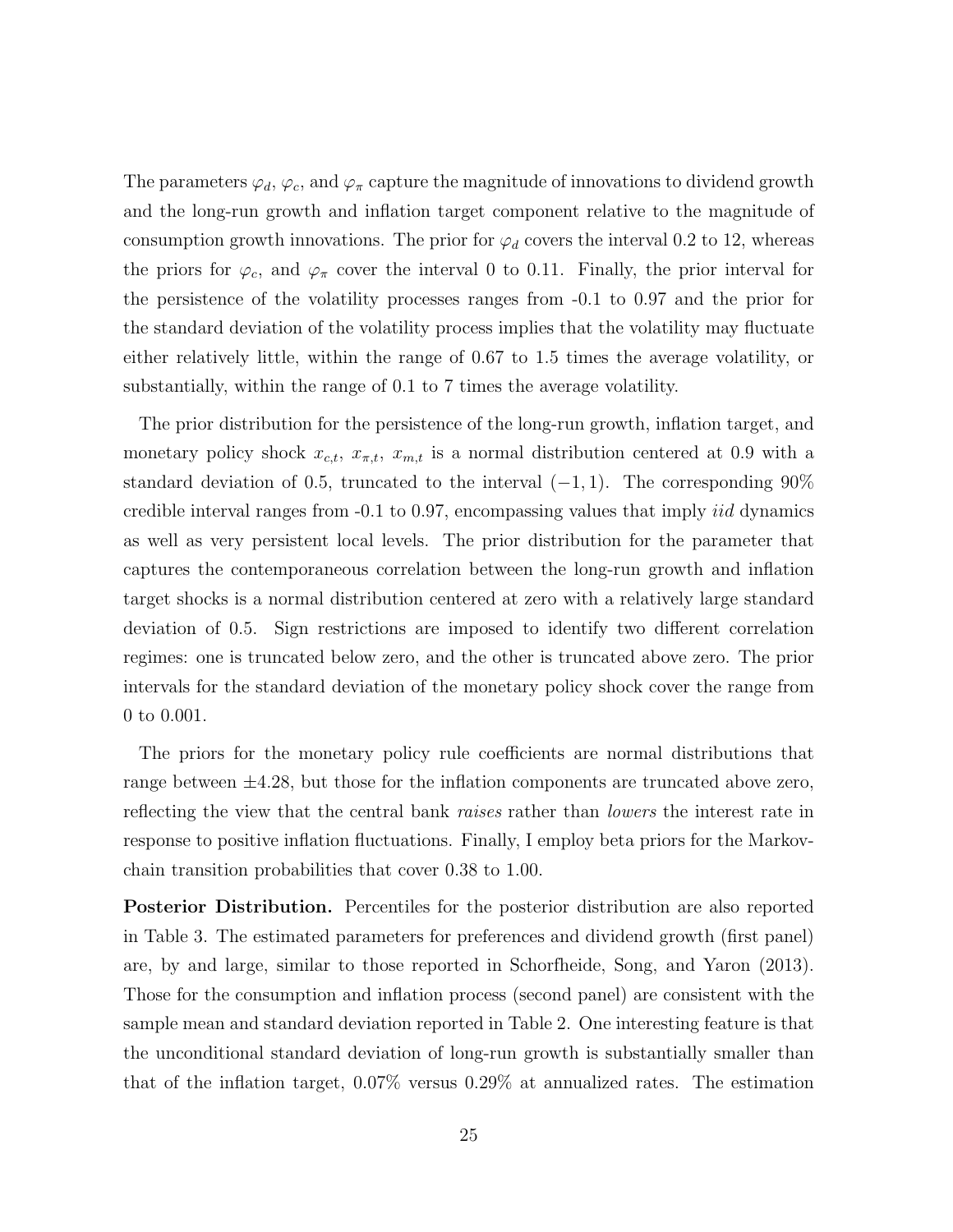The parameters $\varphi_d$, $\varphi_c$, and $\varphi_\pi$ capture the magnitude of innovations to dividend growth and the long-run growth and inflation target component relative to the magnitude of consumption growth innovations. The prior for $\varphi_d$ covers the interval 0.2 to 12, whereas the priors for $\varphi_c$, and $\varphi_\pi$ cover the interval 0 to 0.11. Finally, the prior interval for the persistence of the volatility processes ranges from -0.1 to 0.97 and the prior for the standard deviation of the volatility process implies that the volatility may fluctuate either relatively little, within the range of 0.67 to 1.5 times the average volatility, or substantially, within the range of 0.1 to 7 times the average volatility.

The prior distribution for the persistence of the long-run growth, inflation target, and monetary policy shock $x_{c,t}$, $x_{\pi,t}$, $x_{m,t}$ is a normal distribution centered at 0.9 with a standard deviation of 0.5, truncated to the interval $(-1, 1)$. The corresponding 90% credible interval ranges from -0.1 to 0.97, encompassing values that imply *iid* dynamics as well as very persistent local levels. The prior distribution for the parameter that captures the contemporaneous correlation between the long-run growth and inflation target shocks is a normal distribution centered at zero with a relatively large standard deviation of 0.5. Sign restrictions are imposed to identify two different correlation regimes: one is truncated below zero, and the other is truncated above zero. The prior intervals for the standard deviation of the monetary policy shock cover the range from 0 to 0.001.

The priors for the monetary policy rule coefficients are normal distributions that range between $\pm 4.28$, but those for the inflation components are truncated above zero, reflecting the view that the central bank *raises* rather than *lowers* the interest rate in response to positive inflation fluctuations. Finally, I employ beta priors for the Markov-chain transition probabilities that cover 0.38 to 1.00.

**Posterior Distribution.** Percentiles for the posterior distribution are also reported in Table 3. The estimated parameters for preferences and dividend growth (first panel) are, by and large, similar to those reported in Schorfheide, Song, and Yaron (2013). Those for the consumption and inflation process (second panel) are consistent with the sample mean and standard deviation reported in Table 2. One interesting feature is that the unconditional standard deviation of long-run growth is substantially smaller than that of the inflation target, 0.07% versus 0.29% at annualized rates. The estimation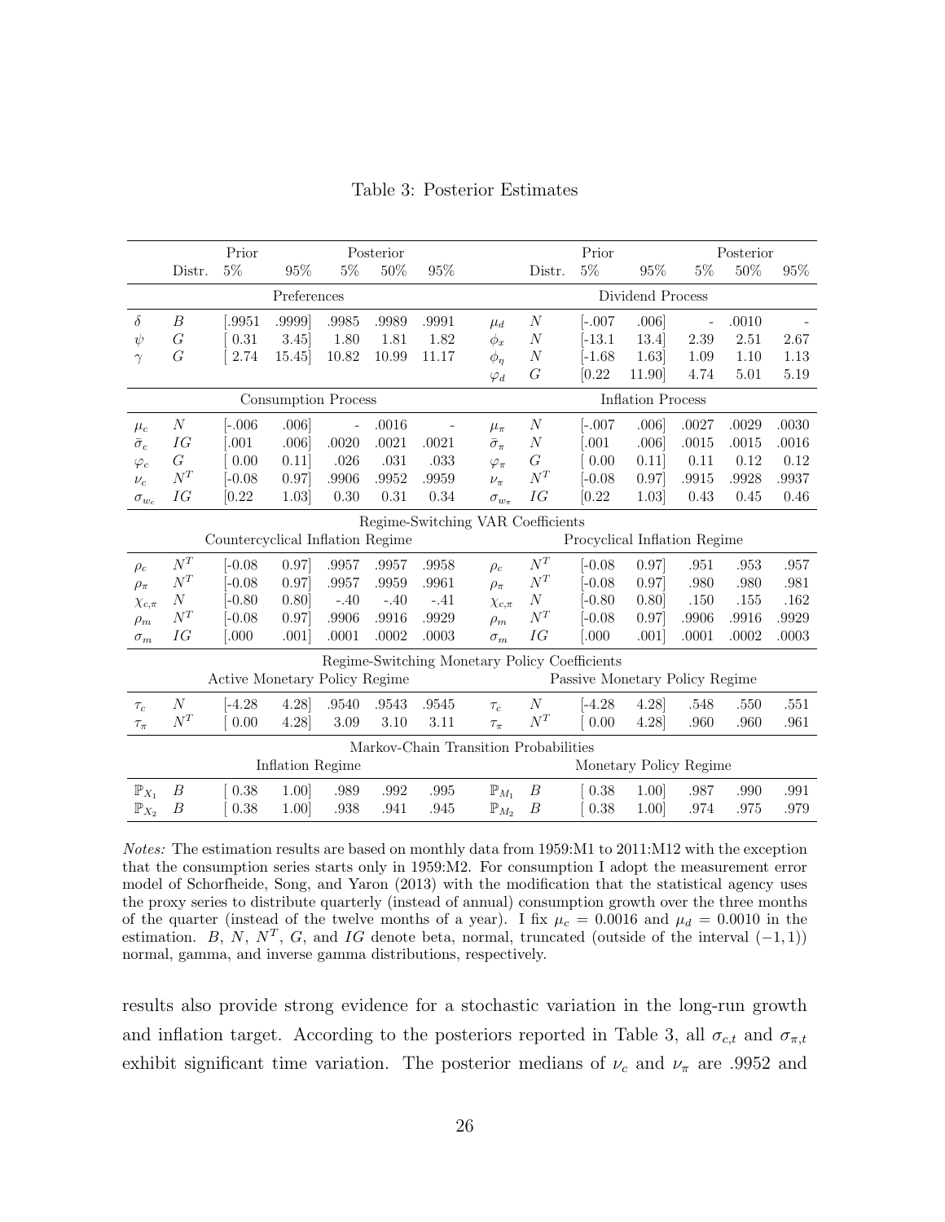Table 3: Posterior Estimates

| | | Prior | | Posterior | | | | | Prior | | Posterior | | |
|---|---|---|---|---|---|---|---|---|---|---|---|---|---|
| | Distr. | 5% | 95% | 5% | 50% | 95% | | Distr. | 5% | 95% | 5% | 50% | 95% |
| | | Preferences | | | | | | | Dividend Process | | | | |
| $\delta$ | $B$ | [.9951 | .9999] | .9985 | .9989 | .9991 | $\mu_d$ | $N$ | [-.007 | .006] | - | .0010 | - |
| $\psi$ | $G$ | [ 0.31 | 3.45] | 1.80 | 1.81 | 1.82 | $\phi_x$ | $N$ | [-13.1 | 13.4] | 2.39 | 2.51 | 2.67 |
| $\gamma$ | $G$ | [ 2.74 | 15.45] | 10.82 | 10.99 | 11.17 | $\phi_\eta$ | $N$ | [-1.68 | 1.63] | 1.09 | 1.10 | 1.13 |
| | | | | | | | $\varphi_d$ | $G$ | [0.22 | 11.90] | 4.74 | 5.01 | 5.19 |
| | | Consumption Process | | | | | | | Inflation Process | | | | |
| $\mu_c$ | $N$ | [-.006 | .006] | - | .0016 | - | $\mu_\pi$ | $N$ | [-.007 | .006] | .0027 | .0029 | .0030 |
| $\bar{\sigma}_c$ | $IG$ | [.001 | .006] | .0020 | .0021 | .0021 | $\bar{\sigma}_\pi$ | $N$ | [.001 | .006] | .0015 | .0015 | .0016 |
| $\varphi_c$ | $G$ | [ 0.00 | 0.11] | .026 | .031 | .033 | $\varphi_\pi$ | $G$ | [ 0.00 | 0.11] | 0.11 | 0.12 | 0.12 |
| $\nu_c$ | $N^T$ | [-0.08 | 0.97] | .9906 | .9952 | .9959 | $\nu_\pi$ | $N^T$ | [-0.08 | 0.97] | .9915 | .9928 | .9937 |
| $\sigma_{w_c}$ | $IG$ | [0.22 | 1.03] | 0.30 | 0.31 | 0.34 | $\sigma_{w_\pi}$ | $IG$ | [0.22 | 1.03] | 0.43 | 0.45 | 0.46 |
| | | | | | | Regime-Switching VAR Coefficients | | | | | | | |
| | | Countercyclical Inflation Regime | | | | | | | Procyclical Inflation Regime | | | | |
| $\rho_c$ | $N^T$ | [-0.08 | 0.97] | .9957 | .9957 | .9958 | $\rho_c$ | $N^T$ | [-0.08 | 0.97] | .951 | .953 | .957 |
| $\rho_\pi$ | $N^T$ | [-0.08 | 0.97] | .9957 | .9959 | .9961 | $\rho_\pi$ | $N^T$ | [-0.08 | 0.97] | .980 | .980 | .981 |
| $\chi_{c,\pi}$ | $N$ | [-0.80 | 0.80] | -.40 | -.40 | -.41 | $\chi_{c,\pi}$ | $N$ | [-0.80 | 0.80] | .150 | .155 | .162 |
| $\rho_m$ | $N^T$ | [-0.08 | 0.97] | .9906 | .9916 | .9929 | $\rho_m$ | $N^T$ | [-0.08 | 0.97] | .9906 | .9916 | .9929 |
| $\sigma_m$ | $IG$ | [.000 | .001] | .0001 | .0002 | .0003 | $\sigma_m$ | $IG$ | [.000 | .001] | .0001 | .0002 | .0003 |
| | | | | | | Regime-Switching Monetary Policy Coefficients | | | | | | | |
| | | Active Monetary Policy Regime | | | | | | | Passive Monetary Policy Regime | | | | |
| $\tau_c$ | $N$ | [-4.28 | 4.28] | .9540 | .9543 | .9545 | $\tau_c$ | $N$ | [-4.28 | 4.28] | .548 | .550 | .551 |
| $\tau_\pi$ | $N^T$ | [ 0.00 | 4.28] | 3.09 | 3.10 | 3.11 | $\tau_\pi$ | $N^T$ | [ 0.00 | 4.28] | .960 | .960 | .961 |
| | | | | | | Markov-Chain Transition Probabilities | | | | | | | |
| | | Inflation Regime | | | | | | | Monetary Policy Regime | | | | |
| $\mathbb{P}_{X_1}$ | $B$ | [ 0.38 | 1.00] | .989 | .992 | .995 | $\mathbb{P}_{M_1}$ | $B$ | [ 0.38 | 1.00] | .987 | .990 | .991 |
| $\mathbb{P}_{X_2}$ | $B$ | [ 0.38 | 1.00] | .938 | .941 | .945 | $\mathbb{P}_{M_2}$ | $B$ | [ 0.38 | 1.00] | .974 | .975 | .979 |

*Notes:* The estimation results are based on monthly data from 1959:M1 to 2011:M12 with the exception that the consumption series starts only in 1959:M2. For consumption I adopt the measurement error model of Schorfheide, Song, and Yaron (2013) with the modification that the statistical agency uses the proxy series to distribute quarterly (instead of annual) consumption growth over the three months of the quarter (instead of the twelve months of a year). I fix $\mu_c = 0.0016$ and $\mu_d = 0.0010$ in the estimation. $B$, $N$, $N^T$, $G$, and $IG$ denote beta, normal, truncated (outside of the interval $(-1, 1)$) normal, gamma, and inverse gamma distributions, respectively.

results also provide strong evidence for a stochastic variation in the long-run growth and inflation target. According to the posteriors reported in Table 3, all $\sigma_{c,t}$ and $\sigma_{\pi,t}$ exhibit significant time variation. The posterior medians of $\nu_c$ and $\nu_\pi$ are .9952 and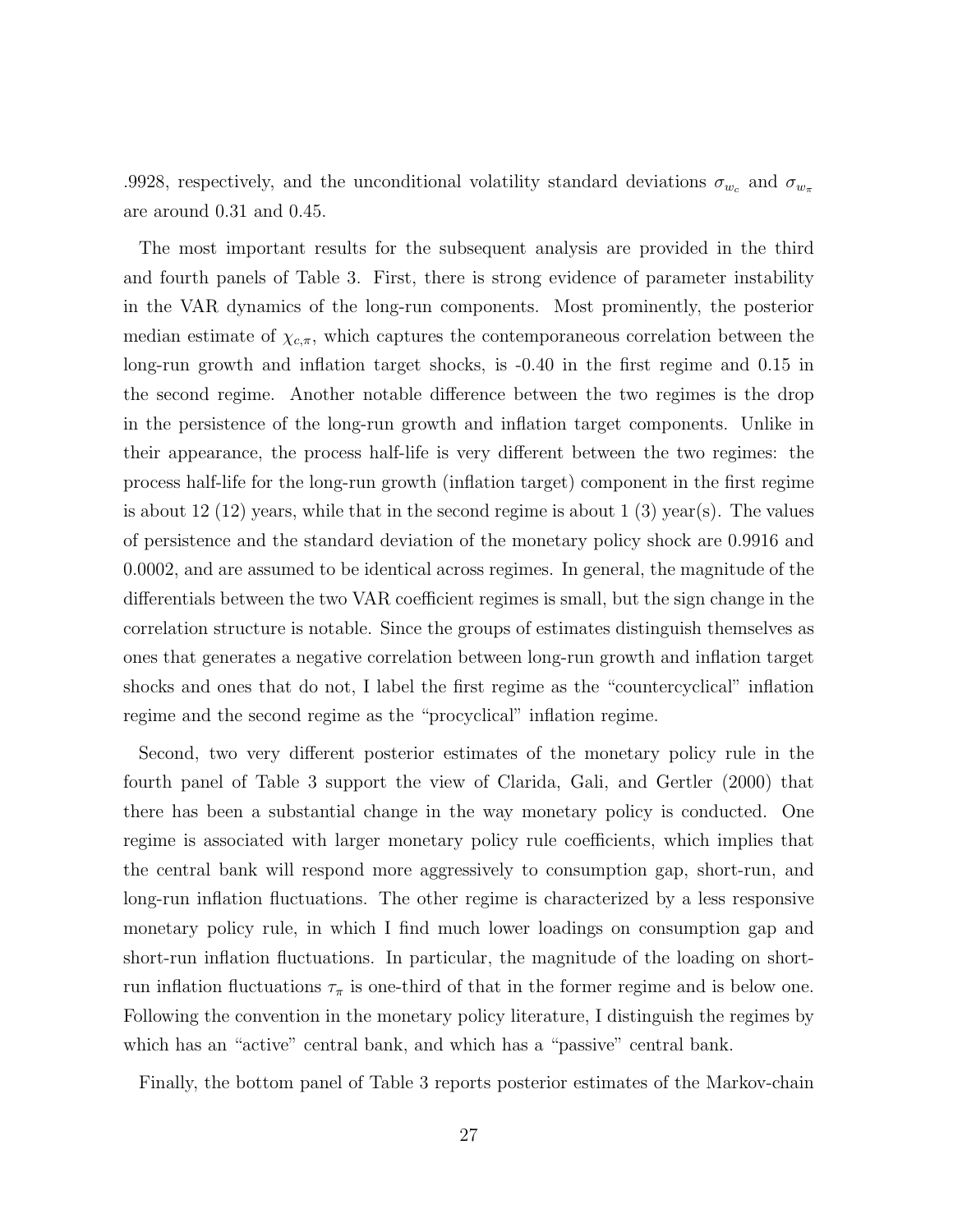.9928, respectively, and the unconditional volatility standard deviations $\sigma_{w_c}$ and $\sigma_{w_\pi}$ are around 0.31 and 0.45.

The most important results for the subsequent analysis are provided in the third and fourth panels of Table 3. First, there is strong evidence of parameter instability in the VAR dynamics of the long-run components. Most prominently, the posterior median estimate of $\chi_{c,\pi}$, which captures the contemporaneous correlation between the long-run growth and inflation target shocks, is -0.40 in the first regime and 0.15 in the second regime. Another notable difference between the two regimes is the drop in the persistence of the long-run growth and inflation target components. Unlike in their appearance, the process half-life is very different between the two regimes: the process half-life for the long-run growth (inflation target) component in the first regime is about 12 (12) years, while that in the second regime is about 1 (3) year(s). The values of persistence and the standard deviation of the monetary policy shock are 0.9916 and 0.0002, and are assumed to be identical across regimes. In general, the magnitude of the differentials between the two VAR coefficient regimes is small, but the sign change in the correlation structure is notable. Since the groups of estimates distinguish themselves as ones that generates a negative correlation between long-run growth and inflation target shocks and ones that do not, I label the first regime as the "countercyclical" inflation regime and the second regime as the "procyclical" inflation regime.

Second, two very different posterior estimates of the monetary policy rule in the fourth panel of Table 3 support the view of Clarida, Gali, and Gertler (2000) that there has been a substantial change in the way monetary policy is conducted. One regime is associated with larger monetary policy rule coefficients, which implies that the central bank will respond more aggressively to consumption gap, short-run, and long-run inflation fluctuations. The other regime is characterized by a less responsive monetary policy rule, in which I find much lower loadings on consumption gap and short-run inflation fluctuations. In particular, the magnitude of the loading on short-run inflation fluctuations $\tau_\pi$ is one-third of that in the former regime and is below one. Following the convention in the monetary policy literature, I distinguish the regimes by which has an "active" central bank, and which has a "passive" central bank.

Finally, the bottom panel of Table 3 reports posterior estimates of the Markov-chain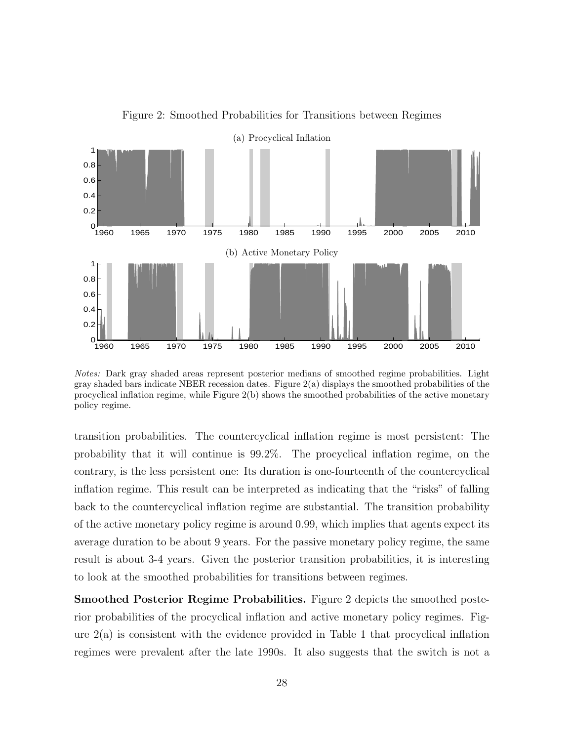Figure 2: Smoothed Probabilities for Transitions between Regimes

(a) Procyclical Inflation

1
0.8
0.6
0.4
0.2
0
1960 1965 1970 1975 1980 1985 1990 1995 2000 2005 2010

(b) Active Monetary Policy

1
0.8
0.6
0.4
0.2
0
1960 1965 1970 1975 1980 1985 1990 1995 2000 2005 2010

*Notes:* Dark gray shaded areas represent posterior medians of smoothed regime probabilities. Light gray shaded bars indicate NBER recession dates. Figure 2(a) displays the smoothed probabilities of the procyclical inflation regime, while Figure 2(b) shows the smoothed probabilities of the active monetary policy regime.

transition probabilities. The countercyclical inflation regime is most persistent: The probability that it will continue is 99.2%. The procyclical inflation regime, on the contrary, is the less persistent one: Its duration is one-fourteenth of the countercyclical inflation regime. This result can be interpreted as indicating that the "risks" of falling back to the countercyclical inflation regime are substantial. The transition probability of the active monetary policy regime is around 0.99, which implies that agents expect its average duration to be about 9 years. For the passive monetary policy regime, the same result is about 3-4 years. Given the posterior transition probabilities, it is interesting to look at the smoothed probabilities for transitions between regimes.

**Smoothed Posterior Regime Probabilities.** Figure 2 depicts the smoothed posterior probabilities of the procyclical inflation and active monetary policy regimes. Figure 2(a) is consistent with the evidence provided in Table 1 that procyclical inflation regimes were prevalent after the late 1990s. It also suggests that the switch is not a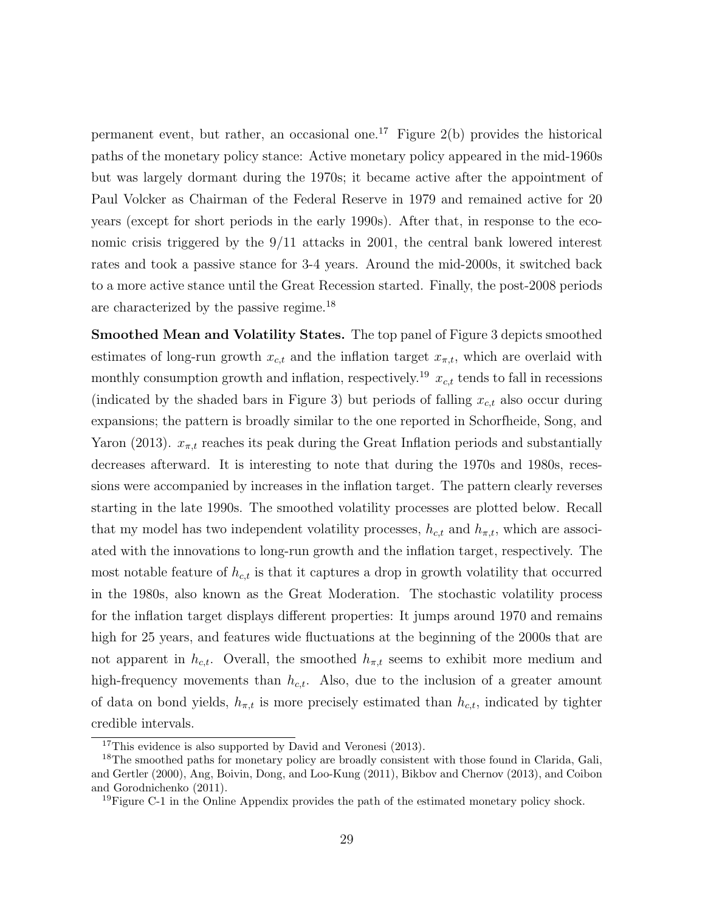permanent event, but rather, an occasional one.[17] Figure 2(b) provides the historical paths of the monetary policy stance: Active monetary policy appeared in the mid-1960s but was largely dormant during the 1970s; it became active after the appointment of Paul Volcker as Chairman of the Federal Reserve in 1979 and remained active for 20 years (except for short periods in the early 1990s). After that, in response to the economic crisis triggered by the 9/11 attacks in 2001, the central bank lowered interest rates and took a passive stance for 3-4 years. Around the mid-2000s, it switched back to a more active stance until the Great Recession started. Finally, the post-2008 periods are characterized by the passive regime.[18]

**Smoothed Mean and Volatility States.** The top panel of Figure 3 depicts smoothed estimates of long-run growth $x_{c,t}$ and the inflation target $x_{\pi,t}$, which are overlaid with monthly consumption growth and inflation, respectively.[19] $x_{c,t}$ tends to fall in recessions (indicated by the shaded bars in Figure 3) but periods of falling $x_{c,t}$ also occur during expansions; the pattern is broadly similar to the one reported in Schorfheide, Song, and Yaron (2013). $x_{\pi,t}$ reaches its peak during the Great Inflation periods and substantially decreases afterward. It is interesting to note that during the 1970s and 1980s, recessions were accompanied by increases in the inflation target. The pattern clearly reverses starting in the late 1990s. The smoothed volatility processes are plotted below. Recall that my model has two independent volatility processes, $h_{c,t}$ and $h_{\pi,t}$, which are associated with the innovations to long-run growth and the inflation target, respectively. The most notable feature of $h_{c,t}$ is that it captures a drop in growth volatility that occurred in the 1980s, also known as the Great Moderation. The stochastic volatility process for the inflation target displays different properties: It jumps around 1970 and remains high for 25 years, and features wide fluctuations at the beginning of the 2000s that are not apparent in $h_{c,t}$. Overall, the smoothed $h_{\pi,t}$ seems to exhibit more medium and high-frequency movements than $h_{c,t}$. Also, due to the inclusion of a greater amount of data on bond yields, $h_{\pi,t}$ is more precisely estimated than $h_{c,t}$, indicated by tighter credible intervals.

[17] This evidence is also supported by David and Veronesi (2013).

[18] The smoothed paths for monetary policy are broadly consistent with those found in Clarida, Gali, and Gertler (2000), Ang, Boivin, Dong, and Loo-Kung (2011), Bikbov and Chernov (2013), and Coibon and Gorodnichenko (2011).

[19] Figure C-1 in the Online Appendix provides the path of the estimated monetary policy shock.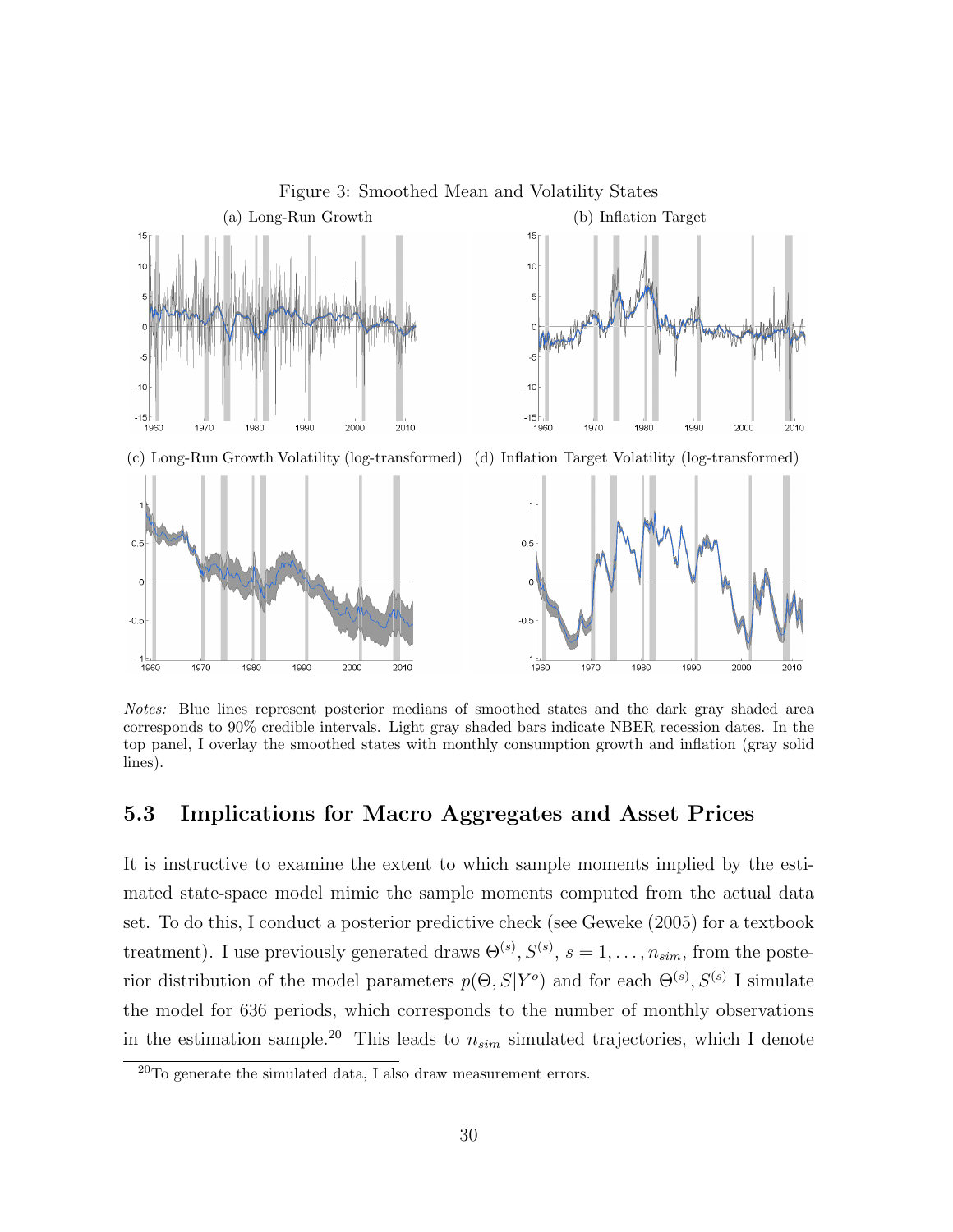Figure 3: Smoothed Mean and Volatility States

(a) Long-Run Growth

15
10
5
0
-5
-10
-15
1960 1970 1980 1990 2000 2010

(b) Inflation Target

15
10
5
0
-5
-10
-15
1960 1970 1980 1990 2000 2010

(c) Long-Run Growth Volatility (log-transformed)

1
0.5
0
-0.5
-1
1960 1970 1980 1990 2000 2010

(d) Inflation Target Volatility (log-transformed)

1
0.5
0
-0.5
-1
1960 1970 1980 1990 2000 2010

*Notes:* Blue lines represent posterior medians of smoothed states and the dark gray shaded area corresponds to 90% credible intervals. Light gray shaded bars indicate NBER recession dates. In the top panel, I overlay the smoothed states with monthly consumption growth and inflation (gray solid lines).

## 5.3 Implications for Macro Aggregates and Asset Prices

It is instructive to examine the extent to which sample moments implied by the estimated state-space model mimic the sample moments computed from the actual data set. To do this, I conduct a posterior predictive check (see Geweke (2005) for a textbook treatment). I use previously generated draws $\Theta^{(s)}, S^{(s)}$, $s = 1, \ldots, n_{sim}$, from the posterior distribution of the model parameters $p(\Theta, S|Y^o)$ and for each $\Theta^{(s)}, S^{(s)}$ I simulate the model for 636 periods, which corresponds to the number of monthly observations in the estimation sample.[20] This leads to $n_{sim}$ simulated trajectories, which I denote

[20]To generate the simulated data, I also draw measurement errors.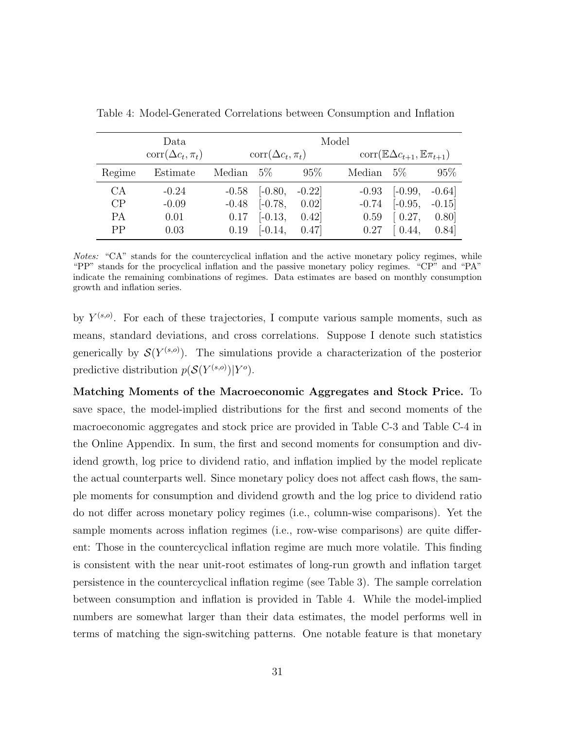Table 4: Model-Generated Correlations between Consumption and Inflation

| | Data | Model | | | | | |
|---|---|---|---|---|---|---|---|
| | $\text{corr}(\Delta c_t, \pi_t)$ | $\text{corr}(\Delta c_t, \pi_t)$ | | | $\text{corr}(\mathbb{E}\Delta c_{t+1}, \mathbb{E}\pi_{t+1})$ | | |
| Regime | Estimate | Median | 5% | 95% | Median | 5% | 95% |
| CA | -0.24 | -0.58 | [-0.80, | -0.22] | -0.93 | [-0.99, | -0.64] |
| CP | -0.09 | -0.48 | [-0.78, | 0.02] | -0.74 | [-0.95, | -0.15] |
| PA | 0.01 | 0.17 | [-0.13, | 0.42] | 0.59 | [ 0.27, | 0.80] |
| PP | 0.03 | 0.19 | [-0.14, | 0.47] | 0.27 | [ 0.44, | 0.84] |

*Notes:* "CA" stands for the countercyclical inflation and the active monetary policy regimes, while "PP" stands for the procyclical inflation and the passive monetary policy regimes. "CP" and "PA" indicate the remaining combinations of regimes. Data estimates are based on monthly consumption growth and inflation series.

by $Y^{(s,o)}$. For each of these trajectories, I compute various sample moments, such as means, standard deviations, and cross correlations. Suppose I denote such statistics generically by $\mathcal{S}(Y^{(s,o)})$. The simulations provide a characterization of the posterior predictive distribution $p(\mathcal{S}(Y^{(s,o)})|Y^o)$.

**Matching Moments of the Macroeconomic Aggregates and Stock Price.** To save space, the model-implied distributions for the first and second moments of the macroeconomic aggregates and stock price are provided in Table C-3 and Table C-4 in the Online Appendix. In sum, the first and second moments for consumption and dividend growth, log price to dividend ratio, and inflation implied by the model replicate the actual counterparts well. Since monetary policy does not affect cash flows, the sample moments for consumption and dividend growth and the log price to dividend ratio do not differ across monetary policy regimes (i.e., column-wise comparisons). Yet the sample moments across inflation regimes (i.e., row-wise comparisons) are quite different: Those in the countercyclical inflation regime are much more volatile. This finding is consistent with the near unit-root estimates of long-run growth and inflation target persistence in the countercyclical inflation regime (see Table 3). The sample correlation between consumption and inflation is provided in Table 4. While the model-implied numbers are somewhat larger than their data estimates, the model performs well in terms of matching the sign-switching patterns. One notable feature is that monetary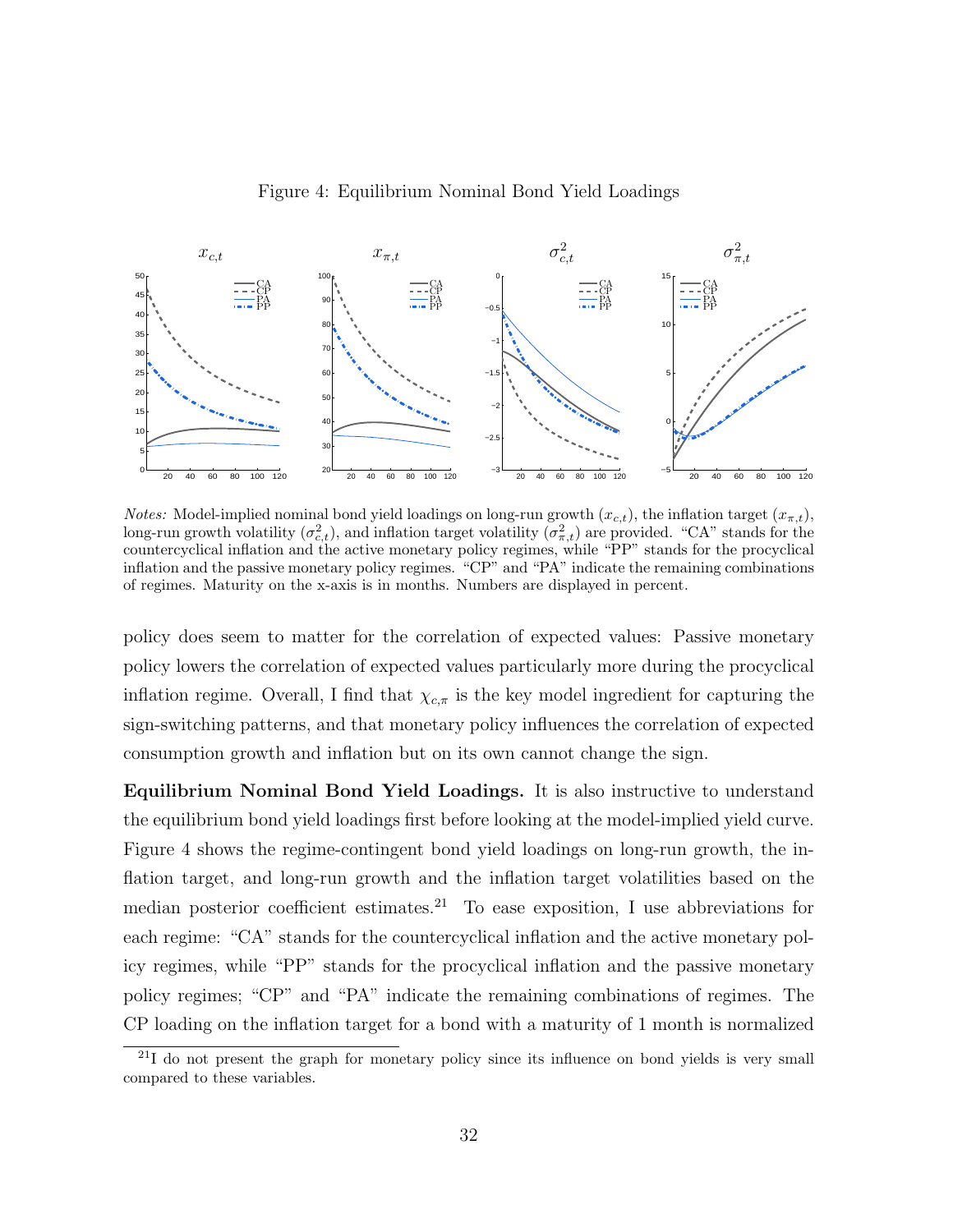Figure 4: Equilibrium Nominal Bond Yield Loadings

$x_{c,t}$

50
45
40
35
30
25
20
15
10
5
0

20 40 60 80 100 120

CA
CP
PA
PP

$x_{\pi,t}$

100
90
80
70
60
50
40
30
20

20 40 60 80 100 120

CA
CP
PA
PP

$\sigma^2_{c,t}$

0
−0.5
−1
−1.5
−2
−2.5
−3

20 40 60 80 100 120

CA
CP
PA
PP

$\sigma^2_{\pi,t}$

15
10
5
0
−5

20 40 60 80 100 120

CA
CP
PA
PP

*Notes:* Model-implied nominal bond yield loadings on long-run growth ($x_{c,t}$), the inflation target ($x_{\pi,t}$), long-run growth volatility ($\sigma^2_{c,t}$), and inflation target volatility ($\sigma^2_{\pi,t}$) are provided. "CA" stands for the countercyclical inflation and the active monetary policy regimes, while "PP" stands for the procyclical inflation and the passive monetary policy regimes. "CP" and "PA" indicate the remaining combinations of regimes. Maturity on the x-axis is in months. Numbers are displayed in percent.

policy does seem to matter for the correlation of expected values: Passive monetary policy lowers the correlation of expected values particularly more during the procyclical inflation regime. Overall, I find that $\chi_{c,\pi}$ is the key model ingredient for capturing the sign-switching patterns, and that monetary policy influences the correlation of expected consumption growth and inflation but on its own cannot change the sign.

**Equilibrium Nominal Bond Yield Loadings.** It is also instructive to understand the equilibrium bond yield loadings first before looking at the model-implied yield curve. Figure 4 shows the regime-contingent bond yield loadings on long-run growth, the inflation target, and long-run growth and the inflation target volatilities based on the median posterior coefficient estimates.[21] To ease exposition, I use abbreviations for each regime: "CA" stands for the countercyclical inflation and the active monetary policy regimes, while "PP" stands for the procyclical inflation and the passive monetary policy regimes; "CP" and "PA" indicate the remaining combinations of regimes. The CP loading on the inflation target for a bond with a maturity of 1 month is normalized

[21] I do not present the graph for monetary policy since its influence on bond yields is very small compared to these variables.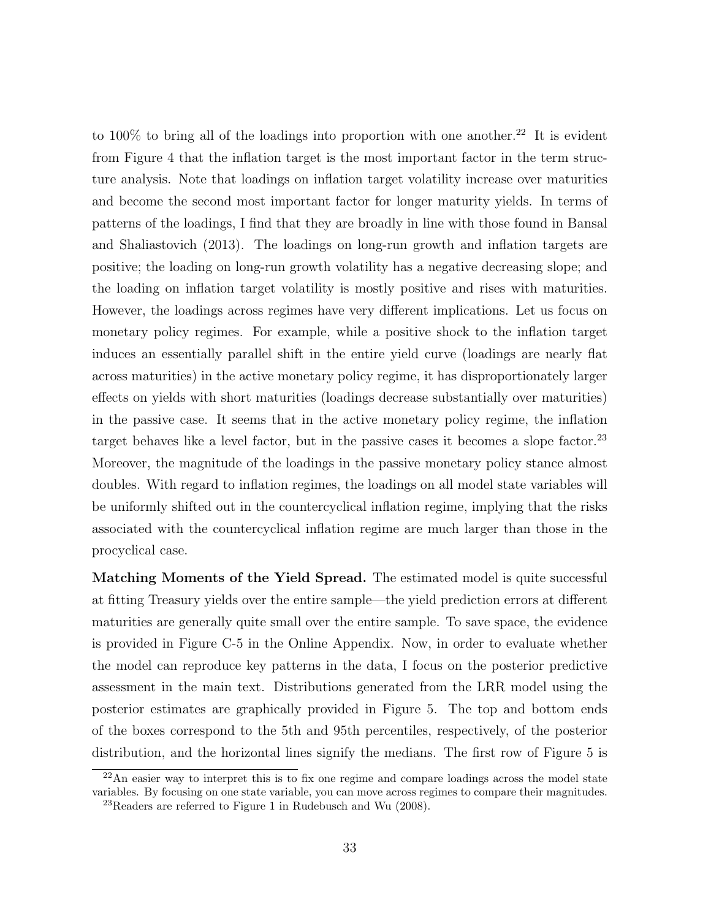to 100% to bring all of the loadings into proportion with one another.[22] It is evident from Figure 4 that the inflation target is the most important factor in the term structure analysis. Note that loadings on inflation target volatility increase over maturities and become the second most important factor for longer maturity yields. In terms of patterns of the loadings, I find that they are broadly in line with those found in Bansal and Shaliastovich (2013). The loadings on long-run growth and inflation targets are positive; the loading on long-run growth volatility has a negative decreasing slope; and the loading on inflation target volatility is mostly positive and rises with maturities. However, the loadings across regimes have very different implications. Let us focus on monetary policy regimes. For example, while a positive shock to the inflation target induces an essentially parallel shift in the entire yield curve (loadings are nearly flat across maturities) in the active monetary policy regime, it has disproportionately larger effects on yields with short maturities (loadings decrease substantially over maturities) in the passive case. It seems that in the active monetary policy regime, the inflation target behaves like a level factor, but in the passive cases it becomes a slope factor.[23] Moreover, the magnitude of the loadings in the passive monetary policy stance almost doubles. With regard to inflation regimes, the loadings on all model state variables will be uniformly shifted out in the countercyclical inflation regime, implying that the risks associated with the countercyclical inflation regime are much larger than those in the procyclical case.

**Matching Moments of the Yield Spread.** The estimated model is quite successful at fitting Treasury yields over the entire sample—the yield prediction errors at different maturities are generally quite small over the entire sample. To save space, the evidence is provided in Figure C-5 in the Online Appendix. Now, in order to evaluate whether the model can reproduce key patterns in the data, I focus on the posterior predictive assessment in the main text. Distributions generated from the LRR model using the posterior estimates are graphically provided in Figure 5. The top and bottom ends of the boxes correspond to the 5th and 95th percentiles, respectively, of the posterior distribution, and the horizontal lines signify the medians. The first row of Figure 5 is

[22] An easier way to interpret this is to fix one regime and compare loadings across the model state variables. By focusing on one state variable, you can move across regimes to compare their magnitudes.

[23] Readers are referred to Figure 1 in Rudebusch and Wu (2008).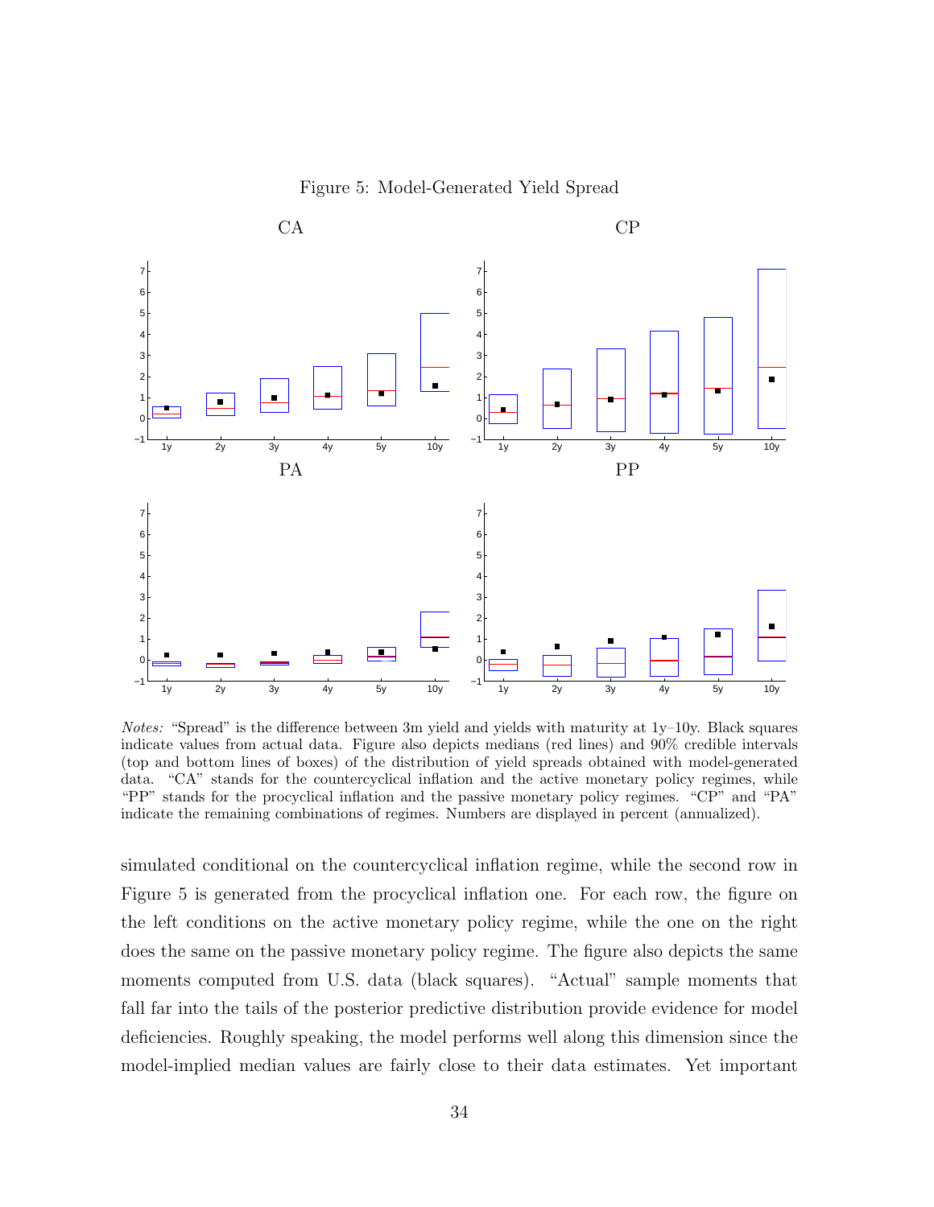Figure 5: Model-Generated Yield Spread

CA

CP

PA

PP

7
6
5
4
3
2
1
0
−1

1y 2y 3y 4y 5y 10y

*Notes:* "Spread" is the difference between 3m yield and yields with maturity at 1y–10y. Black squares indicate values from actual data. Figure also depicts medians (red lines) and 90% credible intervals (top and bottom lines of boxes) of the distribution of yield spreads obtained with model-generated data. "CA" stands for the countercyclical inflation and the active monetary policy regimes, while "PP" stands for the procyclical inflation and the passive monetary policy regimes. "CP" and "PA" indicate the remaining combinations of regimes. Numbers are displayed in percent (annualized).

simulated conditional on the countercyclical inflation regime, while the second row in Figure 5 is generated from the procyclical inflation one. For each row, the figure on the left conditions on the active monetary policy regime, while the one on the right does the same on the passive monetary policy regime. The figure also depicts the same moments computed from U.S. data (black squares). "Actual" sample moments that fall far into the tails of the posterior predictive distribution provide evidence for model deficiencies. Roughly speaking, the model performs well along this dimension since the model-implied median values are fairly close to their data estimates. Yet important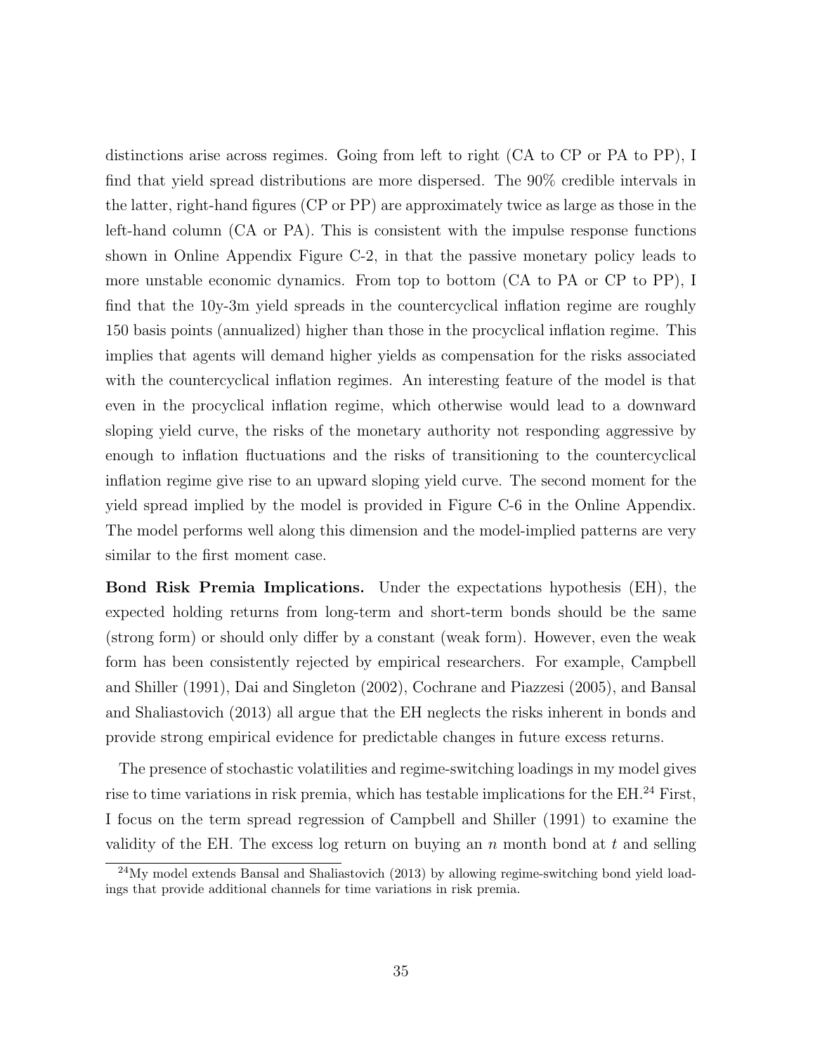distinctions arise across regimes. Going from left to right (CA to CP or PA to PP), I find that yield spread distributions are more dispersed. The 90% credible intervals in the latter, right-hand figures (CP or PP) are approximately twice as large as those in the left-hand column (CA or PA). This is consistent with the impulse response functions shown in Online Appendix Figure C-2, in that the passive monetary policy leads to more unstable economic dynamics. From top to bottom (CA to PA or CP to PP), I find that the 10y-3m yield spreads in the countercyclical inflation regime are roughly 150 basis points (annualized) higher than those in the procyclical inflation regime. This implies that agents will demand higher yields as compensation for the risks associated with the countercyclical inflation regimes. An interesting feature of the model is that even in the procyclical inflation regime, which otherwise would lead to a downward sloping yield curve, the risks of the monetary authority not responding aggressive by enough to inflation fluctuations and the risks of transitioning to the countercyclical inflation regime give rise to an upward sloping yield curve. The second moment for the yield spread implied by the model is provided in Figure C-6 in the Online Appendix. The model performs well along this dimension and the model-implied patterns are very similar to the first moment case.

**Bond Risk Premia Implications.** Under the expectations hypothesis (EH), the expected holding returns from long-term and short-term bonds should be the same (strong form) or should only differ by a constant (weak form). However, even the weak form has been consistently rejected by empirical researchers. For example, Campbell and Shiller (1991), Dai and Singleton (2002), Cochrane and Piazzesi (2005), and Bansal and Shaliastovich (2013) all argue that the EH neglects the risks inherent in bonds and provide strong empirical evidence for predictable changes in future excess returns.

The presence of stochastic volatilities and regime-switching loadings in my model gives rise to time variations in risk premia, which has testable implications for the EH.[24] First, I focus on the term spread regression of Campbell and Shiller (1991) to examine the validity of the EH. The excess log return on buying an $n$ month bond at $t$ and selling

[24] My model extends Bansal and Shaliastovich (2013) by allowing regime-switching bond yield loadings that provide additional channels for time variations in risk premia.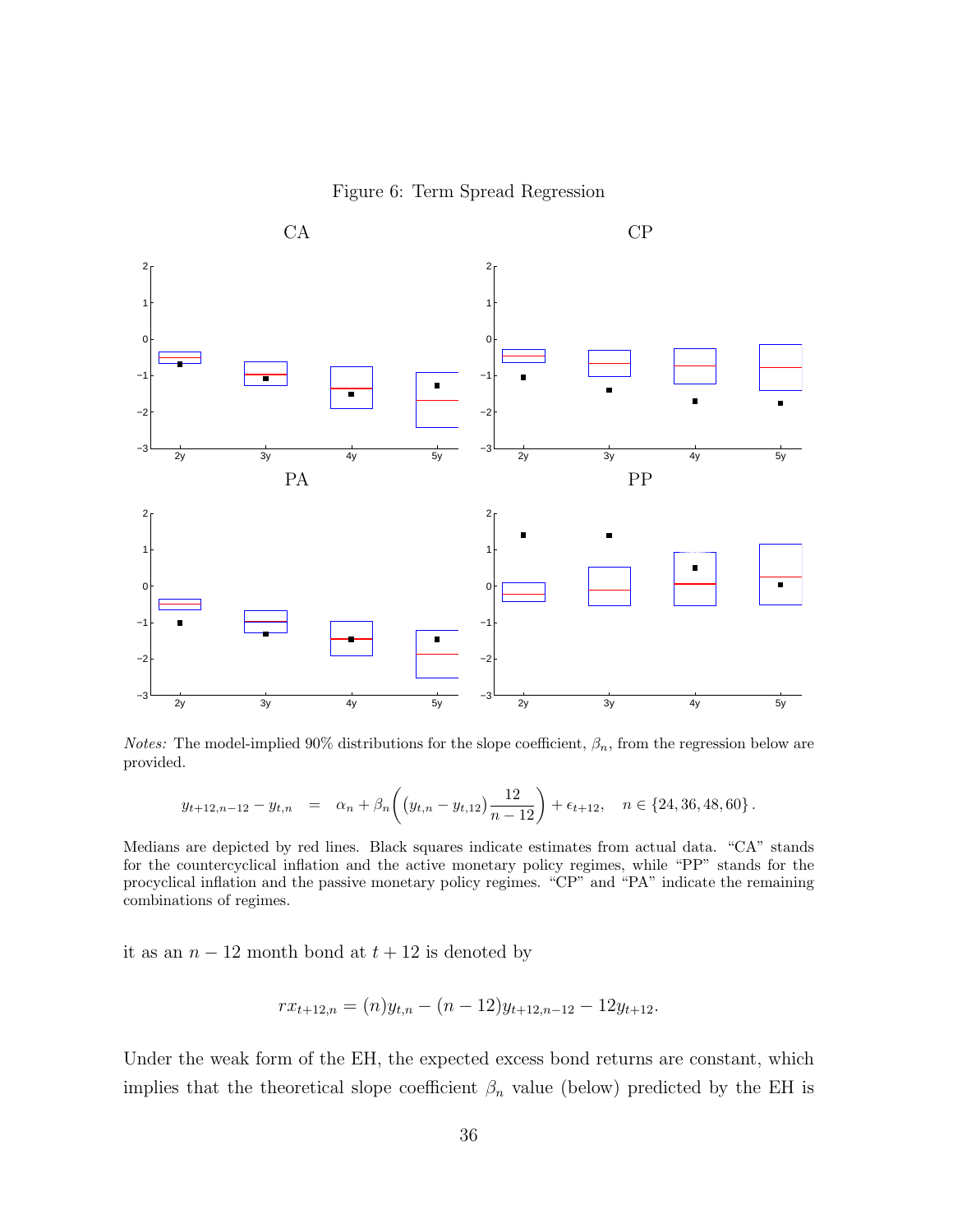Figure 6: Term Spread Regression

*Notes:* The model-implied 90% distributions for the slope coefficient, $\beta_n$, from the regression below are provided.

$$y_{t+12,n-12} - y_{t,n} \quad = \quad \alpha_n + \beta_n \bigg( \left(y_{t,n} - y_{t,12}\right) \frac{12}{n-12} \bigg) + \epsilon_{t+12}, \quad n \in \{24, 36, 48, 60\}.$$

Medians are depicted by red lines. Black squares indicate estimates from actual data. "CA" stands for the countercyclical inflation and the active monetary policy regimes, while "PP" stands for the procyclical inflation and the passive monetary policy regimes. "CP" and "PA" indicate the remaining combinations of regimes.

it as an $n-12$ month bond at $t+12$ is denoted by

$$rx_{t+12,n} = (n)y_{t,n} - (n-12)y_{t+12,n-12} - 12y_{t+12}.$$

Under the weak form of the EH, the expected excess bond returns are constant, which implies that the theoretical slope coefficient $\beta_n$ value (below) predicted by the EH is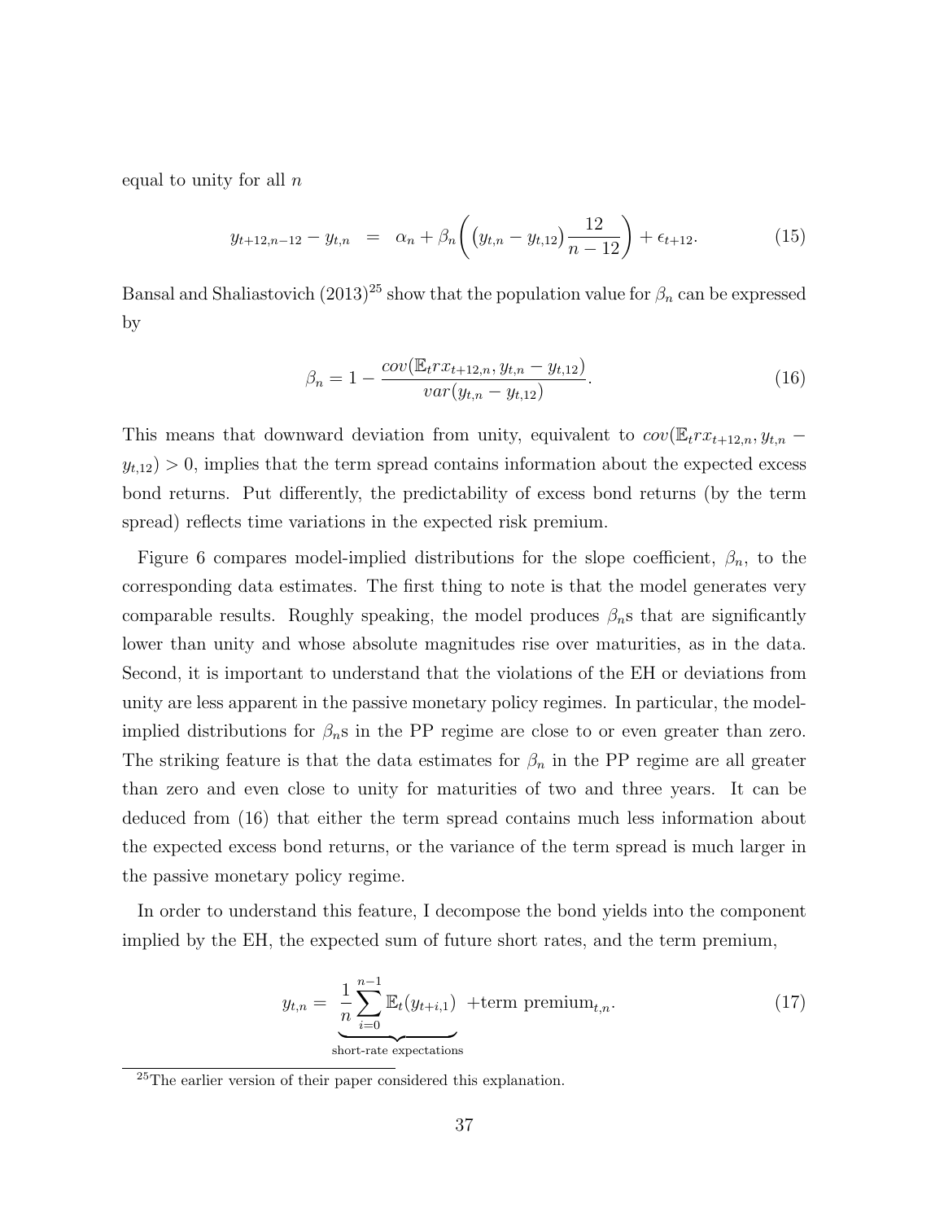equal to unity for all $n$

$$y_{t+12,n-12} - y_{t,n} \;\; = \;\; \alpha_n + \beta_n \bigg( \big( y_{t,n} - y_{t,12} \big) \frac{12}{n-12} \bigg) + \epsilon_{t+12}. \tag{15}$$

Bansal and Shaliastovich (2013)[25] show that the population value for $\beta_n$ can be expressed by

$$\beta_n = 1 - \frac{cov(\mathbb{E}_t rx_{t+12,n}, y_{t,n} - y_{t,12})}{var(y_{t,n} - y_{t,12})}. \tag{16}$$

This means that downward deviation from unity, equivalent to $cov(\mathbb{E}_t rx_{t+12,n}, y_{t,n} - y_{t,12}) > 0$, implies that the term spread contains information about the expected excess bond returns. Put differently, the predictability of excess bond returns (by the term spread) reflects time variations in the expected risk premium.

Figure 6 compares model-implied distributions for the slope coefficient, $\beta_n$, to the corresponding data estimates. The first thing to note is that the model generates very comparable results. Roughly speaking, the model produces $\beta_n$s that are significantly lower than unity and whose absolute magnitudes rise over maturities, as in the data. Second, it is important to understand that the violations of the EH or deviations from unity are less apparent in the passive monetary policy regimes. In particular, the model-implied distributions for $\beta_n$s in the PP regime are close to or even greater than zero. The striking feature is that the data estimates for $\beta_n$ in the PP regime are all greater than zero and even close to unity for maturities of two and three years. It can be deduced from (16) that either the term spread contains much less information about the expected excess bond returns, or the variance of the term spread is much larger in the passive monetary policy regime.

In order to understand this feature, I decompose the bond yields into the component implied by the EH, the expected sum of future short rates, and the term premium,

$$y_{t,n} = \underbrace{\frac{1}{n} \sum_{i=0}^{n-1} \mathbb{E}_t(y_{t+i,1})}_{\text{short-rate expectations}} + \text{term premium}_{t,n}. \tag{17}$$

[25]The earlier version of their paper considered this explanation.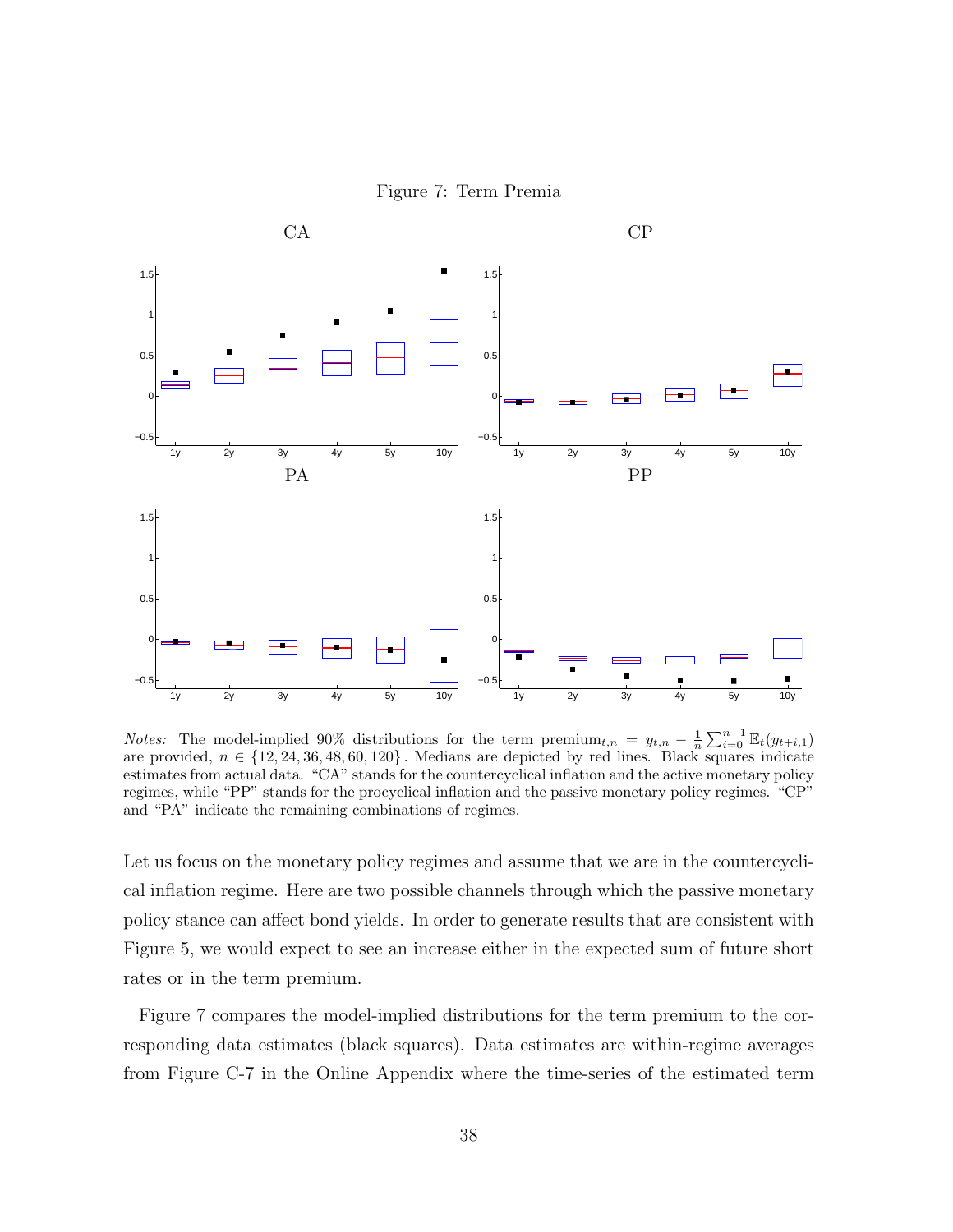Figure 7: Term Premia

CA

CP

PA

PP

1.5
1
0.5
0
−0.5

1y 2y 3y 4y 5y 10y

*Notes:* The model-implied 90% distributions for the term premium$_{t,n} = y_{t,n} - \frac{1}{n}\sum_{i=0}^{n-1}\mathbb{E}_t(y_{t+i,1})$ are provided, $n \in \{12, 24, 36, 48, 60, 120\}$. Medians are depicted by red lines. Black squares indicate estimates from actual data. "CA" stands for the countercyclical inflation and the active monetary policy regimes, while "PP" stands for the procyclical inflation and the passive monetary policy regimes. "CP" and "PA" indicate the remaining combinations of regimes.

Let us focus on the monetary policy regimes and assume that we are in the countercyclical inflation regime. Here are two possible channels through which the passive monetary policy stance can affect bond yields. In order to generate results that are consistent with Figure 5, we would expect to see an increase either in the expected sum of future short rates or in the term premium.

Figure 7 compares the model-implied distributions for the term premium to the corresponding data estimates (black squares). Data estimates are within-regime averages from Figure C-7 in the Online Appendix where the time-series of the estimated term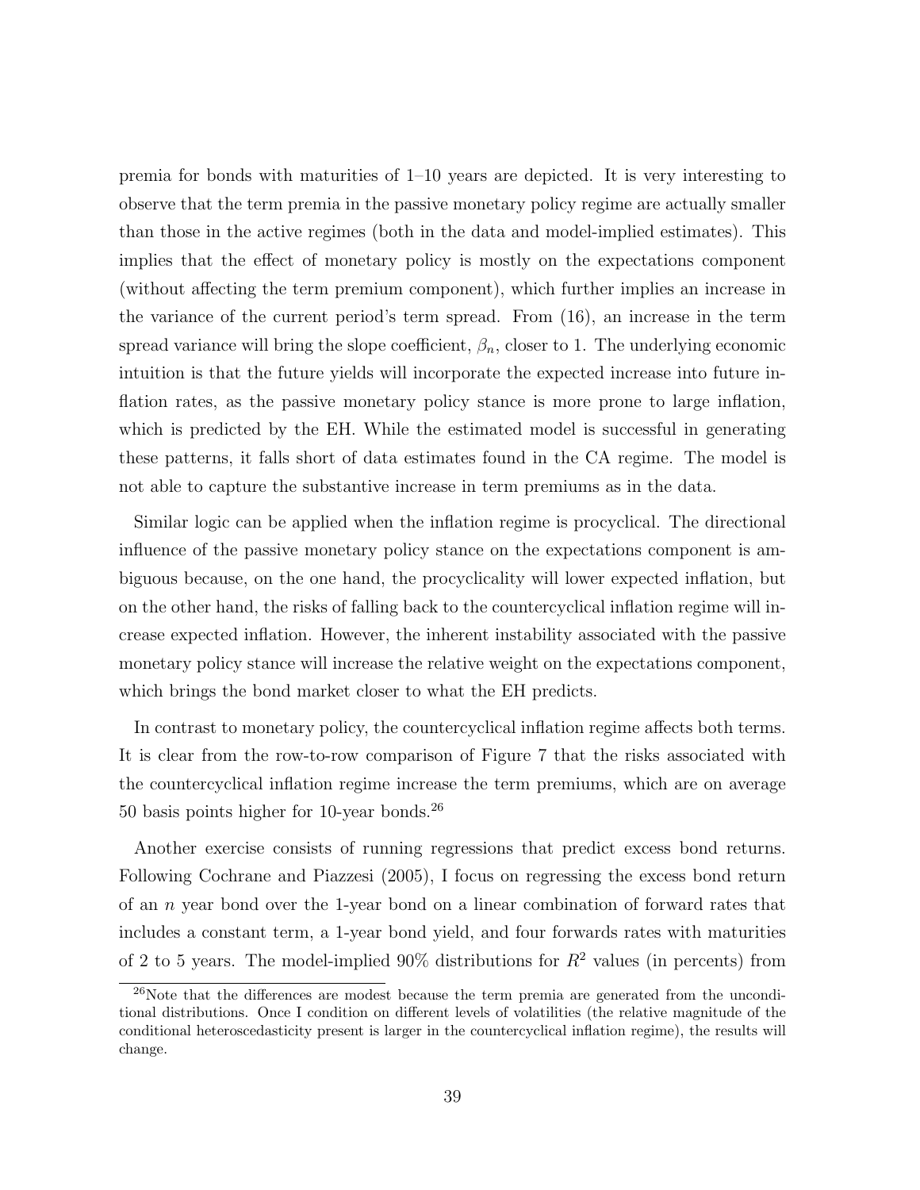premia for bonds with maturities of 1–10 years are depicted. It is very interesting to observe that the term premia in the passive monetary policy regime are actually smaller than those in the active regimes (both in the data and model-implied estimates). This implies that the effect of monetary policy is mostly on the expectations component (without affecting the term premium component), which further implies an increase in the variance of the current period's term spread. From (16), an increase in the term spread variance will bring the slope coefficient, $\beta_n$, closer to 1. The underlying economic intuition is that the future yields will incorporate the expected increase into future inflation rates, as the passive monetary policy stance is more prone to large inflation, which is predicted by the EH. While the estimated model is successful in generating these patterns, it falls short of data estimates found in the CA regime. The model is not able to capture the substantive increase in term premiums as in the data.

Similar logic can be applied when the inflation regime is procyclical. The directional influence of the passive monetary policy stance on the expectations component is ambiguous because, on the one hand, the procyclicality will lower expected inflation, but on the other hand, the risks of falling back to the countercyclical inflation regime will increase expected inflation. However, the inherent instability associated with the passive monetary policy stance will increase the relative weight on the expectations component, which brings the bond market closer to what the EH predicts.

In contrast to monetary policy, the countercyclical inflation regime affects both terms. It is clear from the row-to-row comparison of Figure 7 that the risks associated with the countercyclical inflation regime increase the term premiums, which are on average 50 basis points higher for 10-year bonds.[26]

Another exercise consists of running regressions that predict excess bond returns. Following Cochrane and Piazzesi (2005), I focus on regressing the excess bond return of an $n$ year bond over the 1-year bond on a linear combination of forward rates that includes a constant term, a 1-year bond yield, and four forwards rates with maturities of 2 to 5 years. The model-implied 90% distributions for $R^2$ values (in percents) from

[26] Note that the differences are modest because the term premia are generated from the unconditional distributions. Once I condition on different levels of volatilities (the relative magnitude of the conditional heteroscedasticity present is larger in the countercyclical inflation regime), the results will change.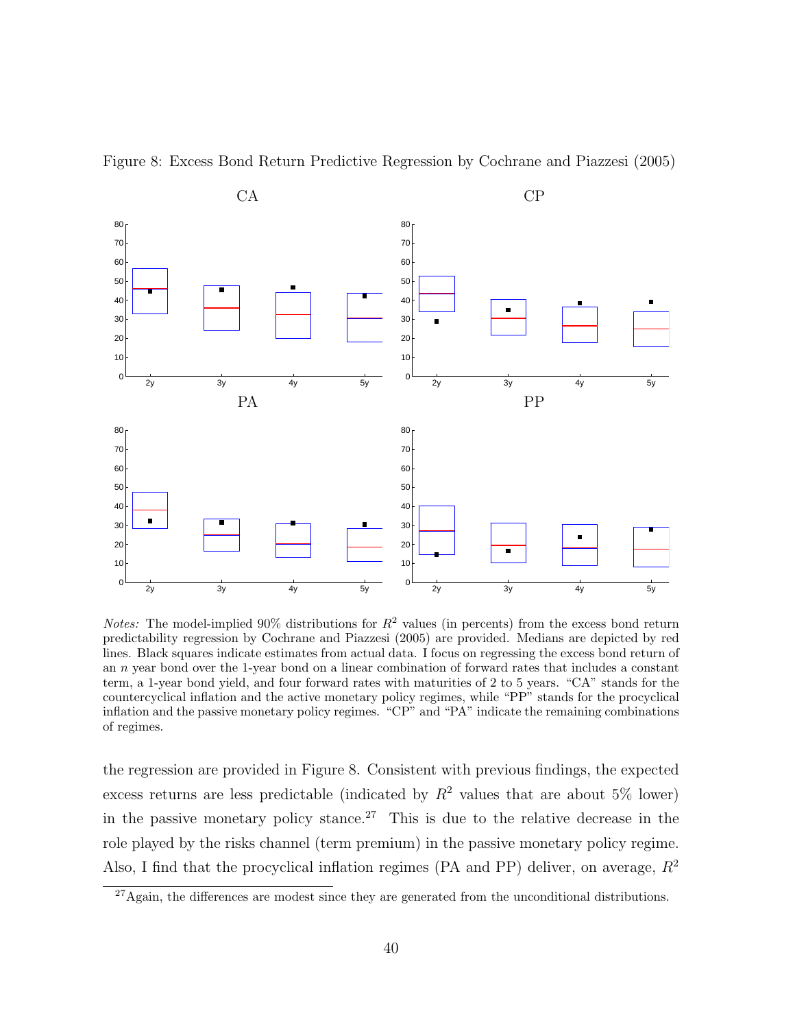Figure 8: Excess Bond Return Predictive Regression by Cochrane and Piazzesi (2005)

*Notes:* The model-implied 90% distributions for $R^2$ values (in percents) from the excess bond return predictability regression by Cochrane and Piazzesi (2005) are provided. Medians are depicted by red lines. Black squares indicate estimates from actual data. I focus on regressing the excess bond return of an $n$ year bond over the 1-year bond on a linear combination of forward rates that includes a constant term, a 1-year bond yield, and four forward rates with maturities of 2 to 5 years. "CA" stands for the countercyclical inflation and the active monetary policy regimes, while "PP" stands for the procyclical inflation and the passive monetary policy regimes. "CP" and "PA" indicate the remaining combinations of regimes.

the regression are provided in Figure 8. Consistent with previous findings, the expected excess returns are less predictable (indicated by $R^2$ values that are about 5% lower) in the passive monetary policy stance.[27] This is due to the relative decrease in the role played by the risks channel (term premium) in the passive monetary policy regime. Also, I find that the procyclical inflation regimes (PA and PP) deliver, on average, $R^2$

[27] Again, the differences are modest since they are generated from the unconditional distributions.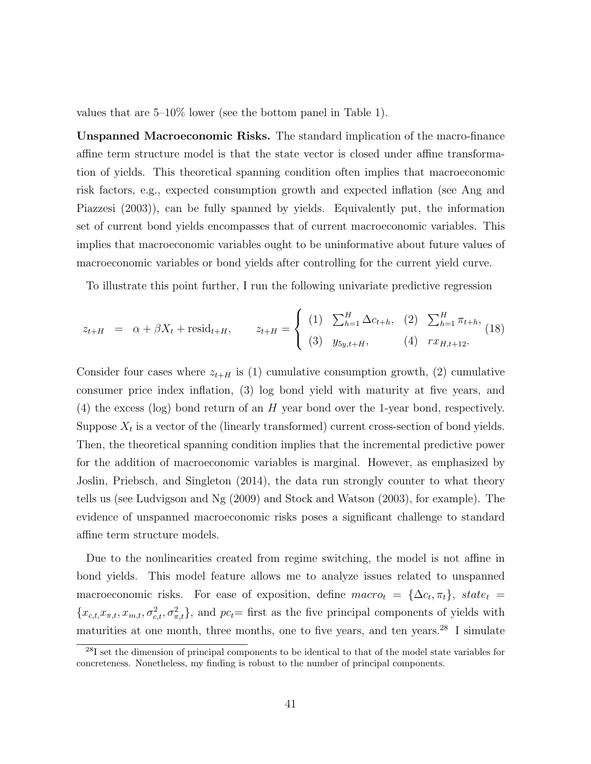values that are 5–10% lower (see the bottom panel in Table 1).

**Unspanned Macroeconomic Risks.** The standard implication of the macro-finance affine term structure model is that the state vector is closed under affine transformation of yields. This theoretical spanning condition often implies that macroeconomic risk factors, e.g., expected consumption growth and expected inflation (see Ang and Piazzesi (2003)), can be fully spanned by yields. Equivalently put, the information set of current bond yields encompasses that of current macroeconomic variables. This implies that macroeconomic variables ought to be uninformative about future values of macroeconomic variables or bond yields after controlling for the current yield curve.

To illustrate this point further, I run the following univariate predictive regression

$$z_{t+H} \;=\; \alpha + \beta X_t + \text{resid}_{t+H}, \qquad z_{t+H} = \begin{cases} (1) \;\; \sum_{h=1}^{H} \Delta c_{t+h}, & (2) \;\; \sum_{h=1}^{H} \pi_{t+h}, \\ (3) \;\; y_{5y,t+H}, & (4) \;\; rx_{H,t+12}. \end{cases} \tag{18}$$

Consider four cases where $z_{t+H}$ is (1) cumulative consumption growth, (2) cumulative consumer price index inflation, (3) log bond yield with maturity at five years, and (4) the excess (log) bond return of an $H$ year bond over the 1-year bond, respectively. Suppose $X_t$ is a vector of the (linearly transformed) current cross-section of bond yields. Then, the theoretical spanning condition implies that the incremental predictive power for the addition of macroeconomic variables is marginal. However, as emphasized by Joslin, Priebsch, and Singleton (2014), the data run strongly counter to what theory tells us (see Ludvigson and Ng (2009) and Stock and Watson (2003), for example). The evidence of unspanned macroeconomic risks poses a significant challenge to standard affine term structure models.

Due to the nonlinearities created from regime switching, the model is not affine in bond yields. This model feature allows me to analyze issues related to unspanned macroeconomic risks. For ease of exposition, define $macro_t = \{\Delta c_t, \pi_t\}$, $state_t = \{x_{c,t}, x_{\pi,t}, x_{m,t}, \sigma^2_{c,t}, \sigma^2_{\pi,t}\}$, and $pc_t$= first as the five principal components of yields with maturities at one month, three months, one to five years, and ten years.[28] I simulate

[28] I set the dimension of principal components to be identical to that of the model state variables for concreteness. Nonetheless, my finding is robust to the number of principal components.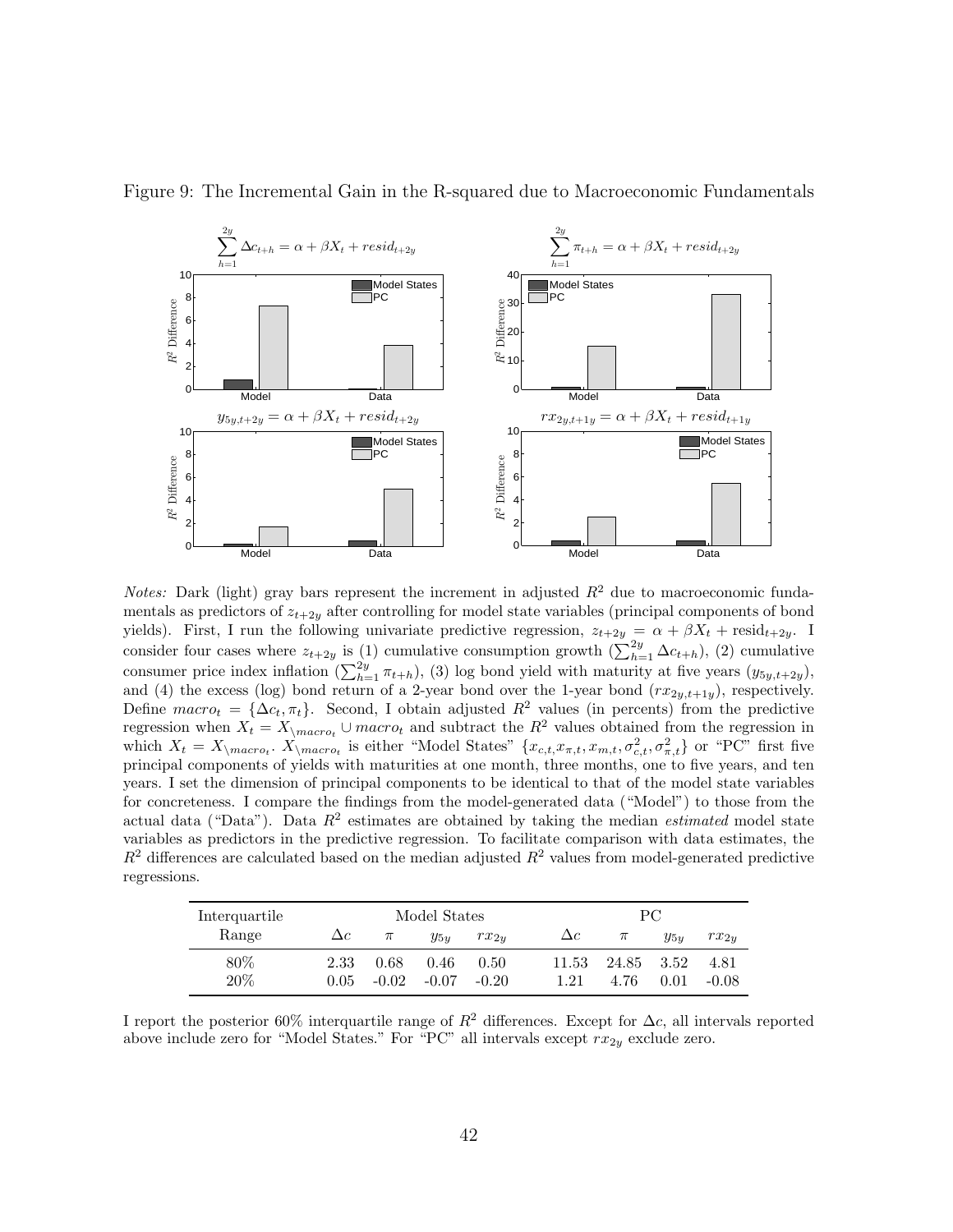Figure 9: The Incremental Gain in the R-squared due to Macroeconomic Fundamentals

$\sum_{h=1}^{2y} \Delta c_{t+h} = \alpha + \beta X_t + resid_{t+2y}$

10
8
6
4
2
0
$R^2$ Difference
Model States
PC
Model
Data

$\sum_{h=1}^{2y} \pi_{t+h} = \alpha + \beta X_t + resid_{t+2y}$

40
30
20
10
0
$R^2$ Difference
Model States
PC
Model
Data

$y_{5y,t+2y} = \alpha + \beta X_t + resid_{t+2y}$

10
8
6
4
2
0
$R^2$ Difference
Model States
PC
Model
Data

$rx_{2y,t+1y} = \alpha + \beta X_t + resid_{t+1y}$

10
8
6
4
2
0
$R^2$ Difference
Model States
PC
Model
Data

*Notes:* Dark (light) gray bars represent the increment in adjusted $R^2$ due to macroeconomic fundamentals as predictors of $z_{t+2y}$ after controlling for model state variables (principal components of bond yields). First, I run the following univariate predictive regression, $z_{t+2y} = \alpha + \beta X_t + \text{resid}_{t+2y}$. I consider four cases where $z_{t+2y}$ is (1) cumulative consumption growth ($\sum_{h=1}^{2y} \Delta c_{t+h}$), (2) cumulative consumer price index inflation ($\sum_{h=1}^{2y} \pi_{t+h}$), (3) log bond yield with maturity at five years ($y_{5y,t+2y}$), and (4) the excess (log) bond return of a 2-year bond over the 1-year bond ($rx_{2y,t+1y}$), respectively. Define $macro_t = \{\Delta c_t, \pi_t\}$. Second, I obtain adjusted $R^2$ values (in percents) from the predictive regression when $X_t = X_{\setminus macro_t} \cup macro_t$ and subtract the $R^2$ values obtained from the regression in which $X_t = X_{\setminus macro_t}$. $X_{\setminus macro_t}$ is either "Model States" $\{x_{c,t}, x_{\pi,t}, x_{m,t}, \sigma^2_{c,t}, \sigma^2_{\pi,t}\}$ or "PC" first five principal components of yields with maturities at one month, three months, one to five years, and ten years. I set the dimension of principal components to be identical to that of the model state variables for concreteness. I compare the findings from the model-generated data ("Model") to those from the actual data ("Data"). Data $R^2$ estimates are obtained by taking the median *estimated* model state variables as predictors in the predictive regression. To facilitate comparison with data estimates, the $R^2$ differences are calculated based on the median adjusted $R^2$ values from model-generated predictive regressions.

| Interquartile | Model States | | | | PC | | | |
|---|---|---|---|---|---|---|---|---|
| Range | $\Delta c$ | $\pi$ | $y_{5y}$ | $rx_{2y}$ | $\Delta c$ | $\pi$ | $y_{5y}$ | $rx_{2y}$ |
| 80% | 2.33 | 0.68 | 0.46 | 0.50 | 11.53 | 24.85 | 3.52 | 4.81 |
| 20% | 0.05 | -0.02 | -0.07 | -0.20 | 1.21 | 4.76 | 0.01 | -0.08 |

I report the posterior 60% interquartile range of $R^2$ differences. Except for $\Delta c$, all intervals reported above include zero for "Model States." For "PC" all intervals except $rx_{2y}$ exclude zero.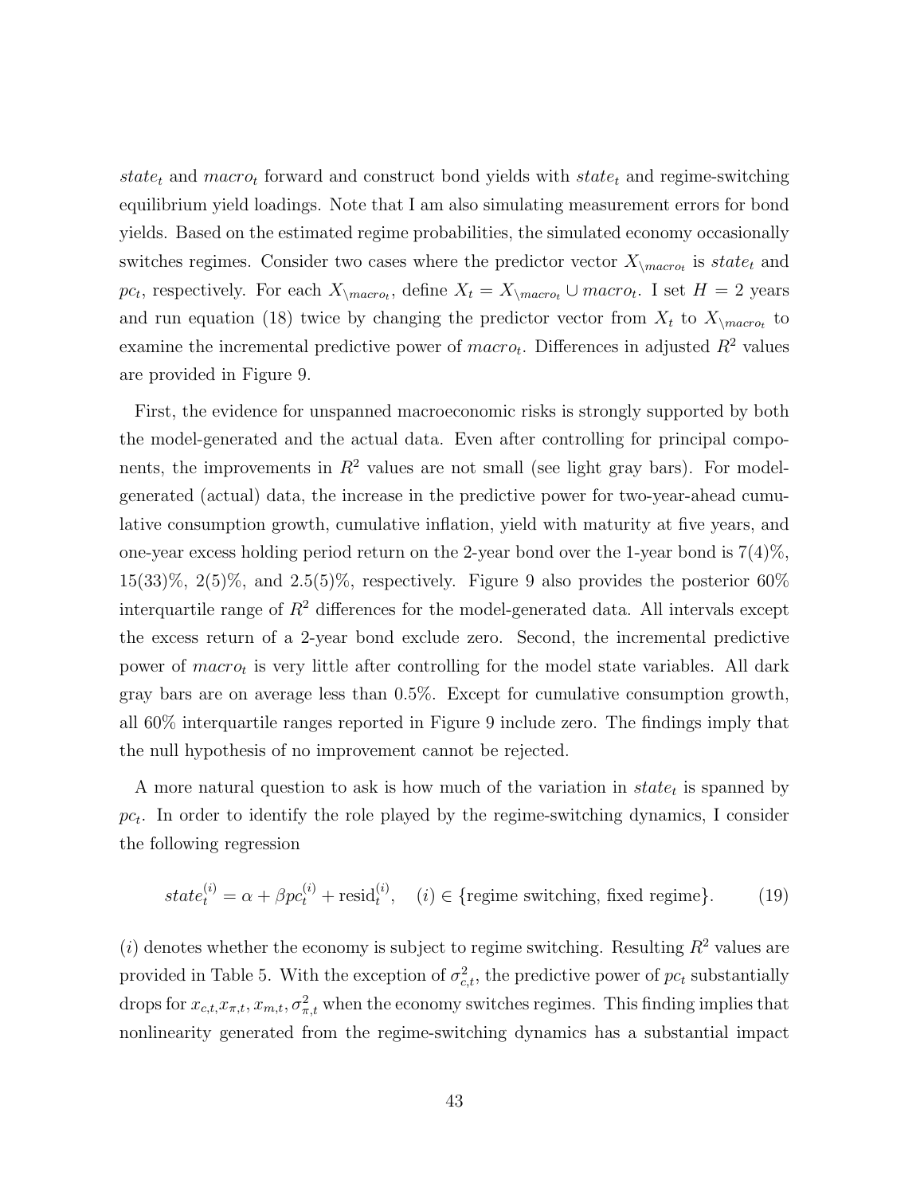$state_t$ and $macro_t$ forward and construct bond yields with $state_t$ and regime-switching equilibrium yield loadings. Note that I am also simulating measurement errors for bond yields. Based on the estimated regime probabilities, the simulated economy occasionally switches regimes. Consider two cases where the predictor vector $X_{\setminus macro_t}$ is $state_t$ and $pc_t$, respectively. For each $X_{\setminus macro_t}$, define $X_t = X_{\setminus macro_t} \cup macro_t$. I set $H = 2$ years and run equation (18) twice by changing the predictor vector from $X_t$ to $X_{\setminus macro_t}$ to examine the incremental predictive power of $macro_t$. Differences in adjusted $R^2$ values are provided in Figure 9.

First, the evidence for unspanned macroeconomic risks is strongly supported by both the model-generated and the actual data. Even after controlling for principal components, the improvements in $R^2$ values are not small (see light gray bars). For model-generated (actual) data, the increase in the predictive power for two-year-ahead cumulative consumption growth, cumulative inflation, yield with maturity at five years, and one-year excess holding period return on the 2-year bond over the 1-year bond is 7(4)%, 15(33)%, 2(5)%, and 2.5(5)%, respectively. Figure 9 also provides the posterior 60% interquartile range of $R^2$ differences for the model-generated data. All intervals except the excess return of a 2-year bond exclude zero. Second, the incremental predictive power of $macro_t$ is very little after controlling for the model state variables. All dark gray bars are on average less than 0.5%. Except for cumulative consumption growth, all 60% interquartile ranges reported in Figure 9 include zero. The findings imply that the null hypothesis of no improvement cannot be rejected.

A more natural question to ask is how much of the variation in $state_t$ is spanned by $pc_t$. In order to identify the role played by the regime-switching dynamics, I consider the following regression

$$state_t^{(i)} = \alpha + \beta pc_t^{(i)} + \text{resid}_t^{(i)}, \quad (i) \in \{\text{regime switching, fixed regime}\}. \tag{19}$$

$(i)$ denotes whether the economy is subject to regime switching. Resulting $R^2$ values are provided in Table 5. With the exception of $\sigma_{c,t}^2$, the predictive power of $pc_t$ substantially drops for $x_{c,t}$,$x_{\pi,t}$, $x_{m,t}$, $\sigma_{\pi,t}^2$ when the economy switches regimes. This finding implies that nonlinearity generated from the regime-switching dynamics has a substantial impact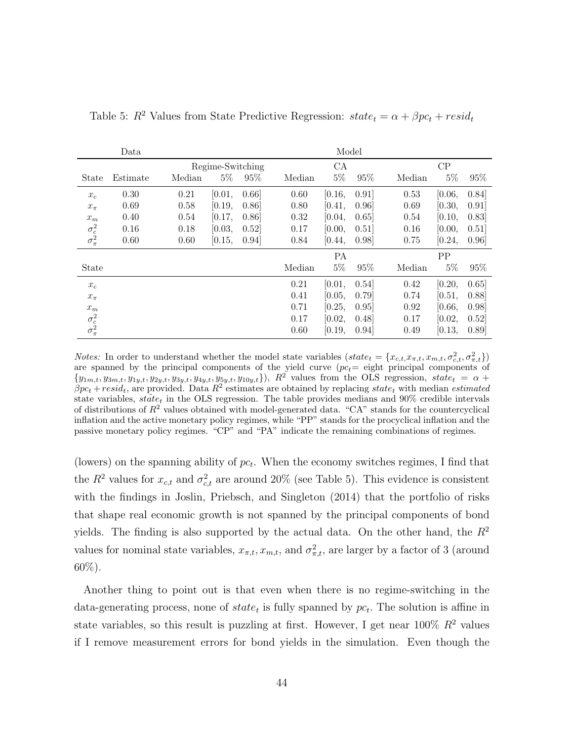Table 5: $R^2$ Values from State Predictive Regression: $state_t = \alpha + \beta pc_t + resid_t$

| | Data | Model | | | | | | | | |
|---|---|---|---|---|---|---|---|---|---|---|
| | | Regime-Switching | | | CA | | | CP | | |
| State | Estimate | Median | 5% | 95% | Median | 5% | 95% | Median | 5% | 95% |
| $x_c$ | 0.30 | 0.21 | [0.01, | 0.66] | 0.60 | [0.16, | 0.91] | 0.53 | [0.06, | 0.84] |
| $x_\pi$ | 0.69 | 0.58 | [0.19, | 0.86] | 0.80 | [0.41, | 0.96] | 0.69 | [0.30, | 0.91] |
| $x_m$ | 0.40 | 0.54 | [0.17, | 0.86] | 0.32 | [0.04, | 0.65] | 0.54 | [0.10, | 0.83] |
| $\sigma_c^2$ | 0.16 | 0.18 | [0.03, | 0.52] | 0.17 | [0.00, | 0.51] | 0.16 | [0.00, | 0.51] |
| $\sigma_\pi^2$ | 0.60 | 0.60 | [0.15, | 0.94] | 0.84 | [0.44, | 0.98] | 0.75 | [0.24, | 0.96] |
| | | | | | PA | | | PP | | |
| State | | | | | Median | 5% | 95% | Median | 5% | 95% |
| $x_c$ | | | | | 0.21 | [0.01, | 0.54] | 0.42 | [0.20, | 0.65] |
| $x_\pi$ | | | | | 0.41 | [0.05, | 0.79] | 0.74 | [0.51, | 0.88] |
| $x_m$ | | | | | 0.71 | [0.25, | 0.95] | 0.92 | [0.66, | 0.98] |
| $\sigma_c^2$ | | | | | 0.17 | [0.02, | 0.48] | 0.17 | [0.02, | 0.52] |
| $\sigma_\pi^2$ | | | | | 0.60 | [0.19, | 0.94] | 0.49 | [0.13, | 0.89] |

*Notes:* In order to understand whether the model state variables ($state_t = \{x_{c,t}, x_{\pi,t}, x_{m,t}, \sigma_{c,t}^2, \sigma_{\pi,t}^2\}$) are spanned by the principal components of the yield curve ($pc_t$= eight principal components of $\{y_{1m,t}, y_{3m,t}, y_{1y,t}, y_{2y,t}, y_{3y,t}, y_{4y,t}, y_{5y,t}, y_{10y,t}\}$), $R^2$ values from the OLS regression, $state_t = \alpha + \beta pc_t + resid_t$, are provided. Data $R^2$ estimates are obtained by replacing $state_t$ with median *estimated* state variables, $\hat{state}_t$ in the OLS regression. The table provides medians and 90% credible intervals of distributions of $R^2$ values obtained with model-generated data. "CA" stands for the countercyclical inflation and the active monetary policy regimes, while "PP" stands for the procyclical inflation and the passive monetary policy regimes. "CP" and "PA" indicate the remaining combinations of regimes.

(lowers) on the spanning ability of $pc_t$. When the economy switches regimes, I find that the $R^2$ values for $x_{c,t}$ and $\sigma_{c,t}^2$ are around 20% (see Table 5). This evidence is consistent with the findings in Joslin, Priebsch, and Singleton (2014) that the portfolio of risks that shape real economic growth is not spanned by the principal components of bond yields. The finding is also supported by the actual data. On the other hand, the $R^2$ values for nominal state variables, $x_{\pi,t}, x_{m,t}$, and $\sigma_{\pi,t}^2$, are larger by a factor of 3 (around 60%).

Another thing to point out is that even when there is no regime-switching in the data-generating process, none of $state_t$ is fully spanned by $pc_t$. The solution is affine in state variables, so this result is puzzling at first. However, I get near 100% $R^2$ values if I remove measurement errors for bond yields in the simulation. Even though the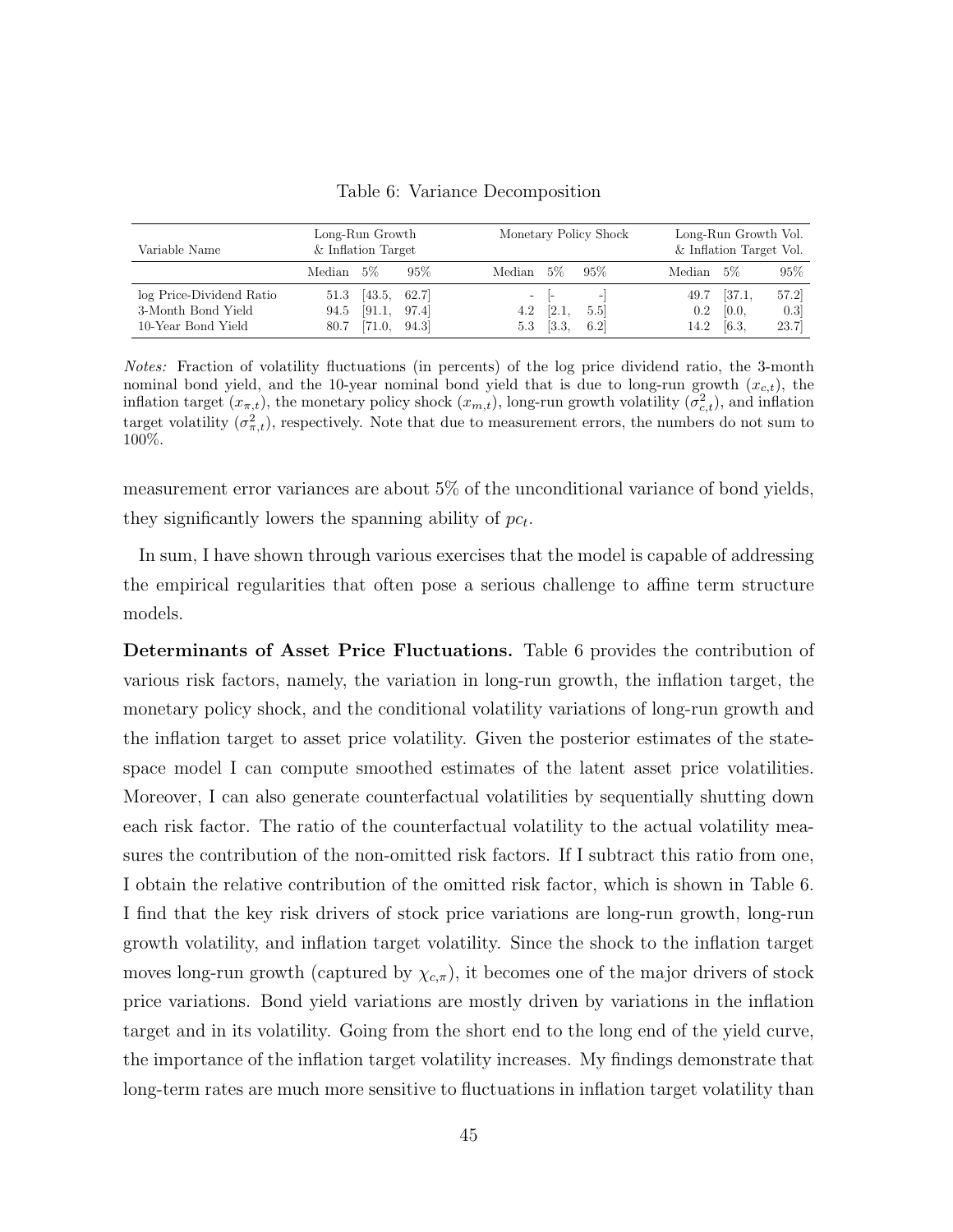Table 6: Variance Decomposition

| Variable Name | Long-Run Growth & Inflation Target | | | Monetary Policy Shock | | | Long-Run Growth Vol. & Inflation Target Vol. | | |
|---|---|---|---|---|---|---|---|---|---|
| | Median | 5% | 95% | Median | 5% | 95% | Median | 5% | 95% |
| log Price-Dividend Ratio | 51.3 | [43.5, | 62.7] | - | [- | -] | 49.7 | [37.1, | 57.2] |
| 3-Month Bond Yield | 94.5 | [91.1, | 97.4] | 4.2 | [2.1, | 5.5] | 0.2 | [0.0, | 0.3] |
| 10-Year Bond Yield | 80.7 | [71.0, | 94.3] | 5.3 | [3.3, | 6.2] | 14.2 | [6.3, | 23.7] |

*Notes:* Fraction of volatility fluctuations (in percents) of the log price dividend ratio, the 3-month nominal bond yield, and the 10-year nominal bond yield that is due to long-run growth ($x_{c,t}$), the inflation target ($x_{\pi,t}$), the monetary policy shock ($x_{m,t}$), long-run growth volatility ($\sigma^2_{c,t}$), and inflation target volatility ($\sigma^2_{\pi,t}$), respectively. Note that due to measurement errors, the numbers do not sum to 100%.

measurement error variances are about 5% of the unconditional variance of bond yields, they significantly lowers the spanning ability of $pc_t$.

In sum, I have shown through various exercises that the model is capable of addressing the empirical regularities that often pose a serious challenge to affine term structure models.

**Determinants of Asset Price Fluctuations.** Table 6 provides the contribution of various risk factors, namely, the variation in long-run growth, the inflation target, the monetary policy shock, and the conditional volatility variations of long-run growth and the inflation target to asset price volatility. Given the posterior estimates of the state-space model I can compute smoothed estimates of the latent asset price volatilities. Moreover, I can also generate counterfactual volatilities by sequentially shutting down each risk factor. The ratio of the counterfactual volatility to the actual volatility measures the contribution of the non-omitted risk factors. If I subtract this ratio from one, I obtain the relative contribution of the omitted risk factor, which is shown in Table 6. I find that the key risk drivers of stock price variations are long-run growth, long-run growth volatility, and inflation target volatility. Since the shock to the inflation target moves long-run growth (captured by $\chi_{c,\pi}$), it becomes one of the major drivers of stock price variations. Bond yield variations are mostly driven by variations in the inflation target and in its volatility. Going from the short end to the long end of the yield curve, the importance of the inflation target volatility increases. My findings demonstrate that long-term rates are much more sensitive to fluctuations in inflation target volatility than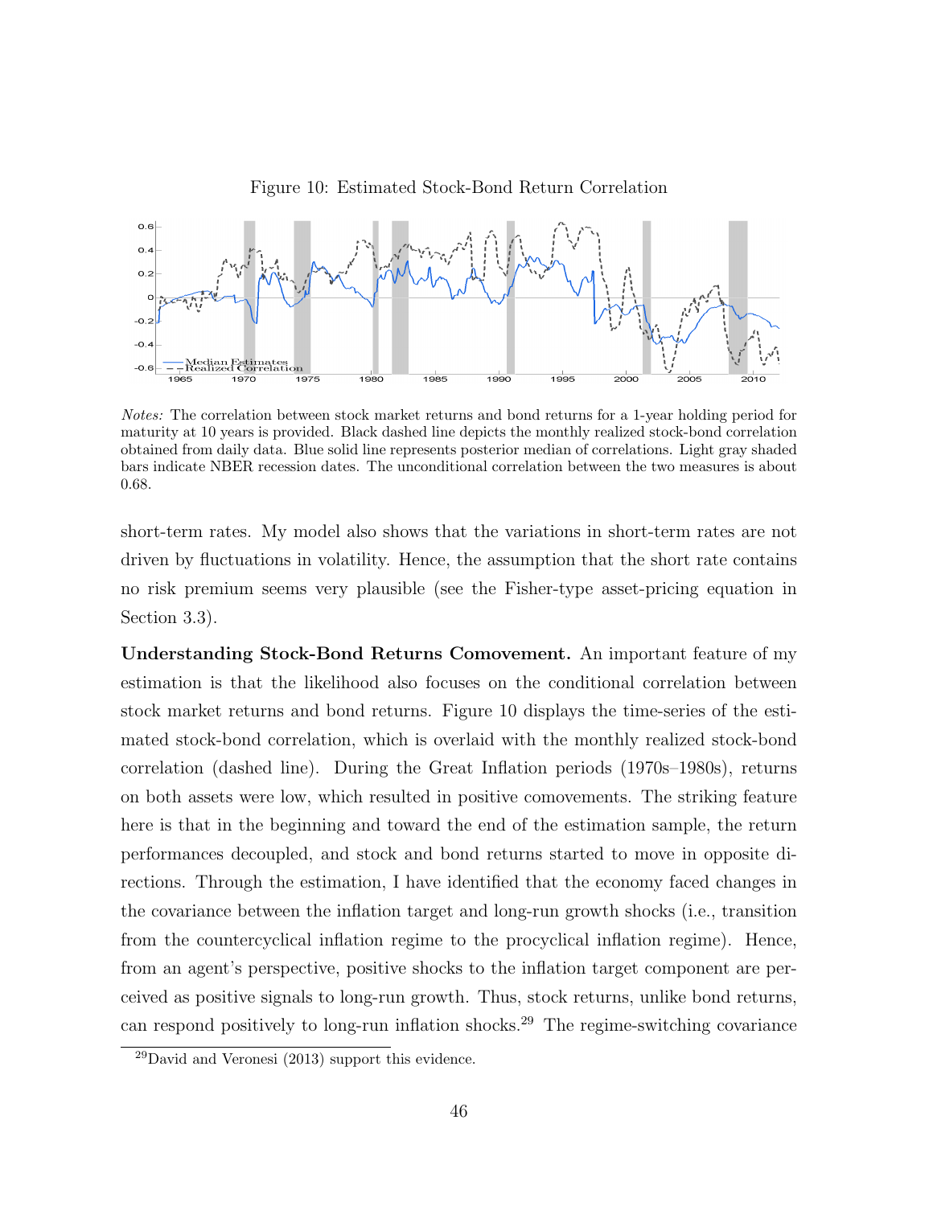Figure 10: Estimated Stock-Bond Return Correlation

0.6
0.4
0.2
0
-0.2
-0.4
-0.6
Median Estimates
Realized Correlation
1965
1970
1975
1980
1985
1990
1995
2000
2005
2010

*Notes:* The correlation between stock market returns and bond returns for a 1-year holding period for maturity at 10 years is provided. Black dashed line depicts the monthly realized stock-bond correlation obtained from daily data. Blue solid line represents posterior median of correlations. Light gray shaded bars indicate NBER recession dates. The unconditional correlation between the two measures is about 0.68.

short-term rates. My model also shows that the variations in short-term rates are not driven by fluctuations in volatility. Hence, the assumption that the short rate contains no risk premium seems very plausible (see the Fisher-type asset-pricing equation in Section 3.3).

**Understanding Stock-Bond Returns Comovement.** An important feature of my estimation is that the likelihood also focuses on the conditional correlation between stock market returns and bond returns. Figure 10 displays the time-series of the estimated stock-bond correlation, which is overlaid with the monthly realized stock-bond correlation (dashed line). During the Great Inflation periods (1970s–1980s), returns on both assets were low, which resulted in positive comovements. The striking feature here is that in the beginning and toward the end of the estimation sample, the return performances decoupled, and stock and bond returns started to move in opposite directions. Through the estimation, I have identified that the economy faced changes in the covariance between the inflation target and long-run growth shocks (i.e., transition from the countercyclical inflation regime to the procyclical inflation regime). Hence, from an agent's perspective, positive shocks to the inflation target component are perceived as positive signals to long-run growth. Thus, stock returns, unlike bond returns, can respond positively to long-run inflation shocks.[29] The regime-switching covariance

[29] David and Veronesi (2013) support this evidence.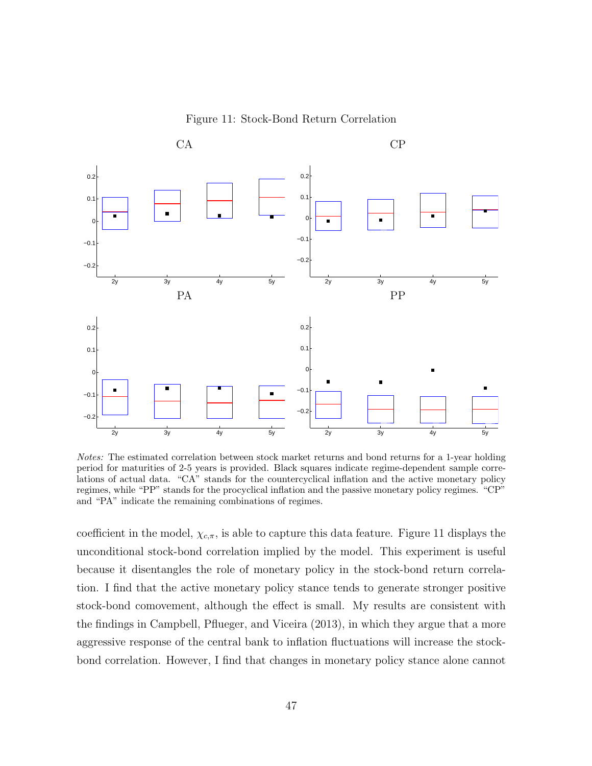Figure 11: Stock-Bond Return Correlation

CA

0.2
0.1
0
−0.1
−0.2
2y 3y 4y 5y

CP

0.2
0.1
0
−0.1
−0.2
2y 3y 4y 5y

PA

0.2
0.1
0
−0.1
−0.2
2y 3y 4y 5y

PP

0.2
0.1
0
−0.1
−0.2
2y 3y 4y 5y

*Notes:* The estimated correlation between stock market returns and bond returns for a 1-year holding period for maturities of 2-5 years is provided. Black squares indicate regime-dependent sample correlations of actual data. "CA" stands for the countercyclical inflation and the active monetary policy regimes, while "PP" stands for the procyclical inflation and the passive monetary policy regimes. "CP" and "PA" indicate the remaining combinations of regimes.

coefficient in the model, $\chi_{c,\pi}$, is able to capture this data feature. Figure 11 displays the unconditional stock-bond correlation implied by the model. This experiment is useful because it disentangles the role of monetary policy in the stock-bond return correlation. I find that the active monetary policy stance tends to generate stronger positive stock-bond comovement, although the effect is small. My results are consistent with the findings in Campbell, Pflueger, and Viceira (2013), in which they argue that a more aggressive response of the central bank to inflation fluctuations will increase the stock-bond correlation. However, I find that changes in monetary policy stance alone cannot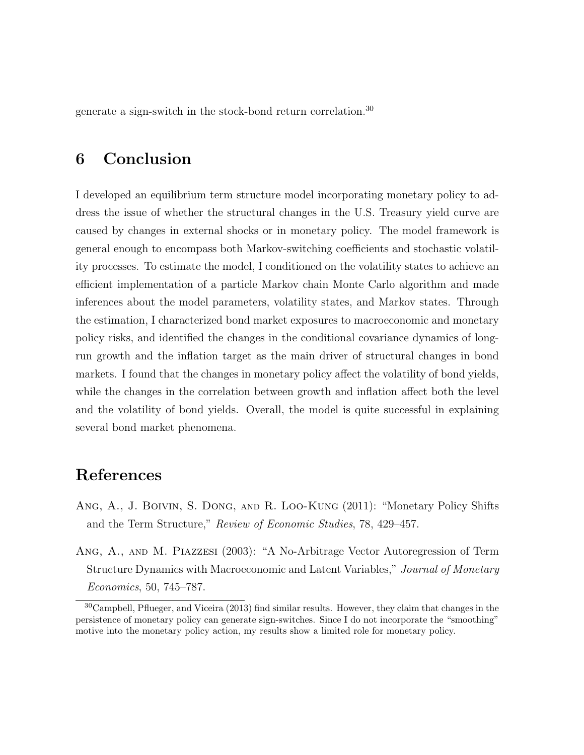generate a sign-switch in the stock-bond return correlation.[30]

## 6 Conclusion

I developed an equilibrium term structure model incorporating monetary policy to address the issue of whether the structural changes in the U.S. Treasury yield curve are caused by changes in external shocks or in monetary policy. The model framework is general enough to encompass both Markov-switching coefficients and stochastic volatility processes. To estimate the model, I conditioned on the volatility states to achieve an efficient implementation of a particle Markov chain Monte Carlo algorithm and made inferences about the model parameters, volatility states, and Markov states. Through the estimation, I characterized bond market exposures to macroeconomic and monetary policy risks, and identified the changes in the conditional covariance dynamics of long-run growth and the inflation target as the main driver of structural changes in bond markets. I found that the changes in monetary policy affect the volatility of bond yields, while the changes in the correlation between growth and inflation affect both the level and the volatility of bond yields. Overall, the model is quite successful in explaining several bond market phenomena.

## References

Ang, A., J. Boivin, S. Dong, and R. Loo-Kung (2011): "Monetary Policy Shifts and the Term Structure," *Review of Economic Studies*, 78, 429–457.

Ang, A., and M. Piazzesi (2003): "A No-Arbitrage Vector Autoregression of Term Structure Dynamics with Macroeconomic and Latent Variables," *Journal of Monetary Economics*, 50, 745–787.

[30] Campbell, Pflueger, and Viceira (2013) find similar results. However, they claim that changes in the persistence of monetary policy can generate sign-switches. Since I do not incorporate the "smoothing" motive into the monetary policy action, my results show a limited role for monetary policy.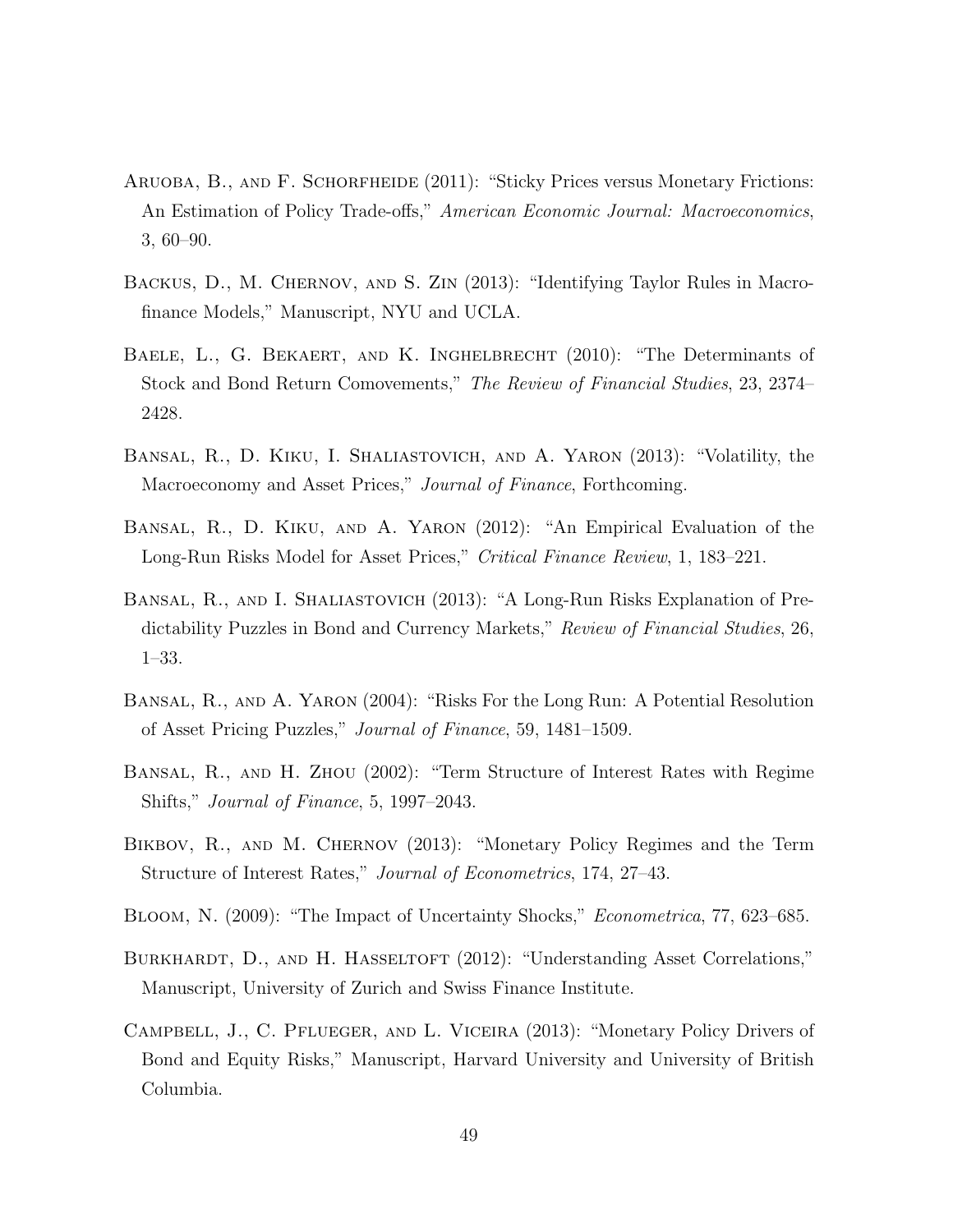Aruoba, B., and F. Schorfheide (2011): "Sticky Prices versus Monetary Frictions: An Estimation of Policy Trade-offs," *American Economic Journal: Macroeconomics*, 3, 60–90.

Backus, D., M. Chernov, and S. Zin (2013): "Identifying Taylor Rules in Macro-finance Models," Manuscript, NYU and UCLA.

Baele, L., G. Bekaert, and K. Inghelbrecht (2010): "The Determinants of Stock and Bond Return Comovements," *The Review of Financial Studies*, 23, 2374–2428.

Bansal, R., D. Kiku, I. Shaliastovich, and A. Yaron (2013): "Volatility, the Macroeconomy and Asset Prices," *Journal of Finance*, Forthcoming.

Bansal, R., D. Kiku, and A. Yaron (2012): "An Empirical Evaluation of the Long-Run Risks Model for Asset Prices," *Critical Finance Review*, 1, 183–221.

Bansal, R., and I. Shaliastovich (2013): "A Long-Run Risks Explanation of Predictability Puzzles in Bond and Currency Markets," *Review of Financial Studies*, 26, 1–33.

Bansal, R., and A. Yaron (2004): "Risks For the Long Run: A Potential Resolution of Asset Pricing Puzzles," *Journal of Finance*, 59, 1481–1509.

Bansal, R., and H. Zhou (2002): "Term Structure of Interest Rates with Regime Shifts," *Journal of Finance*, 5, 1997–2043.

Bikbov, R., and M. Chernov (2013): "Monetary Policy Regimes and the Term Structure of Interest Rates," *Journal of Econometrics*, 174, 27–43.

Bloom, N. (2009): "The Impact of Uncertainty Shocks," *Econometrica*, 77, 623–685.

Burkhardt, D., and H. Hasseltoft (2012): "Understanding Asset Correlations," Manuscript, University of Zurich and Swiss Finance Institute.

Campbell, J., C. Pflueger, and L. Viceira (2013): "Monetary Policy Drivers of Bond and Equity Risks," Manuscript, Harvard University and University of British Columbia.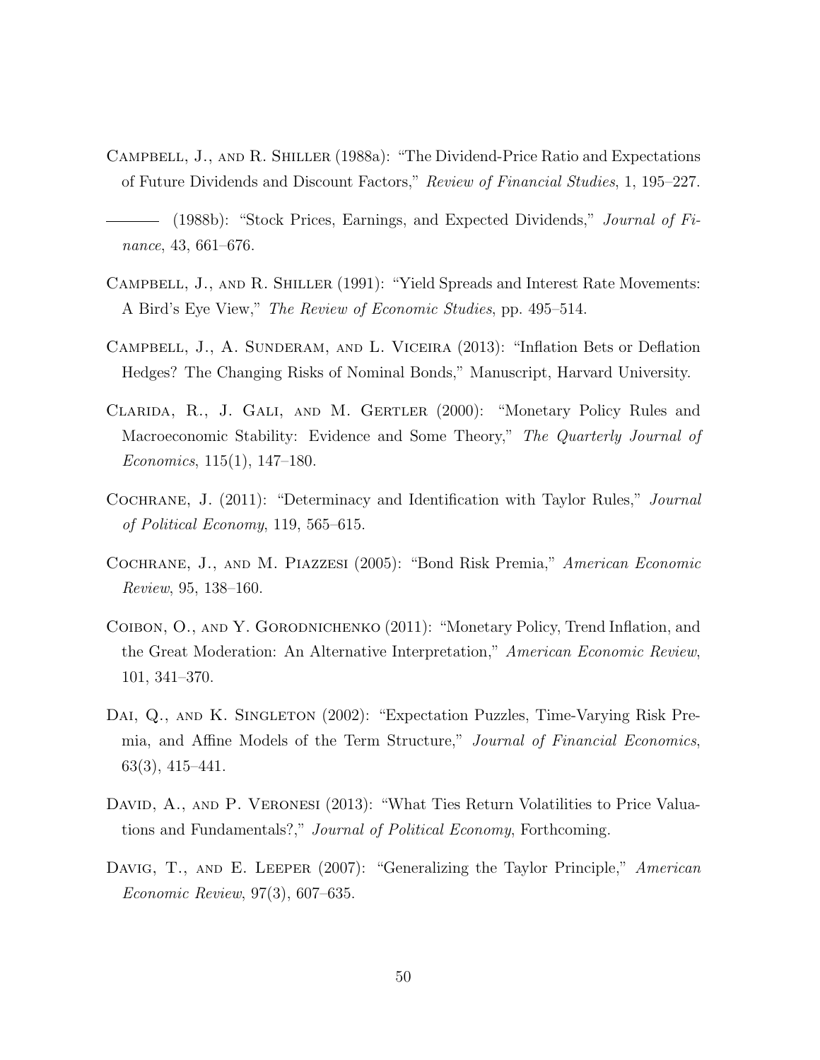Campbell, J., and R. Shiller (1988a): "The Dividend-Price Ratio and Expectations of Future Dividends and Discount Factors," *Review of Financial Studies*, 1, 195–227.

——— (1988b): "Stock Prices, Earnings, and Expected Dividends," *Journal of Finance*, 43, 661–676.

Campbell, J., and R. Shiller (1991): "Yield Spreads and Interest Rate Movements: A Bird's Eye View," *The Review of Economic Studies*, pp. 495–514.

Campbell, J., A. Sunderam, and L. Viceira (2013): "Inflation Bets or Deflation Hedges? The Changing Risks of Nominal Bonds," Manuscript, Harvard University.

Clarida, R., J. Gali, and M. Gertler (2000): "Monetary Policy Rules and Macroeconomic Stability: Evidence and Some Theory," *The Quarterly Journal of Economics*, 115(1), 147–180.

Cochrane, J. (2011): "Determinacy and Identification with Taylor Rules," *Journal of Political Economy*, 119, 565–615.

Cochrane, J., and M. Piazzesi (2005): "Bond Risk Premia," *American Economic Review*, 95, 138–160.

Coibon, O., and Y. Gorodnichenko (2011): "Monetary Policy, Trend Inflation, and the Great Moderation: An Alternative Interpretation," *American Economic Review*, 101, 341–370.

Dai, Q., and K. Singleton (2002): "Expectation Puzzles, Time-Varying Risk Premia, and Affine Models of the Term Structure," *Journal of Financial Economics*, 63(3), 415–441.

David, A., and P. Veronesi (2013): "What Ties Return Volatilities to Price Valuations and Fundamentals?," *Journal of Political Economy*, Forthcoming.

Davig, T., and E. Leeper (2007): "Generalizing the Taylor Principle," *American Economic Review*, 97(3), 607–635.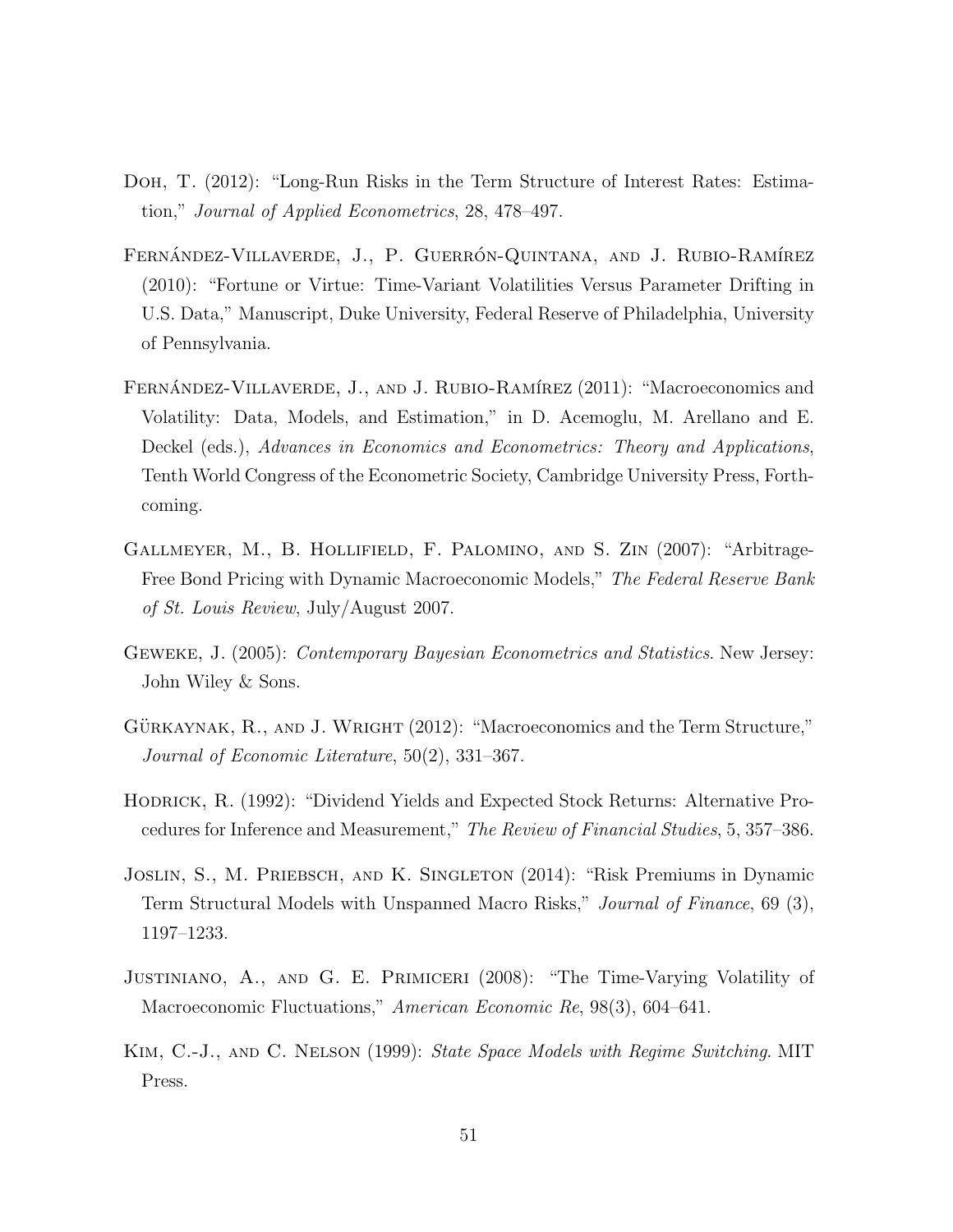Doh, T. (2012): "Long-Run Risks in the Term Structure of Interest Rates: Estimation," *Journal of Applied Econometrics*, 28, 478–497.

Fernández-Villaverde, J., P. Guerrón-Quintana, and J. Rubio-Ramírez (2010): "Fortune or Virtue: Time-Variant Volatilities Versus Parameter Drifting in U.S. Data," Manuscript, Duke University, Federal Reserve of Philadelphia, University of Pennsylvania.

Fernández-Villaverde, J., and J. Rubio-Ramírez (2011): "Macroeconomics and Volatility: Data, Models, and Estimation," in D. Acemoglu, M. Arellano and E. Deckel (eds.), *Advances in Economics and Econometrics: Theory and Applications*, Tenth World Congress of the Econometric Society, Cambridge University Press, Forthcoming.

Gallmeyer, M., B. Hollifield, F. Palomino, and S. Zin (2007): "Arbitrage-Free Bond Pricing with Dynamic Macroeconomic Models," *The Federal Reserve Bank of St. Louis Review*, July/August 2007.

Geweke, J. (2005): *Contemporary Bayesian Econometrics and Statistics*. New Jersey: John Wiley & Sons.

Gürkaynak, R., and J. Wright (2012): "Macroeconomics and the Term Structure," *Journal of Economic Literature*, 50(2), 331–367.

Hodrick, R. (1992): "Dividend Yields and Expected Stock Returns: Alternative Procedures for Inference and Measurement," *The Review of Financial Studies*, 5, 357–386.

Joslin, S., M. Priebsch, and K. Singleton (2014): "Risk Premiums in Dynamic Term Structural Models with Unspanned Macro Risks," *Journal of Finance*, 69 (3), 1197–1233.

Justiniano, A., and G. E. Primiceri (2008): "The Time-Varying Volatility of Macroeconomic Fluctuations," *American Economic Re*, 98(3), 604–641.

Kim, C.-J., and C. Nelson (1999): *State Space Models with Regime Switching*. MIT Press.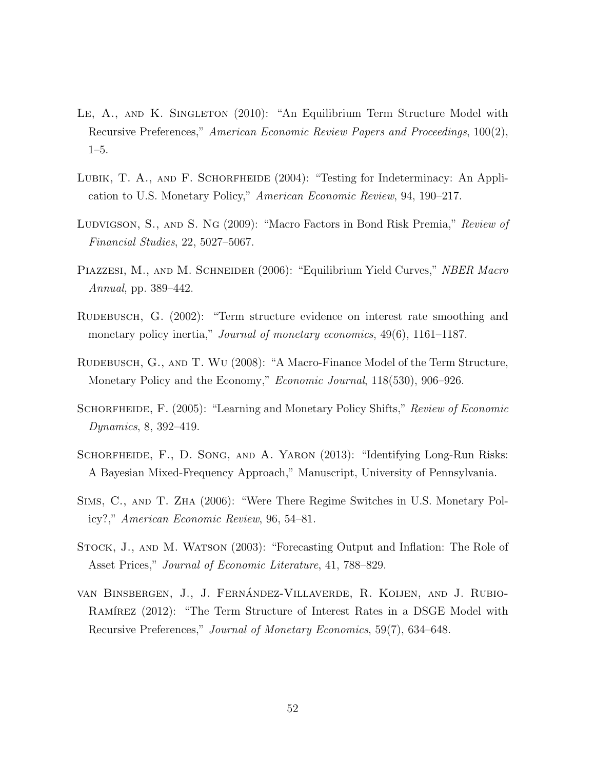Le, A., and K. Singleton (2010): "An Equilibrium Term Structure Model with Recursive Preferences," *American Economic Review Papers and Proceedings*, 100(2), 1–5.

Lubik, T. A., and F. Schorfheide (2004): "Testing for Indeterminacy: An Application to U.S. Monetary Policy," *American Economic Review*, 94, 190–217.

Ludvigson, S., and S. Ng (2009): "Macro Factors in Bond Risk Premia," *Review of Financial Studies*, 22, 5027–5067.

Piazzesi, M., and M. Schneider (2006): "Equilibrium Yield Curves," *NBER Macro Annual*, pp. 389–442.

Rudebusch, G. (2002): "Term structure evidence on interest rate smoothing and monetary policy inertia," *Journal of monetary economics*, 49(6), 1161–1187.

Rudebusch, G., and T. Wu (2008): "A Macro-Finance Model of the Term Structure, Monetary Policy and the Economy," *Economic Journal*, 118(530), 906–926.

Schorfheide, F. (2005): "Learning and Monetary Policy Shifts," *Review of Economic Dynamics*, 8, 392–419.

Schorfheide, F., D. Song, and A. Yaron (2013): "Identifying Long-Run Risks: A Bayesian Mixed-Frequency Approach," Manuscript, University of Pennsylvania.

Sims, C., and T. Zha (2006): "Were There Regime Switches in U.S. Monetary Policy?," *American Economic Review*, 96, 54–81.

Stock, J., and M. Watson (2003): "Forecasting Output and Inflation: The Role of Asset Prices," *Journal of Economic Literature*, 41, 788–829.

van Binsbergen, J., J. Fernández-Villaverde, R. Koijen, and J. Rubio-Ramírez (2012): "The Term Structure of Interest Rates in a DSGE Model with Recursive Preferences," *Journal of Monetary Economics*, 59(7), 634–648.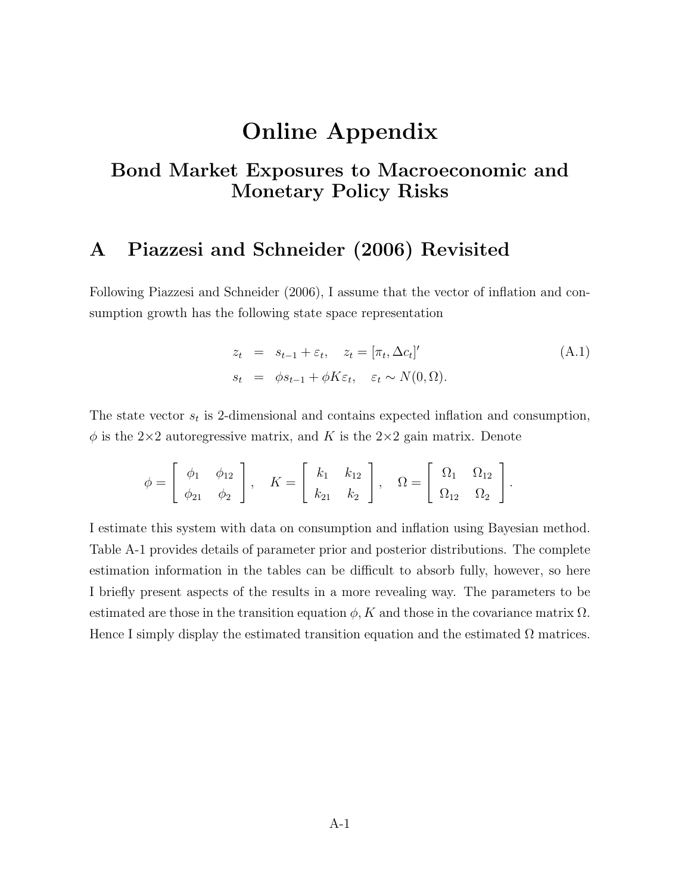# Online Appendix

## Bond Market Exposures to Macroeconomic and Monetary Policy Risks

## A Piazzesi and Schneider (2006) Revisited

Following Piazzesi and Schneider (2006), I assume that the vector of inflation and consumption growth has the following state space representation

$$
\begin{aligned}
z_t &= s_{t-1} + \varepsilon_t, \quad z_t = [\pi_t, \Delta c_t]' \\
s_t &= \phi s_{t-1} + \phi K \varepsilon_t, \quad \varepsilon_t \sim N(0, \Omega).
\end{aligned}
\tag{A.1}
$$

The state vector $s_t$ is 2-dimensional and contains expected inflation and consumption, $\phi$ is the 2×2 autoregressive matrix, and $K$ is the 2×2 gain matrix. Denote

$$
\phi = \begin{bmatrix} \phi_1 & \phi_{12} \\ \phi_{21} & \phi_2 \end{bmatrix}, \quad K = \begin{bmatrix} k_1 & k_{12} \\ k_{21} & k_2 \end{bmatrix}, \quad \Omega = \begin{bmatrix} \Omega_1 & \Omega_{12} \\ \Omega_{12} & \Omega_2 \end{bmatrix}.
$$

I estimate this system with data on consumption and inflation using Bayesian method. Table A-1 provides details of parameter prior and posterior distributions. The complete estimation information in the tables can be difficult to absorb fully, however, so here I briefly present aspects of the results in a more revealing way. The parameters to be estimated are those in the transition equation $\phi, K$ and those in the covariance matrix $\Omega$. Hence I simply display the estimated transition equation and the estimated $\Omega$ matrices.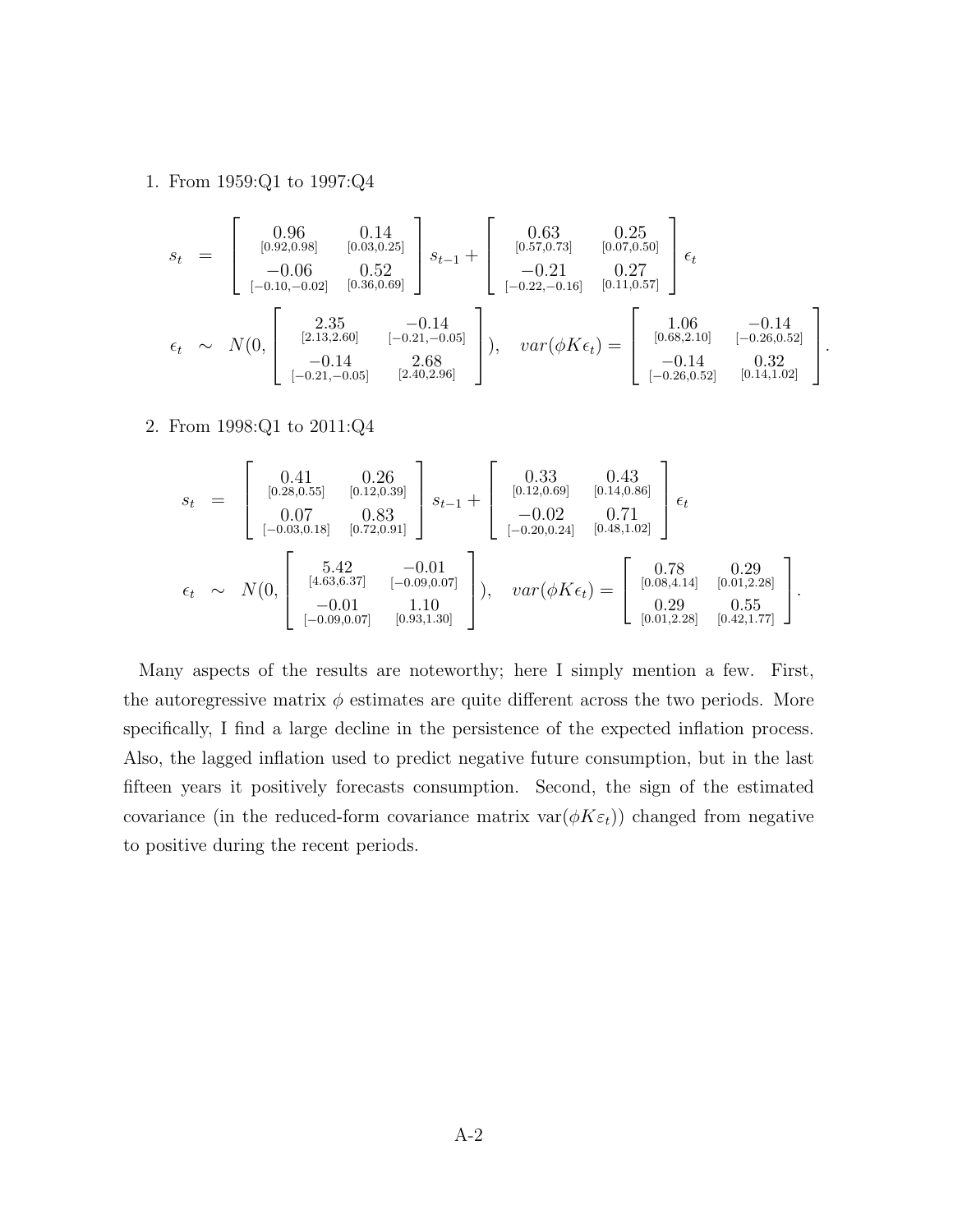1. From 1959:Q1 to 1997:Q4

$$
\begin{aligned}
s_t &= \begin{bmatrix} \underset{[0.92,0.98]}{0.96} & \underset{[0.03,0.25]}{0.14} \\ \underset{[-0.10,-0.02]}{-0.06} & \underset{[0.36,0.69]}{0.52} \end{bmatrix} s_{t-1} + \begin{bmatrix} \underset{[0.57,0.73]}{0.63} & \underset{[0.07,0.50]}{0.25} \\ \underset{[-0.22,-0.16]}{-0.21} & \underset{[0.11,0.57]}{0.27} \end{bmatrix} \epsilon_t \\
\epsilon_t &\sim N(0, \begin{bmatrix} \underset{[2.13,2.60]}{2.35} & \underset{[-0.21,-0.05]}{-0.14} \\ \underset{[-0.21,-0.05]}{-0.14} & \underset{[2.40,2.96]}{2.68} \end{bmatrix}), \quad var(\phi K \epsilon_t) = \begin{bmatrix} \underset{[0.68,2.10]}{1.06} & \underset{[-0.26,0.52]}{-0.14} \\ \underset{[-0.26,0.52]}{-0.14} & \underset{[0.14,1.02]}{0.32} \end{bmatrix}.
\end{aligned}
$$

2. From 1998:Q1 to 2011:Q4

$$
\begin{aligned}
s_t &= \begin{bmatrix} \underset{[0.28,0.55]}{0.41} & \underset{[0.12,0.39]}{0.26} \\ \underset{[-0.03,0.18]}{0.07} & \underset{[0.72,0.91]}{0.83} \end{bmatrix} s_{t-1} + \begin{bmatrix} \underset{[0.12,0.69]}{0.33} & \underset{[0.14,0.86]}{0.43} \\ \underset{[-0.20,0.24]}{-0.02} & \underset{[0.48,1.02]}{0.71} \end{bmatrix} \epsilon_t \\
\epsilon_t &\sim N(0, \begin{bmatrix} \underset{[4.63,6.37]}{5.42} & \underset{[-0.09,0.07]}{-0.01} \\ \underset{[-0.09,0.07]}{-0.01} & \underset{[0.93,1.30]}{1.10} \end{bmatrix}), \quad var(\phi K \epsilon_t) = \begin{bmatrix} \underset{[0.08,4.14]}{0.78} & \underset{[0.01,2.28]}{0.29} \\ \underset{[0.01,2.28]}{0.29} & \underset{[0.42,1.77]}{0.55} \end{bmatrix}.
\end{aligned}
$$

Many aspects of the results are noteworthy; here I simply mention a few. First, the autoregressive matrix $\phi$ estimates are quite different across the two periods. More specifically, I find a large decline in the persistence of the expected inflation process. Also, the lagged inflation used to predict negative future consumption, but in the last fifteen years it positively forecasts consumption. Second, the sign of the estimated covariance (in the reduced-form covariance matrix $\text{var}(\phi K \varepsilon_t)$) changed from negative to positive during the recent periods.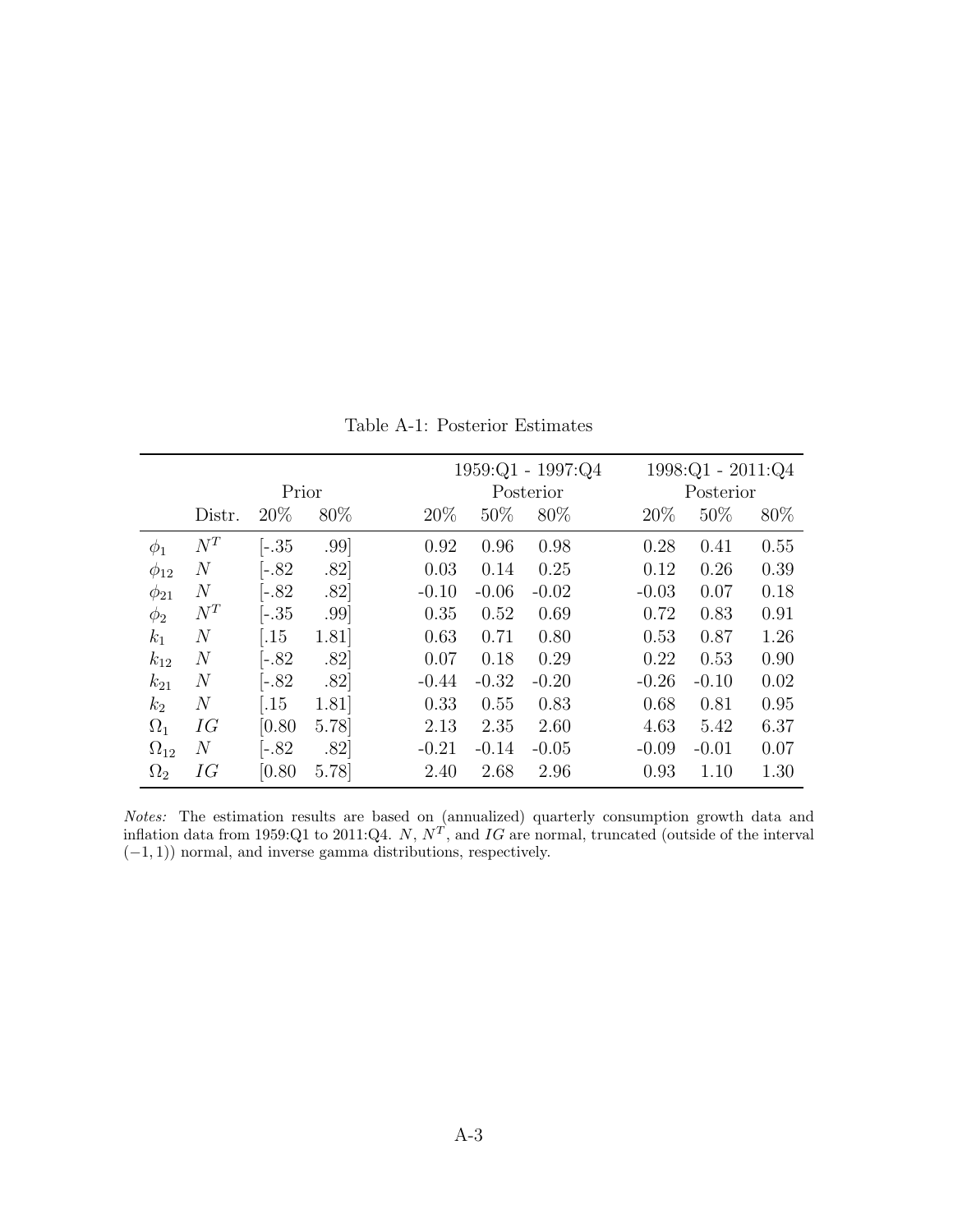Table A-1: Posterior Estimates

| | | Prior | | 1959:Q1 - 1997:Q4 Posterior | | | 1998:Q1 - 2011:Q4 Posterior | | |
|---|---|---|---|---|---|---|---|---|---|
| | Distr. | 20% | 80% | 20% | 50% | 80% | 20% | 50% | 80% |
| $\phi_1$ | $N^T$ | [-.35 | .99] | 0.92 | 0.96 | 0.98 | 0.28 | 0.41 | 0.55 |
| $\phi_{12}$ | $N$ | [-.82 | .82] | 0.03 | 0.14 | 0.25 | 0.12 | 0.26 | 0.39 |
| $\phi_{21}$ | $N$ | [-.82 | .82] | -0.10 | -0.06 | -0.02 | -0.03 | 0.07 | 0.18 |
| $\phi_2$ | $N^T$ | [-.35 | .99] | 0.35 | 0.52 | 0.69 | 0.72 | 0.83 | 0.91 |
| $k_1$ | $N$ | [.15 | 1.81] | 0.63 | 0.71 | 0.80 | 0.53 | 0.87 | 1.26 |
| $k_{12}$ | $N$ | [-.82 | .82] | 0.07 | 0.18 | 0.29 | 0.22 | 0.53 | 0.90 |
| $k_{21}$ | $N$ | [-.82 | .82] | -0.44 | -0.32 | -0.20 | -0.26 | -0.10 | 0.02 |
| $k_2$ | $N$ | [.15 | 1.81] | 0.33 | 0.55 | 0.83 | 0.68 | 0.81 | 0.95 |
| $\Omega_1$ | $IG$ | [0.80 | 5.78] | 2.13 | 2.35 | 2.60 | 4.63 | 5.42 | 6.37 |
| $\Omega_{12}$ | $N$ | [-.82 | .82] | -0.21 | -0.14 | -0.05 | -0.09 | -0.01 | 0.07 |
| $\Omega_2$ | $IG$ | [0.80 | 5.78] | 2.40 | 2.68 | 2.96 | 0.93 | 1.10 | 1.30 |

*Notes:* The estimation results are based on (annualized) quarterly consumption growth data and inflation data from 1959:Q1 to 2011:Q4. $N$, $N^T$, and $IG$ are normal, truncated (outside of the interval $(-1, 1)$) normal, and inverse gamma distributions, respectively.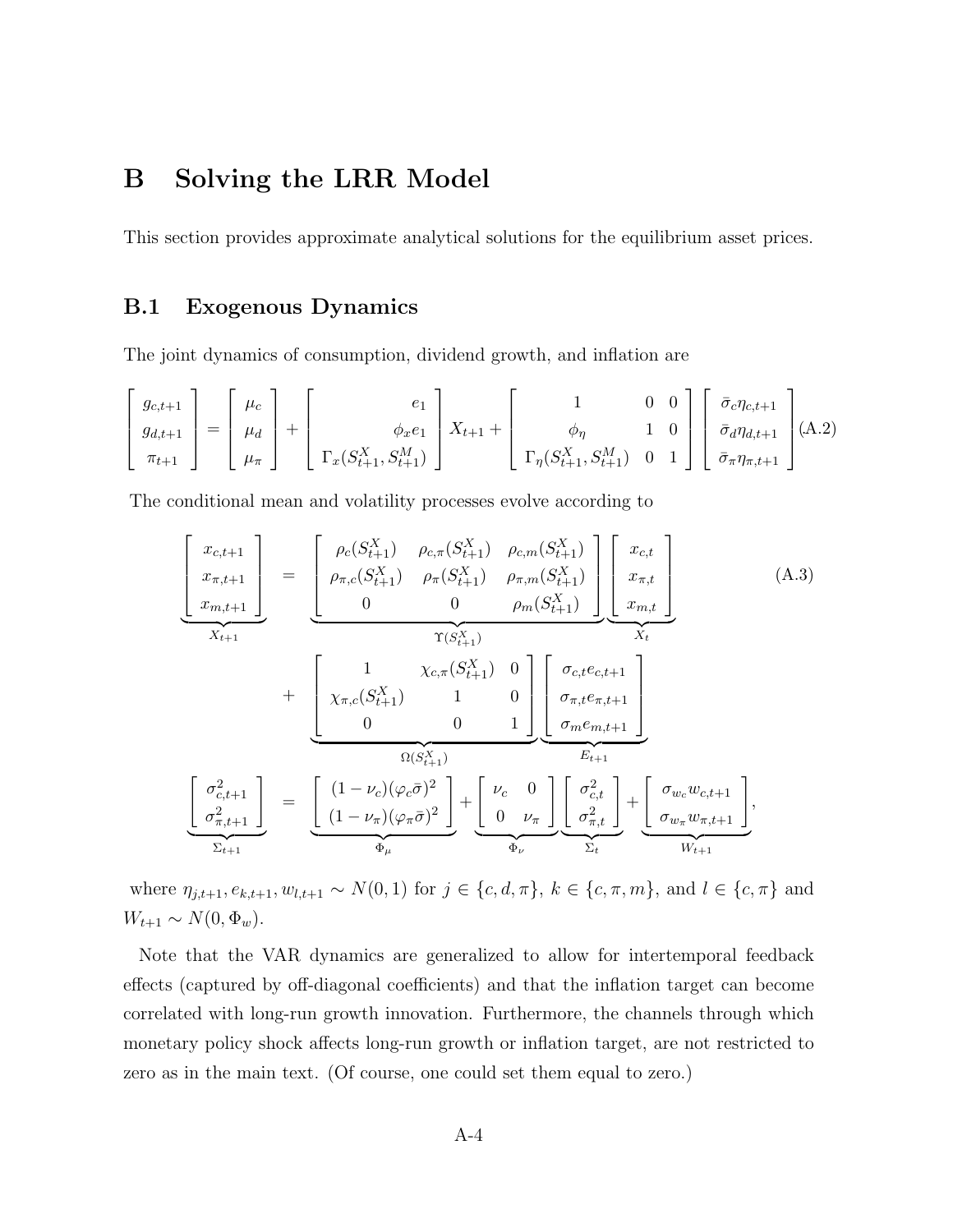# B Solving the LRR Model

This section provides approximate analytical solutions for the equilibrium asset prices.

## B.1 Exogenous Dynamics

The joint dynamics of consumption, dividend growth, and inflation are

$$
\begin{bmatrix} g_{c,t+1} \\ g_{d,t+1} \\ \pi_{t+1} \end{bmatrix} = \begin{bmatrix} \mu_c \\ \mu_d \\ \mu_\pi \end{bmatrix} + \begin{bmatrix} e_1 \\ \phi_x e_1 \\ \Gamma_x(S^X_{t+1}, S^M_{t+1}) \end{bmatrix} X_{t+1} + \begin{bmatrix} 1 & 0 & 0 \\ \phi_\eta & 1 & 0 \\ \Gamma_\eta(S^X_{t+1}, S^M_{t+1}) & 0 & 1 \end{bmatrix} \begin{bmatrix} \bar{\sigma}_c \eta_{c,t+1} \\ \bar{\sigma}_d \eta_{d,t+1} \\ \bar{\sigma}_\pi \eta_{\pi,t+1} \end{bmatrix} \tag{A.2}
$$

The conditional mean and volatility processes evolve according to

$$
\begin{aligned}
\underbrace{\begin{bmatrix} x_{c,t+1} \\ x_{\pi,t+1} \\ x_{m,t+1} \end{bmatrix}}_{X_{t+1}} &= \underbrace{\begin{bmatrix} \rho_c(S^X_{t+1}) & \rho_{c,\pi}(S^X_{t+1}) & \rho_{c,m}(S^X_{t+1}) \\ \rho_{\pi,c}(S^X_{t+1}) & \rho_\pi(S^X_{t+1}) & \rho_{\pi,m}(S^X_{t+1}) \\ 0 & 0 & \rho_m(S^X_{t+1}) \end{bmatrix}}_{\Upsilon(S^X_{t+1})} \underbrace{\begin{bmatrix} x_{c,t} \\ x_{\pi,t} \\ x_{m,t} \end{bmatrix}}_{X_t} \\
&\quad + \underbrace{\begin{bmatrix} 1 & \chi_{c,\pi}(S^X_{t+1}) & 0 \\ \chi_{\pi,c}(S^X_{t+1}) & 1 & 0 \\ 0 & 0 & 1 \end{bmatrix}}_{\Omega(S^X_{t+1})} \underbrace{\begin{bmatrix} \sigma_{c,t} e_{c,t+1} \\ \sigma_{\pi,t} e_{\pi,t+1} \\ \sigma_m e_{m,t+1} \end{bmatrix}}_{E_{t+1}} \\
\underbrace{\begin{bmatrix} \sigma^2_{c,t+1} \\ \sigma^2_{\pi,t+1} \end{bmatrix}}_{\Sigma_{t+1}} &= \underbrace{\begin{bmatrix} (1-\nu_c)(\varphi_c \bar{\sigma})^2 \\ (1-\nu_\pi)(\varphi_\pi \bar{\sigma})^2 \end{bmatrix}}_{\Phi_\mu} + \underbrace{\begin{bmatrix} \nu_c & 0 \\ 0 & \nu_\pi \end{bmatrix}}_{\Phi_\nu} \underbrace{\begin{bmatrix} \sigma^2_{c,t} \\ \sigma^2_{\pi,t} \end{bmatrix}}_{\Sigma_t} + \underbrace{\begin{bmatrix} \sigma_{w_c} w_{c,t+1} \\ \sigma_{w_\pi} w_{\pi,t+1} \end{bmatrix}}_{W_{t+1}},
\end{aligned} \tag{A.3}
$$

where $\eta_{j,t+1}, e_{k,t+1}, w_{l,t+1} \sim N(0,1)$ for $j \in \{c, d, \pi\}$, $k \in \{c, \pi, m\}$, and $l \in \{c, \pi\}$ and $W_{t+1} \sim N(0, \Phi_w)$.

Note that the VAR dynamics are generalized to allow for intertemporal feedback effects (captured by off-diagonal coefficients) and that the inflation target can become correlated with long-run growth innovation. Furthermore, the channels through which monetary policy shock affects long-run growth or inflation target, are not restricted to zero as in the main text. (Of course, one could set them equal to zero.)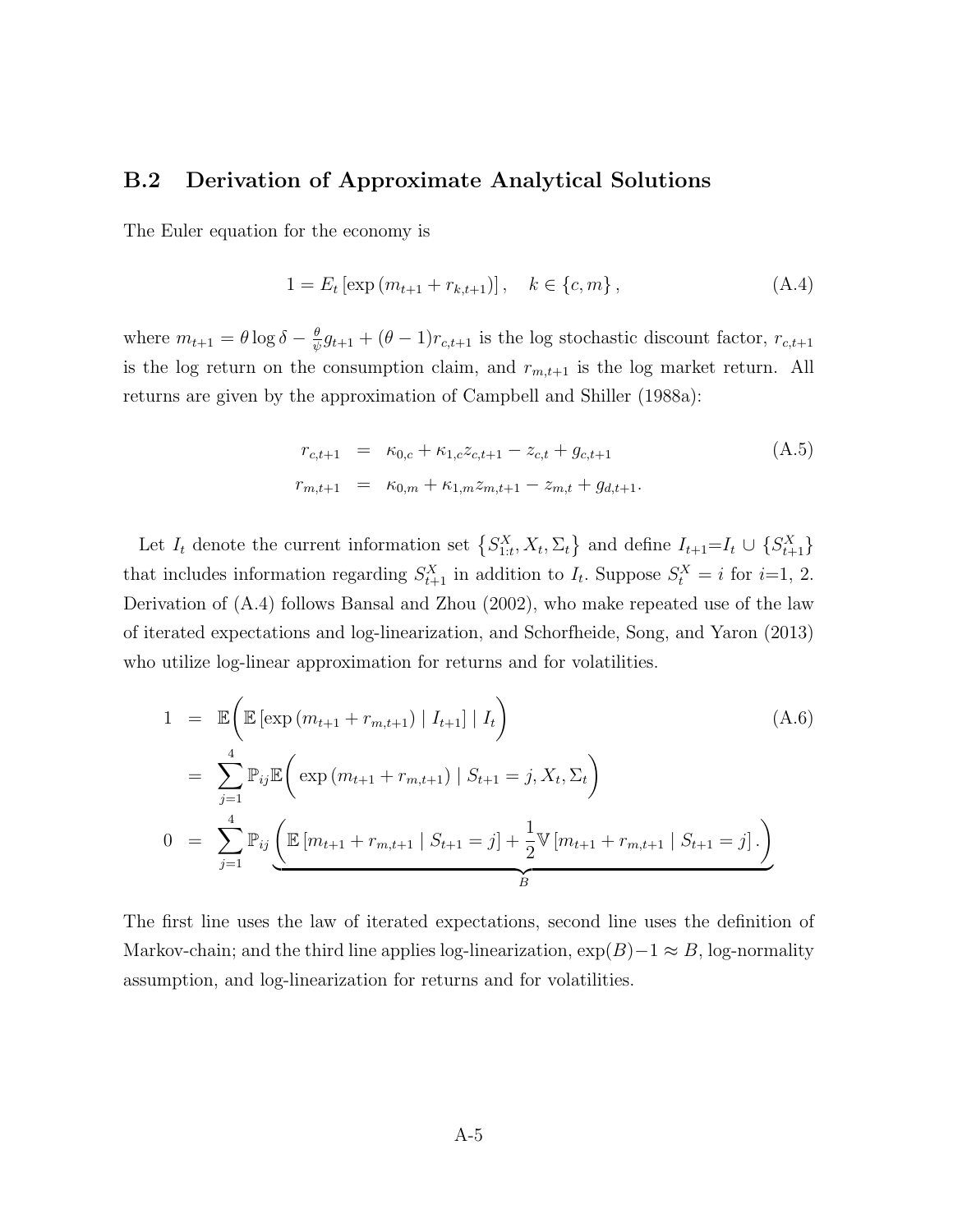## B.2 Derivation of Approximate Analytical Solutions

The Euler equation for the economy is

$$1 = E_t \left[ \exp \left( m_{t+1} + r_{k,t+1} \right) \right], \quad k \in \{c, m\}, \tag{A.4}$$

where $m_{t+1} = \theta \log \delta - \frac{\theta}{\psi} g_{t+1} + (\theta - 1) r_{c,t+1}$ is the log stochastic discount factor, $r_{c,t+1}$ is the log return on the consumption claim, and $r_{m,t+1}$ is the log market return. All returns are given by the approximation of Campbell and Shiller (1988a):

$$\begin{aligned} r_{c,t+1} &= \kappa_{0,c} + \kappa_{1,c} z_{c,t+1} - z_{c,t} + g_{c,t+1} \\ r_{m,t+1} &= \kappa_{0,m} + \kappa_{1,m} z_{m,t+1} - z_{m,t} + g_{d,t+1}. \end{aligned} \tag{A.5}$$

Let $I_t$ denote the current information set $\left\{ S_{1:t}^X, X_t, \Sigma_t \right\}$ and define $I_{t+1} = I_t \cup \{ S_{t+1}^X \}$ that includes information regarding $S_{t+1}^X$ in addition to $I_t$. Suppose $S_t^X = i$ for $i$=1, 2. Derivation of (A.4) follows Bansal and Zhou (2002), who make repeated use of the law of iterated expectations and log-linearization, and Schorfheide, Song, and Yaron (2013) who utilize log-linear approximation for returns and for volatilities.

$$\begin{aligned} 1 &= \mathbb{E}\Bigg( \mathbb{E}\left[ \exp \left( m_{t+1} + r_{m,t+1} \right) \mid I_{t+1} \right] \mid I_t \Bigg) \\ &= \sum_{j=1}^{4} \mathbb{P}_{ij} \mathbb{E}\Bigg( \exp \left( m_{t+1} + r_{m,t+1} \right) \mid S_{t+1} = j, X_t, \Sigma_t \Bigg) \\ 0 &= \sum_{j=1}^{4} \mathbb{P}_{ij} \underbrace{\Bigg( \mathbb{E}\left[ m_{t+1} + r_{m,t+1} \mid S_{t+1} = j \right] + \frac{1}{2} \mathbb{V}\left[ m_{t+1} + r_{m,t+1} \mid S_{t+1} = j \right]. \Bigg)}_{B} \end{aligned} \tag{A.6}$$

The first line uses the law of iterated expectations, second line uses the definition of Markov-chain; and the third line applies log-linearization, $\exp(B) - 1 \approx B$, log-normality assumption, and log-linearization for returns and for volatilities.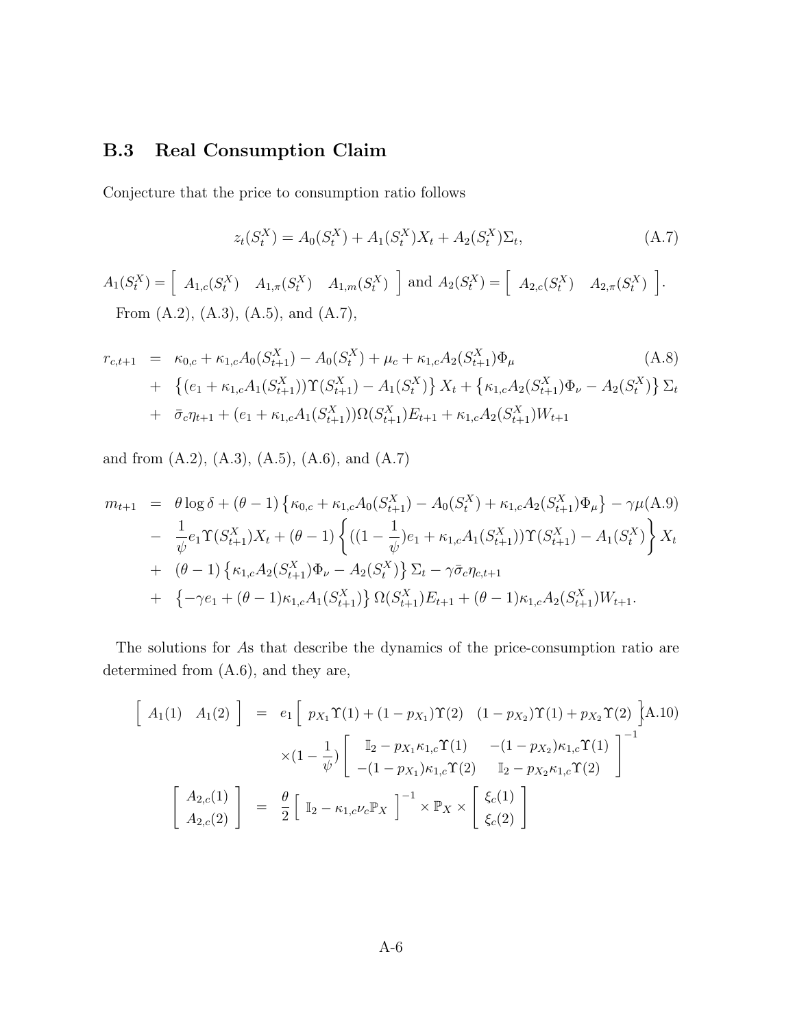### B.3 Real Consumption Claim

Conjecture that the price to consumption ratio follows

$$z_t(S_t^X) = A_0(S_t^X) + A_1(S_t^X)X_t + A_2(S_t^X)\Sigma_t, \tag{A.7}$$

$A_1(S_t^X) = \left[\begin{array}{ccc} A_{1,c}(S_t^X) & A_{1,\pi}(S_t^X) & A_{1,m}(S_t^X) \end{array}\right]$ and $A_2(S_t^X) = \left[\begin{array}{cc} A_{2,c}(S_t^X) & A_{2,\pi}(S_t^X) \end{array}\right]$.

From (A.2), (A.3), (A.5), and (A.7),

$$\begin{aligned} r_{c,t+1} &= \kappa_{0,c} + \kappa_{1,c}A_0(S_{t+1}^X) - A_0(S_t^X) + \mu_c + \kappa_{1,c}A_2(S_{t+1}^X)\Phi_\mu \\ &+ \left\{(e_1 + \kappa_{1,c}A_1(S_{t+1}^X))\Upsilon(S_{t+1}^X) - A_1(S_t^X)\right\}X_t + \left\{\kappa_{1,c}A_2(S_{t+1}^X)\Phi_\nu - A_2(S_t^X)\right\}\Sigma_t \\ &+ \bar{\sigma}_c\eta_{t+1} + (e_1 + \kappa_{1,c}A_1(S_{t+1}^X))\Omega(S_{t+1}^X)E_{t+1} + \kappa_{1,c}A_2(S_{t+1}^X)W_{t+1} \end{aligned} \tag{A.8}$$

and from (A.2), (A.3), (A.5), (A.6), and (A.7)

$$\begin{aligned} m_{t+1} &= \theta\log\delta + (\theta-1)\left\{\kappa_{0,c} + \kappa_{1,c}A_0(S_{t+1}^X) - A_0(S_t^X) + \kappa_{1,c}A_2(S_{t+1}^X)\Phi_\mu\right\} - \gamma\mu \\ &- \frac{1}{\psi}e_1\Upsilon(S_{t+1}^X)X_t + (\theta-1)\left\{((1-\frac{1}{\psi})e_1 + \kappa_{1,c}A_1(S_{t+1}^X))\Upsilon(S_{t+1}^X) - A_1(S_t^X)\right\}X_t \\ &+ (\theta-1)\left\{\kappa_{1,c}A_2(S_{t+1}^X)\Phi_\nu - A_2(S_t^X)\right\}\Sigma_t - \gamma\bar{\sigma}_c\eta_{c,t+1} \\ &+ \left\{-\gamma e_1 + (\theta-1)\kappa_{1,c}A_1(S_{t+1}^X)\right\}\Omega(S_{t+1}^X)E_{t+1} + (\theta-1)\kappa_{1,c}A_2(S_{t+1}^X)W_{t+1}. \end{aligned} \tag{A.9}$$

The solutions for $A$s that describe the dynamics of the price-consumption ratio are determined from (A.6), and they are,

$$\begin{aligned} \left[\begin{array}{cc} A_1(1) & A_1(2) \end{array}\right] &= e_1\left[\begin{array}{cc} p_{X_1}\Upsilon(1) + (1-p_{X_1})\Upsilon(2) & (1-p_{X_2})\Upsilon(1) + p_{X_2}\Upsilon(2) \end{array}\right] \\ &\quad \times(1-\frac{1}{\psi})\left[\begin{array}{cc} \mathbb{I}_2 - p_{X_1}\kappa_{1,c}\Upsilon(1) & -(1-p_{X_2})\kappa_{1,c}\Upsilon(1) \\ -(1-p_{X_1})\kappa_{1,c}\Upsilon(2) & \mathbb{I}_2 - p_{X_2}\kappa_{1,c}\Upsilon(2) \end{array}\right]^{-1} \\ \left[\begin{array}{c} A_{2,c}(1) \\ A_{2,c}(2) \end{array}\right] &= \frac{\theta}{2}\left[\begin{array}{c} \mathbb{I}_2 - \kappa_{1,c}\nu_c\mathbb{P}_X \end{array}\right]^{-1} \times \mathbb{P}_X \times \left[\begin{array}{c} \xi_c(1) \\ \xi_c(2) \end{array}\right] \end{aligned} \tag{A.10}$$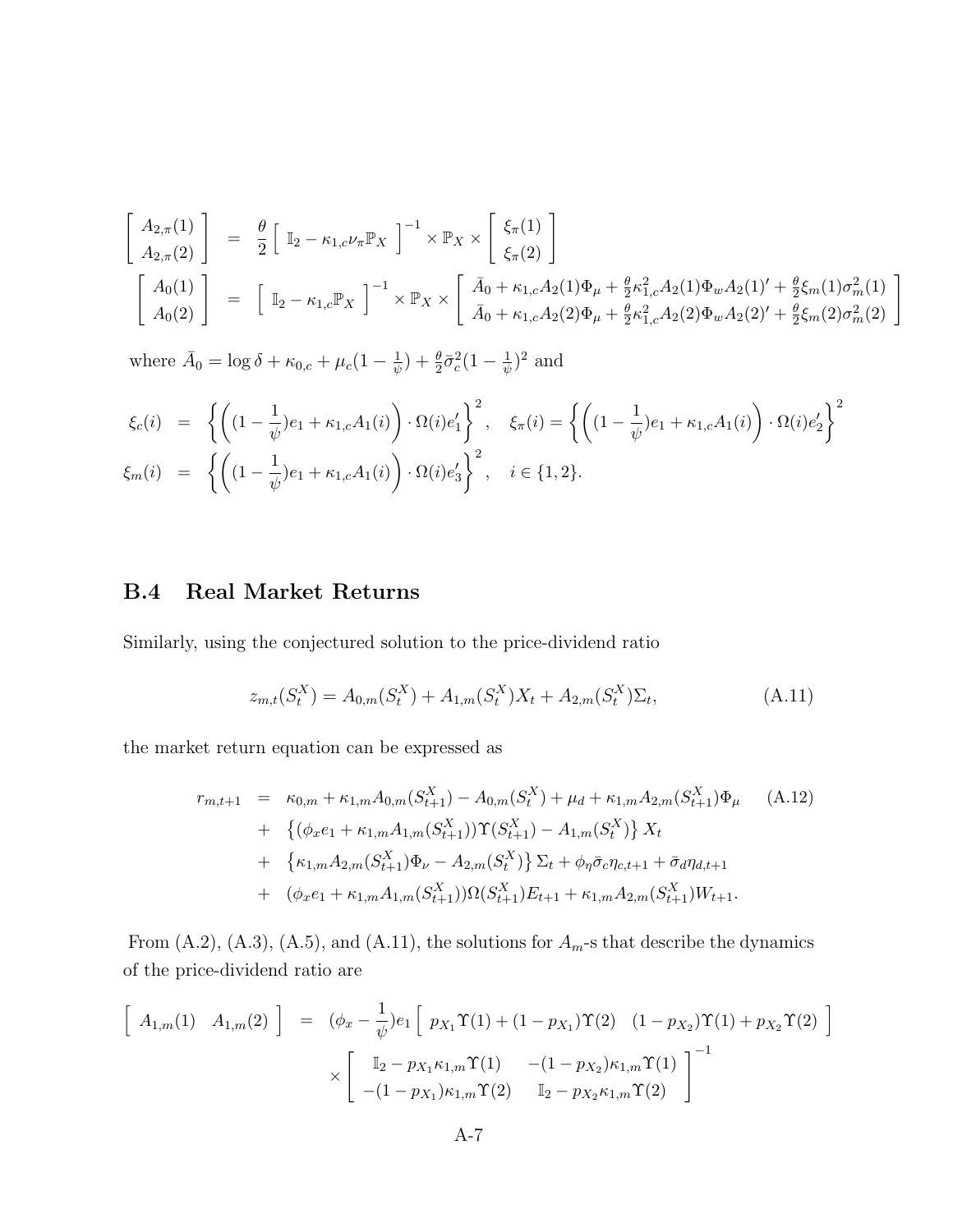$$
\begin{bmatrix} A_{2,\pi}(1) \\ A_{2,\pi}(2) \end{bmatrix} = \frac{\theta}{2} \begin{bmatrix} \mathbb{I}_2 - \kappa_{1,c}\nu_\pi \mathbb{P}_X \end{bmatrix}^{-1} \times \mathbb{P}_X \times \begin{bmatrix} \xi_\pi(1) \\ \xi_\pi(2) \end{bmatrix}
$$

$$
\begin{bmatrix} A_0(1) \\ A_0(2) \end{bmatrix} = \begin{bmatrix} \mathbb{I}_2 - \kappa_{1,c}\mathbb{P}_X \end{bmatrix}^{-1} \times \mathbb{P}_X \times \begin{bmatrix} \bar{A}_0 + \kappa_{1,c}A_2(1)\Phi_\mu + \frac{\theta}{2}\kappa_{1,c}^2 A_2(1)\Phi_w A_2(1)' + \frac{\theta}{2}\xi_m(1)\sigma_m^2(1) \\ \bar{A}_0 + \kappa_{1,c}A_2(2)\Phi_\mu + \frac{\theta}{2}\kappa_{1,c}^2 A_2(2)\Phi_w A_2(2)' + \frac{\theta}{2}\xi_m(2)\sigma_m^2(2) \end{bmatrix}
$$

where $\bar{A}_0 = \log\delta + \kappa_{0,c} + \mu_c(1-\frac{1}{\psi}) + \frac{\theta}{2}\bar{\sigma}_c^2(1-\frac{1}{\psi})^2$ and

$$
\xi_c(i) = \left\{\left((1-\frac{1}{\psi})e_1 + \kappa_{1,c}A_1(i)\right)\cdot\Omega(i)e_1'\right\}^2, \quad \xi_\pi(i) = \left\{\left((1-\frac{1}{\psi})e_1 + \kappa_{1,c}A_1(i)\right)\cdot\Omega(i)e_2'\right\}^2
$$

$$
\xi_m(i) = \left\{\left((1-\frac{1}{\psi})e_1 + \kappa_{1,c}A_1(i)\right)\cdot\Omega(i)e_3'\right\}^2, \quad i \in \{1,2\}.
$$

## B.4 Real Market Returns

Similarly, using the conjectured solution to the price-dividend ratio

$$
z_{m,t}(S_t^X) = A_{0,m}(S_t^X) + A_{1,m}(S_t^X)X_t + A_{2,m}(S_t^X)\Sigma_t, \tag{A.11}
$$

the market return equation can be expressed as

$$
\begin{aligned}
r_{m,t+1} &= \kappa_{0,m} + \kappa_{1,m}A_{0,m}(S_{t+1}^X) - A_{0,m}(S_t^X) + \mu_d + \kappa_{1,m}A_{2,m}(S_{t+1}^X)\Phi_\mu \\
&+ \left\{(\phi_x e_1 + \kappa_{1,m}A_{1,m}(S_{t+1}^X))\Upsilon(S_{t+1}^X) - A_{1,m}(S_t^X)\right\}X_t \\
&+ \left\{\kappa_{1,m}A_{2,m}(S_{t+1}^X)\Phi_\nu - A_{2,m}(S_t^X)\right\}\Sigma_t + \phi_\eta\bar{\sigma}_c\eta_{c,t+1} + \bar{\sigma}_d\eta_{d,t+1} \\
&+ (\phi_x e_1 + \kappa_{1,m}A_{1,m}(S_{t+1}^X))\Omega(S_{t+1}^X)E_{t+1} + \kappa_{1,m}A_{2,m}(S_{t+1}^X)W_{t+1}.
\end{aligned} \tag{A.12}
$$

From (A.2), (A.3), (A.5), and (A.11), the solutions for $A_m$-s that describe the dynamics of the price-dividend ratio are

$$
\begin{aligned}
\begin{bmatrix} A_{1,m}(1) & A_{1,m}(2) \end{bmatrix} &= (\phi_x - \frac{1}{\psi})e_1 \begin{bmatrix} p_{X_1}\Upsilon(1) + (1-p_{X_1})\Upsilon(2) & (1-p_{X_2})\Upsilon(1) + p_{X_2}\Upsilon(2) \end{bmatrix} \\
&\times \begin{bmatrix} \mathbb{I}_2 - p_{X_1}\kappa_{1,m}\Upsilon(1) & -(1-p_{X_2})\kappa_{1,m}\Upsilon(1) \\ -(1-p_{X_1})\kappa_{1,m}\Upsilon(2) & \mathbb{I}_2 - p_{X_2}\kappa_{1,m}\Upsilon(2) \end{bmatrix}^{-1}
\end{aligned}
$$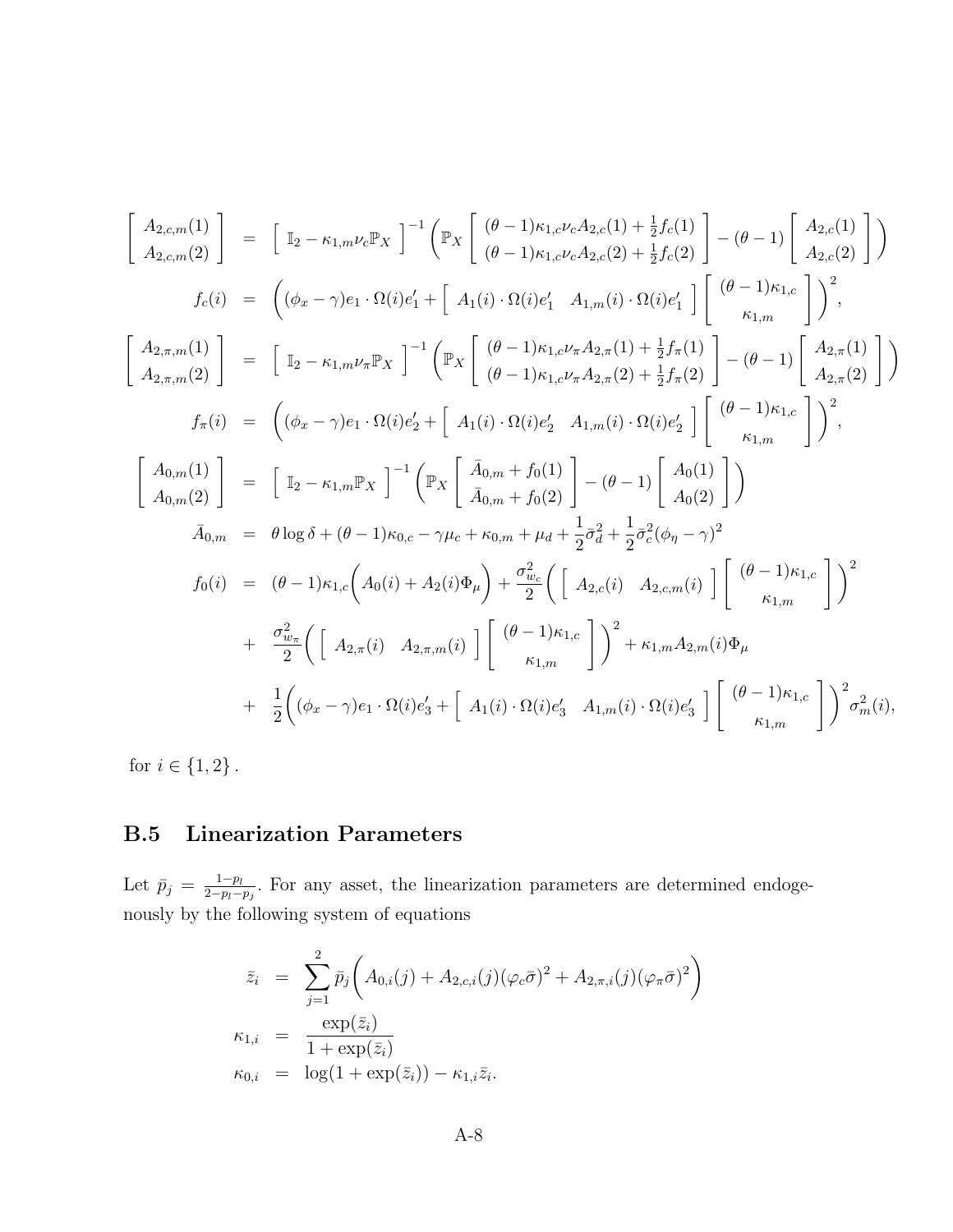$$
\begin{aligned}
\begin{bmatrix} A_{2,c,m}(1) \\ A_{2,c,m}(2) \end{bmatrix} &= \begin{bmatrix} \mathbb{I}_2 - \kappa_{1,m}\nu_c \mathbb{P}_X \end{bmatrix}^{-1} \Bigg( \mathbb{P}_X \begin{bmatrix} (\theta-1)\kappa_{1,c}\nu_c A_{2,c}(1) + \frac{1}{2} f_c(1) \\ (\theta-1)\kappa_{1,c}\nu_c A_{2,c}(2) + \frac{1}{2} f_c(2) \end{bmatrix} - (\theta-1) \begin{bmatrix} A_{2,c}(1) \\ A_{2,c}(2) \end{bmatrix} \Bigg) \\
f_c(i) &= \Bigg( (\phi_x - \gamma) e_1 \cdot \Omega(i) e_1' + \begin{bmatrix} A_1(i)\cdot \Omega(i) e_1' & A_{1,m}(i) \cdot \Omega(i) e_1' \end{bmatrix} \begin{bmatrix} (\theta-1)\kappa_{1,c} \\ \kappa_{1,m} \end{bmatrix} \Bigg)^2, \\
\begin{bmatrix} A_{2,\pi,m}(1) \\ A_{2,\pi,m}(2) \end{bmatrix} &= \begin{bmatrix} \mathbb{I}_2 - \kappa_{1,m}\nu_\pi \mathbb{P}_X \end{bmatrix}^{-1} \Bigg( \mathbb{P}_X \begin{bmatrix} (\theta-1)\kappa_{1,c}\nu_\pi A_{2,\pi}(1) + \frac{1}{2} f_\pi(1) \\ (\theta-1)\kappa_{1,c}\nu_\pi A_{2,\pi}(2) + \frac{1}{2} f_\pi(2) \end{bmatrix} - (\theta-1) \begin{bmatrix} A_{2,\pi}(1) \\ A_{2,\pi}(2) \end{bmatrix} \Bigg) \\
f_\pi(i) &= \Bigg( (\phi_x - \gamma) e_1 \cdot \Omega(i) e_2' + \begin{bmatrix} A_1(i)\cdot \Omega(i) e_2' & A_{1,m}(i) \cdot \Omega(i) e_2' \end{bmatrix} \begin{bmatrix} (\theta-1)\kappa_{1,c} \\ \kappa_{1,m} \end{bmatrix} \Bigg)^2, \\
\begin{bmatrix} A_{0,m}(1) \\ A_{0,m}(2) \end{bmatrix} &= \begin{bmatrix} \mathbb{I}_2 - \kappa_{1,m} \mathbb{P}_X \end{bmatrix}^{-1} \Bigg( \mathbb{P}_X \begin{bmatrix} \bar{A}_{0,m} + f_0(1) \\ \bar{A}_{0,m} + f_0(2) \end{bmatrix} - (\theta-1) \begin{bmatrix} A_0(1) \\ A_0(2) \end{bmatrix} \Bigg) \\
\bar{A}_{0,m} &= \theta \log \delta + (\theta-1)\kappa_{0,c} - \gamma \mu_c + \kappa_{0,m} + \mu_d + \frac{1}{2}\bar{\sigma}_d^2 + \frac{1}{2}\bar{\sigma}_c^2 (\phi_\eta - \gamma)^2 \\
f_0(i) &= (\theta-1)\kappa_{1,c} \Big( A_0(i) + A_2(i)\Phi_\mu \Big) + \frac{\sigma_{w_c}^2}{2} \Bigg( \begin{bmatrix} A_{2,c}(i) & A_{2,c,m}(i) \end{bmatrix} \begin{bmatrix} (\theta-1)\kappa_{1,c} \\ \kappa_{1,m} \end{bmatrix} \Bigg)^2 \\
&+ \frac{\sigma_{w_\pi}^2}{2} \Bigg( \begin{bmatrix} A_{2,\pi}(i) & A_{2,\pi,m}(i) \end{bmatrix} \begin{bmatrix} (\theta-1)\kappa_{1,c} \\ \kappa_{1,m} \end{bmatrix} \Bigg)^2 + \kappa_{1,m} A_{2,m}(i) \Phi_\mu \\
&+ \frac{1}{2} \Bigg( (\phi_x - \gamma) e_1 \cdot \Omega(i) e_3' + \begin{bmatrix} A_1(i)\cdot \Omega(i) e_3' & A_{1,m}(i) \cdot \Omega(i) e_3' \end{bmatrix} \begin{bmatrix} (\theta-1)\kappa_{1,c} \\ \kappa_{1,m} \end{bmatrix} \Bigg)^2 \sigma_m^2(i),
\end{aligned}
$$

for $i \in \{1, 2\}$.

## B.5 Linearization Parameters

Let $\bar{p}_j = \frac{1-p_l}{2-p_l-p_j}$. For any asset, the linearization parameters are determined endogenously by the following system of equations

$$
\begin{aligned}
\bar{z}_i &= \sum_{j=1}^{2} \bar{p}_j \Big( A_{0,i}(j) + A_{2,c,i}(j)(\varphi_c \bar{\sigma})^2 + A_{2,\pi,i}(j)(\varphi_\pi \bar{\sigma})^2 \Big) \\
\kappa_{1,i} &= \frac{\exp(\bar{z}_i)}{1 + \exp(\bar{z}_i)} \\
\kappa_{0,i} &= \log(1 + \exp(\bar{z}_i)) - \kappa_{1,i} \bar{z}_i.
\end{aligned}
$$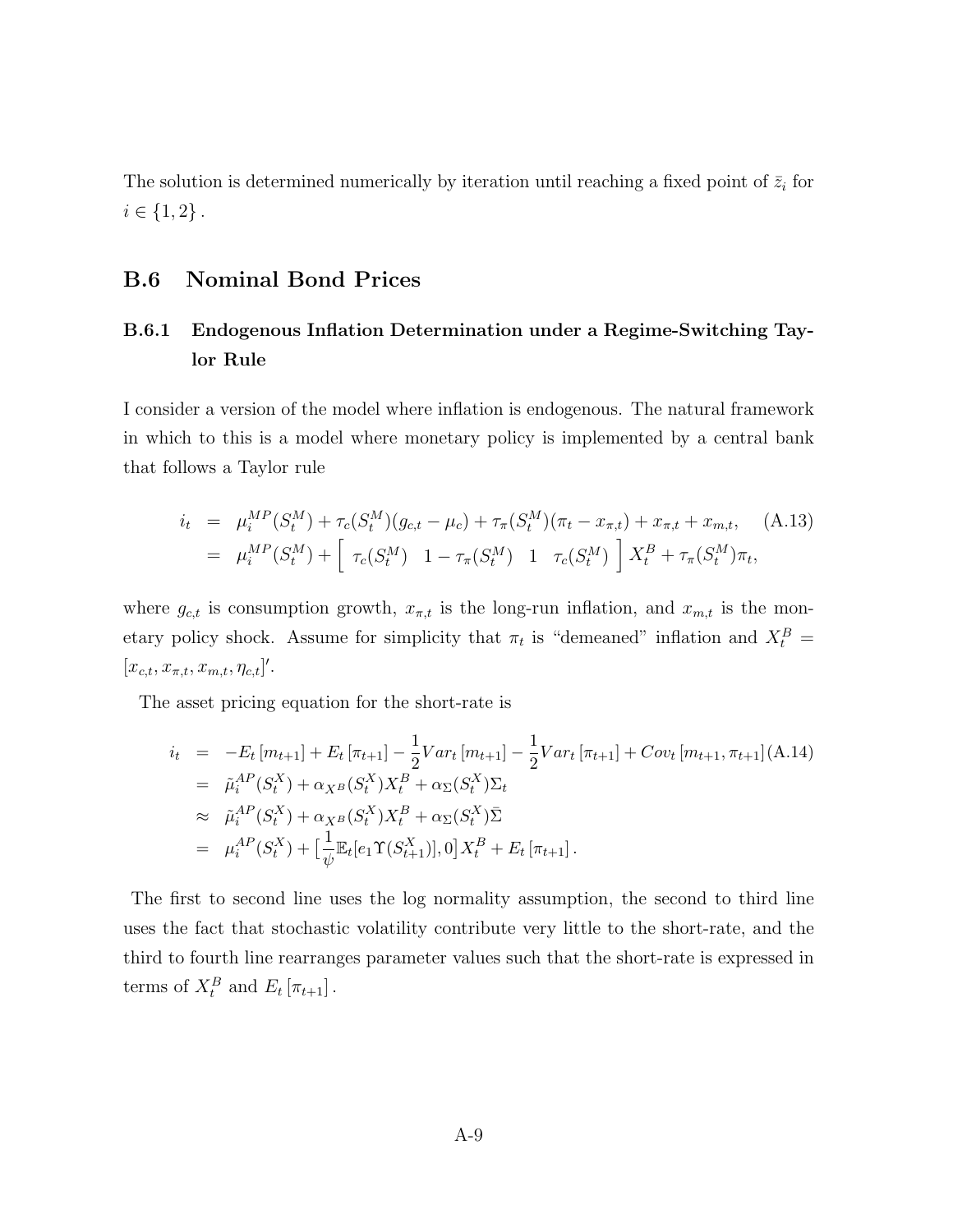The solution is determined numerically by iteration until reaching a fixed point of $\bar{z}_i$ for $i \in \{1, 2\}$.

## B.6 Nominal Bond Prices

### B.6.1 Endogenous Inflation Determination under a Regime-Switching Taylor Rule

I consider a version of the model where inflation is endogenous. The natural framework in which to this is a model where monetary policy is implemented by a central bank that follows a Taylor rule

$$
\begin{aligned}
i_t &= \mu_i^{MP}(S_t^M) + \tau_c(S_t^M)(g_{c,t} - \mu_c) + \tau_\pi(S_t^M)(\pi_t - x_{\pi,t}) + x_{\pi,t} + x_{m,t}, \quad \text{(A.13)} \\
&= \mu_i^{MP}(S_t^M) + \left[ \begin{array}{cccc} \tau_c(S_t^M) & 1 - \tau_\pi(S_t^M) & 1 & \tau_c(S_t^M) \end{array} \right] X_t^B + \tau_\pi(S_t^M)\pi_t,
\end{aligned}
$$

where $g_{c,t}$ is consumption growth, $x_{\pi,t}$ is the long-run inflation, and $x_{m,t}$ is the monetary policy shock. Assume for simplicity that $\pi_t$ is "demeaned" inflation and $X_t^B = [x_{c,t}, x_{\pi,t}, x_{m,t}, \eta_{c,t}]'$.

The asset pricing equation for the short-rate is

$$
\begin{aligned}
i_t &= -E_t[m_{t+1}] + E_t[\pi_{t+1}] - \frac{1}{2}Var_t[m_{t+1}] - \frac{1}{2}Var_t[\pi_{t+1}] + Cov_t[m_{t+1}, \pi_{t+1}] \text{(A.14)} \\
&= \tilde{\mu}_i^{AP}(S_t^X) + \alpha_{X^B}(S_t^X)X_t^B + \alpha_\Sigma(S_t^X)\Sigma_t \\
&\approx \tilde{\mu}_i^{AP}(S_t^X) + \alpha_{X^B}(S_t^X)X_t^B + \alpha_\Sigma(S_t^X)\bar{\Sigma} \\
&= \mu_i^{AP}(S_t^X) + \left[\frac{1}{\psi}\mathbb{E}_t[e_1\Upsilon(S_{t+1}^X)], 0\right]X_t^B + E_t[\pi_{t+1}].
\end{aligned}
$$

The first to second line uses the log normality assumption, the second to third line uses the fact that stochastic volatility contribute very little to the short-rate, and the third to fourth line rearranges parameter values such that the short-rate is expressed in terms of $X_t^B$ and $E_t[\pi_{t+1}]$.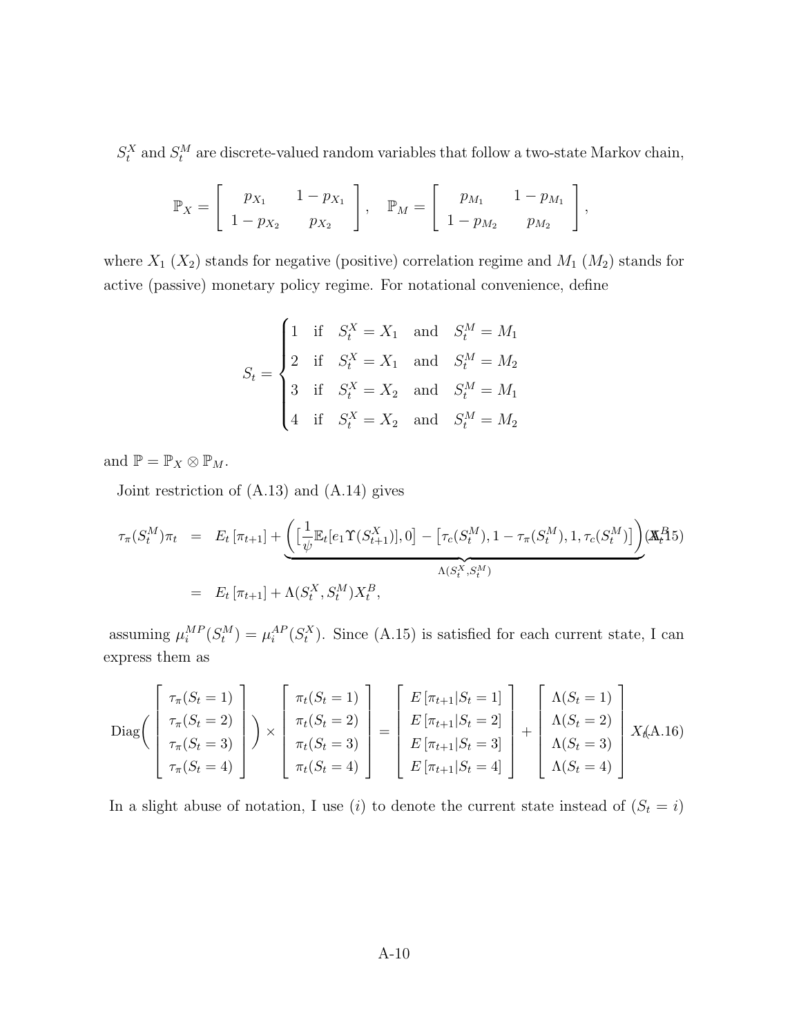$S_t^X$ and $S_t^M$ are discrete-valued random variables that follow a two-state Markov chain,

$$\mathbb{P}_X = \begin{bmatrix} p_{X_1} & 1-p_{X_1} \\ 1-p_{X_2} & p_{X_2} \end{bmatrix}, \quad \mathbb{P}_M = \begin{bmatrix} p_{M_1} & 1-p_{M_1} \\ 1-p_{M_2} & p_{M_2} \end{bmatrix},$$

where $X_1$ ($X_2$) stands for negative (positive) correlation regime and $M_1$ ($M_2$) stands for active (passive) monetary policy regime. For notational convenience, define

$$S_t = \begin{cases} 1 & \text{if} \quad S_t^X = X_1 \quad \text{and} \quad S_t^M = M_1 \\ 2 & \text{if} \quad S_t^X = X_1 \quad \text{and} \quad S_t^M = M_2 \\ 3 & \text{if} \quad S_t^X = X_2 \quad \text{and} \quad S_t^M = M_1 \\ 4 & \text{if} \quad S_t^X = X_2 \quad \text{and} \quad S_t^M = M_2 \end{cases}$$

and $\mathbb{P} = \mathbb{P}_X \otimes \mathbb{P}_M$.

Joint restriction of (A.13) and (A.14) gives

$$\begin{aligned} \tau_\pi(S_t^M)\pi_t &= E_t[\pi_{t+1}] + \underbrace{\left( \left[\frac{1}{\psi}\mathbb{E}_t[e_1 \Upsilon(S_{t+1}^X)], 0\right] - \left[\tau_c(S_t^M), 1-\tau_\pi(S_t^M), 1, \tau_c(S_t^M)\right] \right)}_{\Lambda(S_t^X, S_t^M)} X_t^B \qquad \text{(A.15)} \\ &= E_t[\pi_{t+1}] + \Lambda(S_t^X, S_t^M) X_t^B, \end{aligned}$$

assuming $\mu_i^{MP}(S_t^M) = \mu_i^{AP}(S_t^X)$. Since (A.15) is satisfied for each current state, I can express them as

$$\text{Diag}\left( \begin{bmatrix} \tau_\pi(S_t = 1) \\ \tau_\pi(S_t = 2) \\ \tau_\pi(S_t = 3) \\ \tau_\pi(S_t = 4) \end{bmatrix} \right) \times \begin{bmatrix} \pi_t(S_t = 1) \\ \pi_t(S_t = 2) \\ \pi_t(S_t = 3) \\ \pi_t(S_t = 4) \end{bmatrix} = \begin{bmatrix} E[\pi_{t+1}|S_t = 1] \\ E[\pi_{t+1}|S_t = 2] \\ E[\pi_{t+1}|S_t = 3] \\ E[\pi_{t+1}|S_t = 4] \end{bmatrix} + \begin{bmatrix} \Lambda(S_t = 1) \\ \Lambda(S_t = 2) \\ \Lambda(S_t = 3) \\ \Lambda(S_t = 4) \end{bmatrix} X_t \qquad \text{(A.16)}$$

In a slight abuse of notation, I use $(i)$ to denote the current state instead of $(S_t = i)$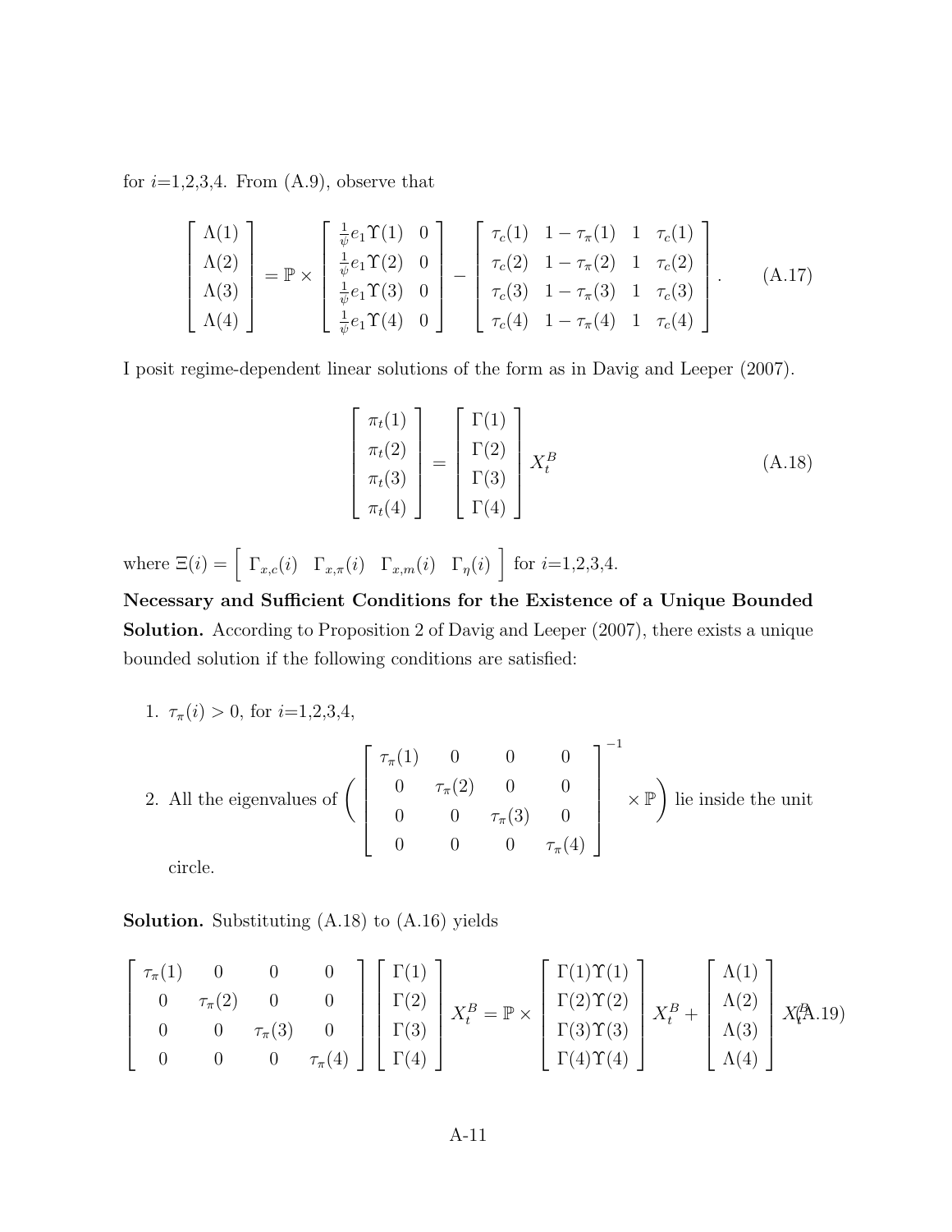for $i$=1,2,3,4. From (A.9), observe that

$$\begin{bmatrix} \Lambda(1) \\ \Lambda(2) \\ \Lambda(3) \\ \Lambda(4) \end{bmatrix} = \mathbb{P} \times \begin{bmatrix} \frac{1}{\psi}e_1\Upsilon(1) & 0 \\ \frac{1}{\psi}e_1\Upsilon(2) & 0 \\ \frac{1}{\psi}e_1\Upsilon(3) & 0 \\ \frac{1}{\psi}e_1\Upsilon(4) & 0 \end{bmatrix} - \begin{bmatrix} \tau_c(1) & 1-\tau_\pi(1) & 1 & \tau_c(1) \\ \tau_c(2) & 1-\tau_\pi(2) & 1 & \tau_c(2) \\ \tau_c(3) & 1-\tau_\pi(3) & 1 & \tau_c(3) \\ \tau_c(4) & 1-\tau_\pi(4) & 1 & \tau_c(4) \end{bmatrix}. \tag{A.17}$$

I posit regime-dependent linear solutions of the form as in Davig and Leeper (2007).

$$\begin{bmatrix} \pi_t(1) \\ \pi_t(2) \\ \pi_t(3) \\ \pi_t(4) \end{bmatrix} = \begin{bmatrix} \Gamma(1) \\ \Gamma(2) \\ \Gamma(3) \\ \Gamma(4) \end{bmatrix} X_t^B \tag{A.18}$$

where $\Xi(i) = \begin{bmatrix} \Gamma_{x,c}(i) & \Gamma_{x,\pi}(i) & \Gamma_{x,m}(i) & \Gamma_\eta(i) \end{bmatrix}$ for $i$=1,2,3,4.

**Necessary and Sufficient Conditions for the Existence of a Unique Bounded Solution.** According to Proposition 2 of Davig and Leeper (2007), there exists a unique bounded solution if the following conditions are satisfied:

1. $\tau_\pi(i) > 0$, for $i$=1,2,3,4,
2. All the eigenvalues of $\left( \begin{bmatrix} \tau_\pi(1) & 0 & 0 & 0 \\ 0 & \tau_\pi(2) & 0 & 0 \\ 0 & 0 & \tau_\pi(3) & 0 \\ 0 & 0 & 0 & \tau_\pi(4) \end{bmatrix}^{-1} \times \mathbb{P} \right)$ lie inside the unit circle.

**Solution.** Substituting (A.18) to (A.16) yields

$$\begin{bmatrix} \tau_\pi(1) & 0 & 0 & 0 \\ 0 & \tau_\pi(2) & 0 & 0 \\ 0 & 0 & \tau_\pi(3) & 0 \\ 0 & 0 & 0 & \tau_\pi(4) \end{bmatrix} \begin{bmatrix} \Gamma(1) \\ \Gamma(2) \\ \Gamma(3) \\ \Gamma(4) \end{bmatrix} X_t^B = \mathbb{P} \times \begin{bmatrix} \Gamma(1)\Upsilon(1) \\ \Gamma(2)\Upsilon(2) \\ \Gamma(3)\Upsilon(3) \\ \Gamma(4)\Upsilon(4) \end{bmatrix} X_t^B + \begin{bmatrix} \Lambda(1) \\ \Lambda(2) \\ \Lambda(3) \\ \Lambda(4) \end{bmatrix} X_t^B \tag{A.19}$$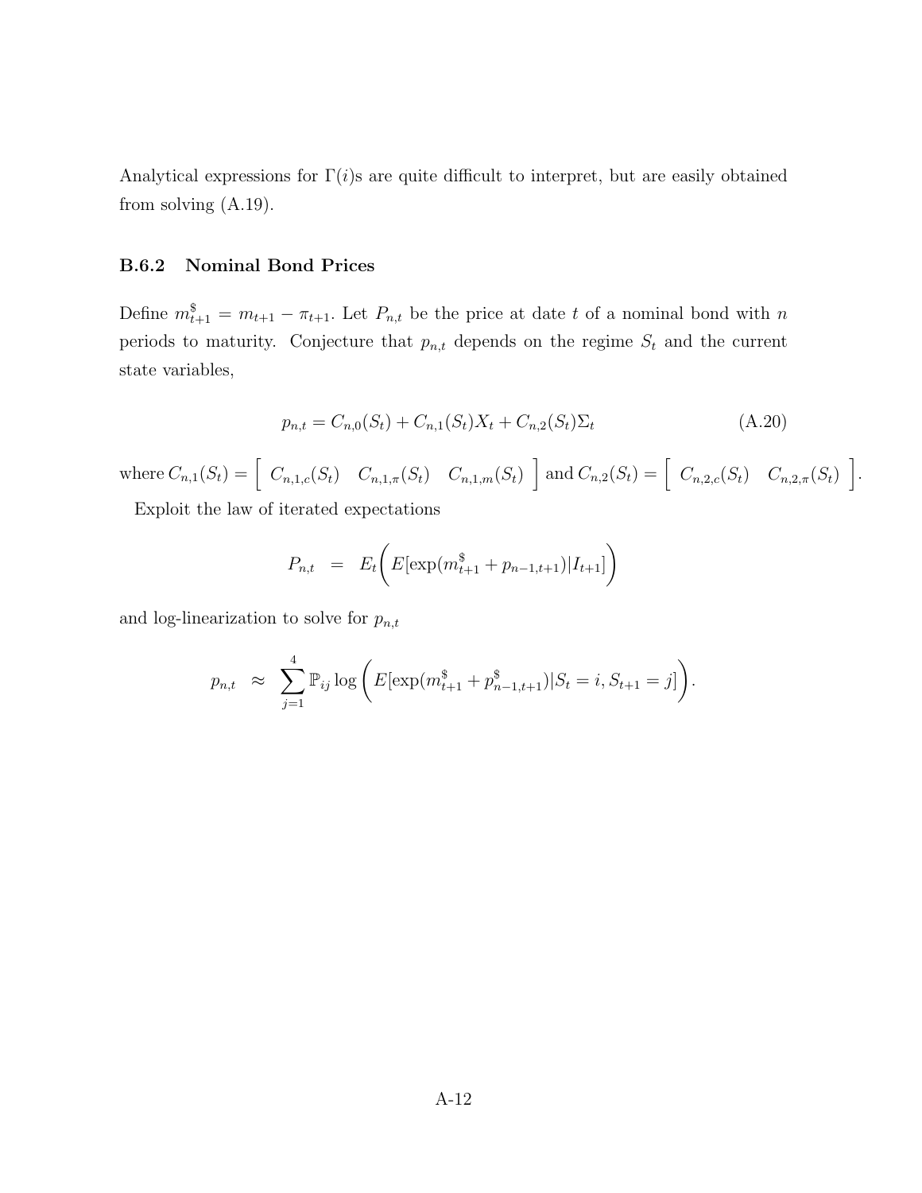Analytical expressions for $\Gamma(i)$s are quite difficult to interpret, but are easily obtained from solving (A.19).

### B.6.2 Nominal Bond Prices

Define $m^{\$}_{t+1} = m_{t+1} - \pi_{t+1}$. Let $P_{n,t}$ be the price at date $t$ of a nominal bond with $n$ periods to maturity. Conjecture that $p_{n,t}$ depends on the regime $S_t$ and the current state variables,

$$p_{n,t} = C_{n,0}(S_t) + C_{n,1}(S_t)X_t + C_{n,2}(S_t)\Sigma_t \tag{A.20}$$

where $C_{n,1}(S_t) = \left[ \begin{array}{ccc} C_{n,1,c}(S_t) & C_{n,1,\pi}(S_t) & C_{n,1,m}(S_t) \end{array} \right]$ and $C_{n,2}(S_t) = \left[ \begin{array}{cc} C_{n,2,c}(S_t) & C_{n,2,\pi}(S_t) \end{array} \right]$.

Exploit the law of iterated expectations

$$P_{n,t} \;\; = \;\; E_t\bigg( E[\exp(m^{\$}_{t+1} + p_{n-1,t+1})|I_{t+1}] \bigg)$$

and log-linearization to solve for $p_{n,t}$

$$p_{n,t} \;\; \approx \;\; \sum_{j=1}^{4} \mathbb{P}_{ij} \log \bigg( E[\exp(m^{\$}_{t+1} + p^{\$}_{n-1,t+1})|S_t = i, S_{t+1} = j] \bigg).$$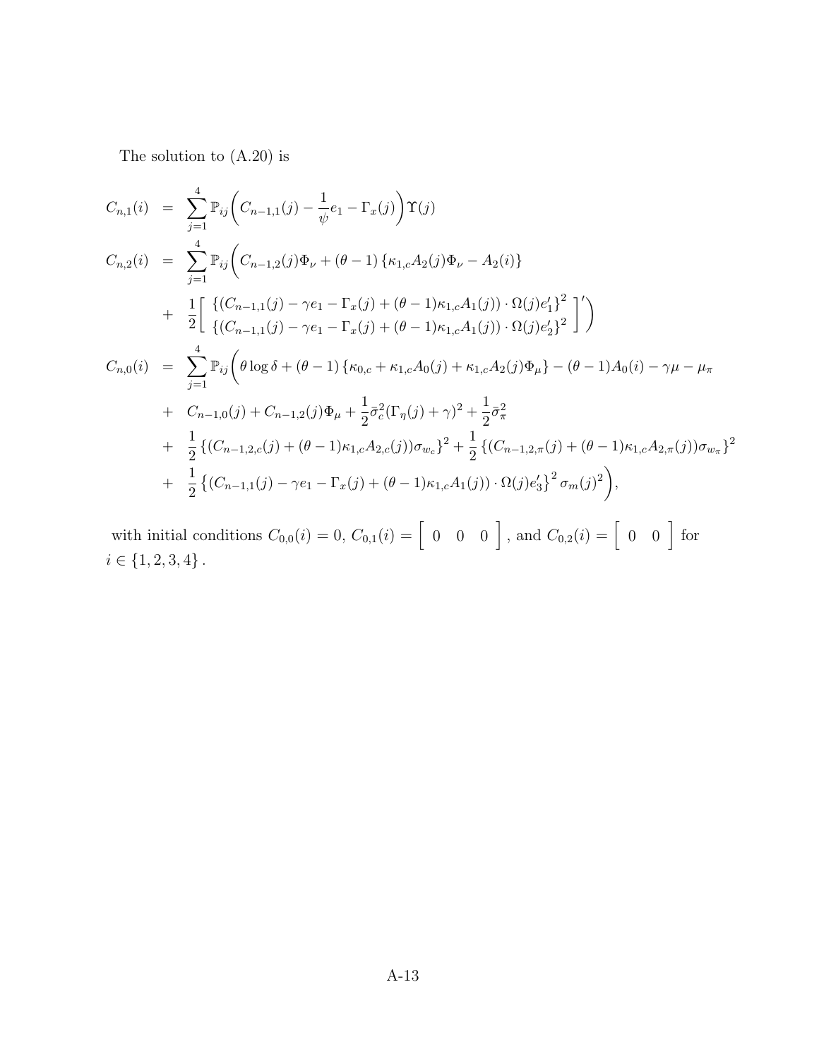The solution to (A.20) is

$$
\begin{aligned}
C_{n,1}(i) &= \sum_{j=1}^{4} \mathbb{P}_{ij} \bigg( C_{n-1,1}(j) - \frac{1}{\psi} e_1 - \Gamma_x(j) \bigg) \Upsilon(j) \\
C_{n,2}(i) &= \sum_{j=1}^{4} \mathbb{P}_{ij} \bigg( C_{n-1,2}(j) \Phi_\nu + (\theta - 1) \left\{ \kappa_{1,c} A_2(j) \Phi_\nu - A_2(i) \right\} \\
&+ \frac{1}{2} \left[ \begin{array}{c} \left\{ (C_{n-1,1}(j) - \gamma e_1 - \Gamma_x(j) + (\theta - 1)\kappa_{1,c} A_1(j)) \cdot \Omega(j) e_1' \right\}^2 \\ \left\{ (C_{n-1,1}(j) - \gamma e_1 - \Gamma_x(j) + (\theta - 1)\kappa_{1,c} A_1(j)) \cdot \Omega(j) e_2' \right\}^2 \end{array} \right]' \bigg) \\
C_{n,0}(i) &= \sum_{j=1}^{4} \mathbb{P}_{ij} \bigg( \theta \log \delta + (\theta - 1) \left\{ \kappa_{0,c} + \kappa_{1,c} A_0(j) + \kappa_{1,c} A_2(j) \Phi_\mu \right\} - (\theta - 1) A_0(i) - \gamma \mu - \mu_\pi \\
&+ C_{n-1,0}(j) + C_{n-1,2}(j) \Phi_\mu + \frac{1}{2} \bar{\sigma}_c^2 (\Gamma_\eta(j) + \gamma)^2 + \frac{1}{2} \bar{\sigma}_\pi^2 \\
&+ \frac{1}{2} \left\{ (C_{n-1,2,c}(j) + (\theta - 1)\kappa_{1,c} A_{2,c}(j)) \sigma_{w_c} \right\}^2 + \frac{1}{2} \left\{ (C_{n-1,2,\pi}(j) + (\theta - 1)\kappa_{1,c} A_{2,\pi}(j)) \sigma_{w_\pi} \right\}^2 \\
&+ \frac{1}{2} \left\{ (C_{n-1,1}(j) - \gamma e_1 - \Gamma_x(j) + (\theta - 1)\kappa_{1,c} A_1(j)) \cdot \Omega(j) e_3' \right\}^2 \sigma_m(j)^2 \bigg),
\end{aligned}
$$

with initial conditions $C_{0,0}(i) = 0$, $C_{0,1}(i) = \left[ \begin{array}{ccc} 0 & 0 & 0 \end{array} \right]$, and $C_{0,2}(i) = \left[ \begin{array}{cc} 0 & 0 \end{array} \right]$ for $i \in \{1, 2, 3, 4\}$.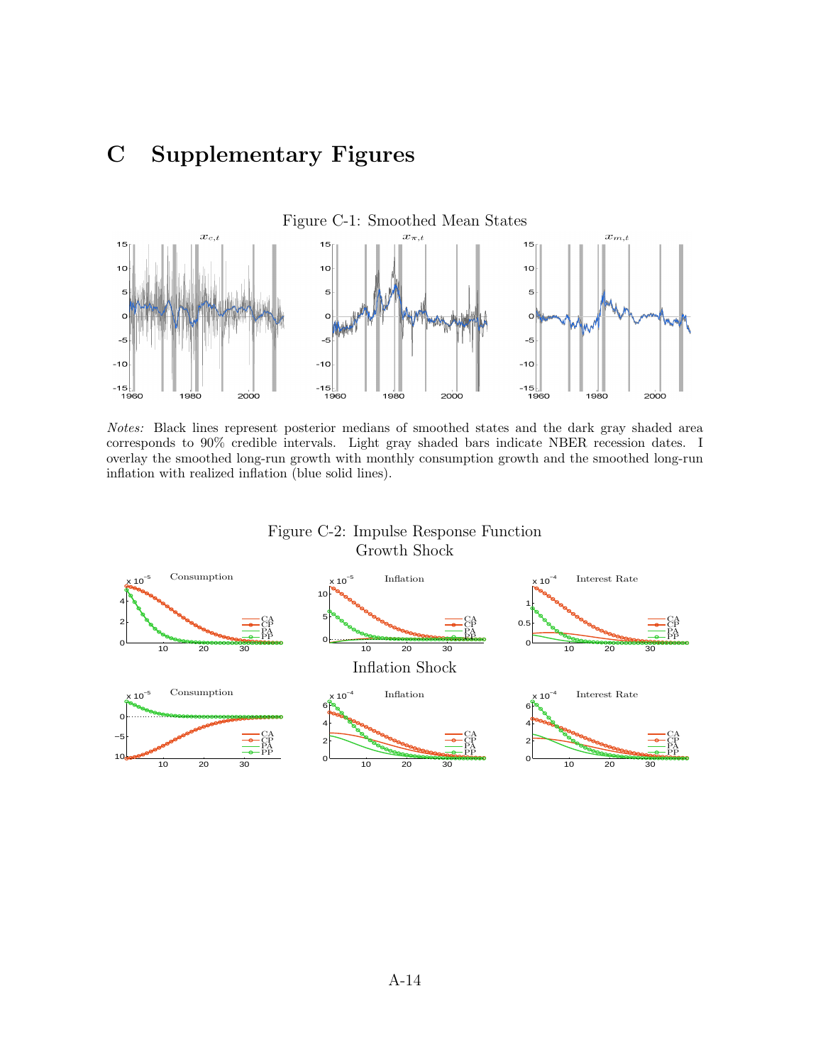# C Supplementary Figures

Figure C-1: Smoothed Mean States

$x_{c,t}$

15
10
5
0
-5
-10
-15
1960
1980
2000

$x_{\pi,t}$

15
10
5
0
-5
-10
-15
1960
1980
2000

$x_{m,t}$

15
10
5
0
-5
-10
-15
1960
1980
2000

*Notes:* Black lines represent posterior medians of smoothed states and the dark gray shaded area corresponds to 90% credible intervals. Light gray shaded bars indicate NBER recession dates. I overlay the smoothed long-run growth with monthly consumption growth and the smoothed long-run inflation with realized inflation (blue solid lines).

Figure C-2: Impulse Response Function

Growth Shock

Consumption

x $10^{-5}$
4
2
0
10
20
30
CA
CP
PA
PP

Inflation

x $10^{-5}$
10
5
0
10
20
30
CA
CP
PA
PP

Interest Rate

x $10^{-4}$
1
0.5
0
10
20
30
CA
CP
PA
PP

Inflation Shock

Consumption

x $10^{-5}$
0
−5
−10
10
20
30
CA
CP
PA
PP

Inflation

x $10^{-4}$
6
4
2
0
10
20
30
CA
CP
PA
PP

Interest Rate

x $10^{-4}$
6
4
2
0
10
20
30
CA
CP
PA
PP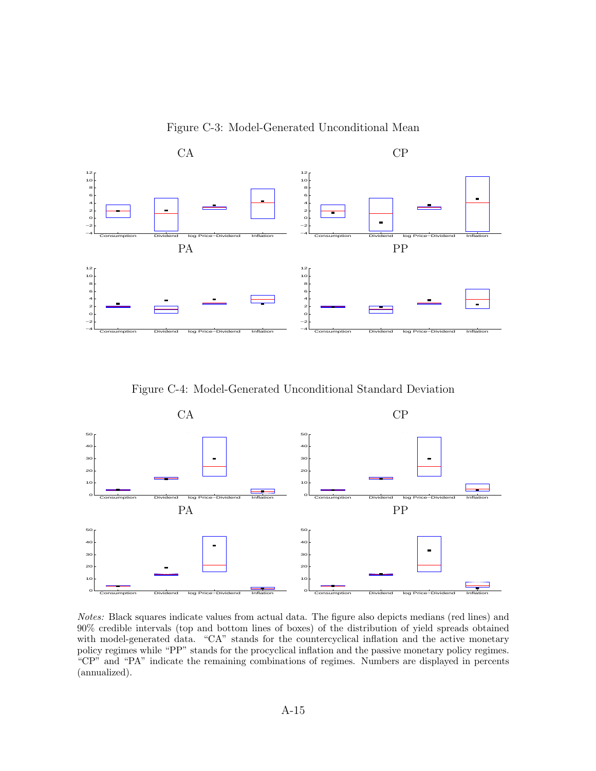Figure C-3: Model-Generated Unconditional Mean

CA

12
10
8
6
4
2
0
−2
−4

Consumption
Dividend
log Price−Dividend
Inflation

CP

12
10
8
6
4
2
0
−2
−4

Consumption
Dividend
log Price−Dividend
Inflation

PA

12
10
8
6
4
2
0
−2
−4

Consumption
Dividend
log Price−Dividend
Inflation

PP

12
10
8
6
4
2
0
−2
−4

Consumption
Dividend
log Price−Dividend
Inflation

Figure C-4: Model-Generated Unconditional Standard Deviation

CA

50
40
30
20
10
0

Consumption
Dividend
log Price−Dividend
Inflation

CP

50
40
30
20
10
0

Consumption
Dividend
log Price−Dividend
Inflation

PA

50
40
30
20
10
0

Consumption
Dividend
log Price−Dividend
Inflation

PP

50
40
30
20
10
0

Consumption
Dividend
log Price−Dividend
Inflation

*Notes:* Black squares indicate values from actual data. The figure also depicts medians (red lines) and 90% credible intervals (top and bottom lines of boxes) of the distribution of yield spreads obtained with model-generated data. "CA" stands for the countercyclical inflation and the active monetary policy regimes while "PP" stands for the procyclical inflation and the passive monetary policy regimes. "CP" and "PA" indicate the remaining combinations of regimes. Numbers are displayed in percents (annualized).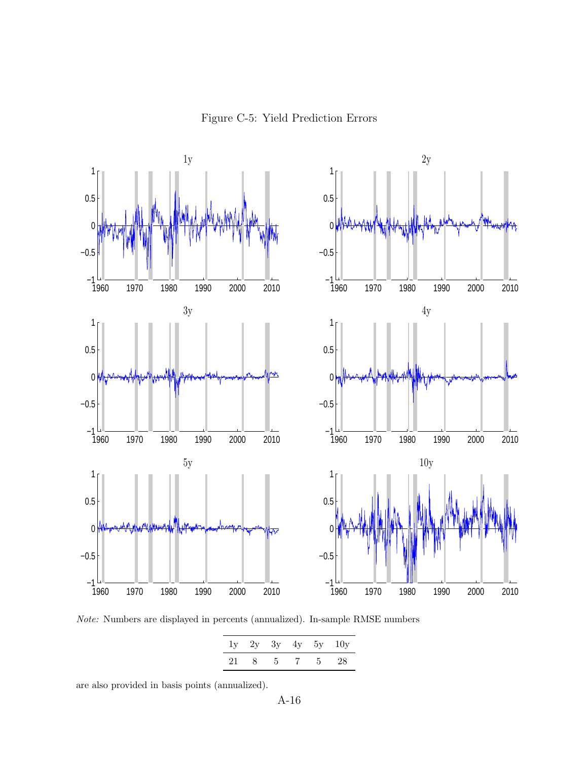Figure C-5: Yield Prediction Errors

1y

1
0.5
0
−0.5
−1

1960 1970 1980 1990 2000 2010

2y

1
0.5
0
−0.5
−1

1960 1970 1980 1990 2000 2010

3y

1
0.5
0
−0.5
−1

1960 1970 1980 1990 2000 2010

4y

1
0.5
0
−0.5
−1

1960 1970 1980 1990 2000 2010

5y

1
0.5
0
−0.5
−1

1960 1970 1980 1990 2000 2010

10y

1
0.5
0
−0.5
−1

1960 1970 1980 1990 2000 2010

*Note:* Numbers are displayed in percents (annualized). In-sample RMSE numbers

| 1y | 2y | 3y | 4y | 5y | 10y |
|---|---|---|---|---|---|
| 21 | 8 | 5 | 7 | 5 | 28 |

are also provided in basis points (annualized).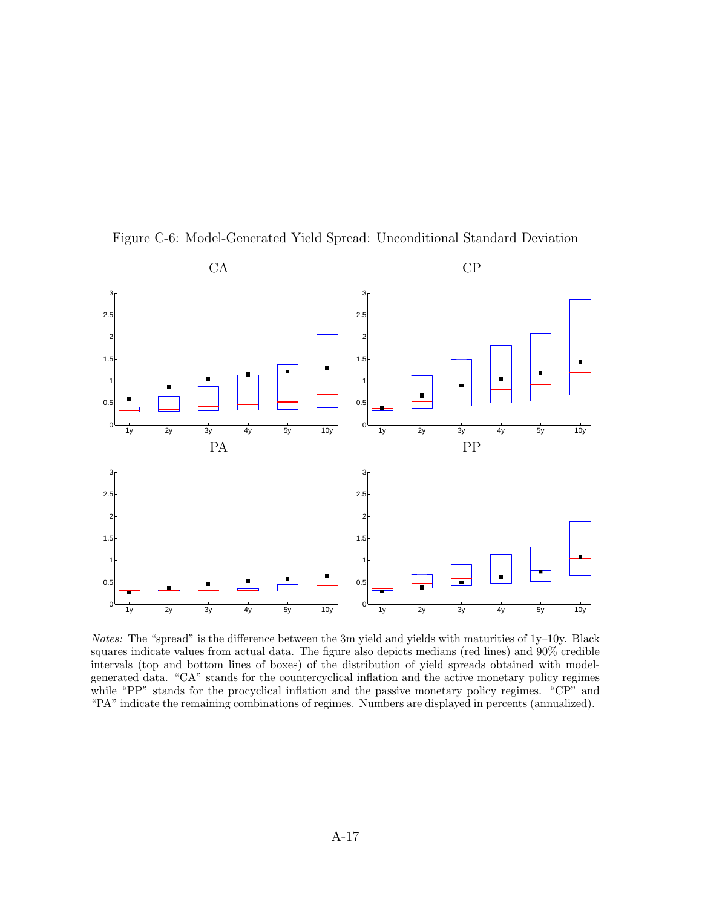Figure C-6: Model-Generated Yield Spread: Unconditional Standard Deviation

CA

3
2.5
2
1.5
1
0.5
0
1y 2y 3y 4y 5y 10y

CP

3
2.5
2
1.5
1
0.5
0
1y 2y 3y 4y 5y 10y

PA

3
2.5
2
1.5
1
0.5
0
1y 2y 3y 4y 5y 10y

PP

3
2.5
2
1.5
1
0.5
0
1y 2y 3y 4y 5y 10y

*Notes:* The "spread" is the difference between the 3m yield and yields with maturities of 1y–10y. Black squares indicate values from actual data. The figure also depicts medians (red lines) and 90% credible intervals (top and bottom lines of boxes) of the distribution of yield spreads obtained with model-generated data. "CA" stands for the countercyclical inflation and the active monetary policy regimes while "PP" stands for the procyclical inflation and the passive monetary policy regimes. "CP" and "PA" indicate the remaining combinations of regimes. Numbers are displayed in percents (annualized).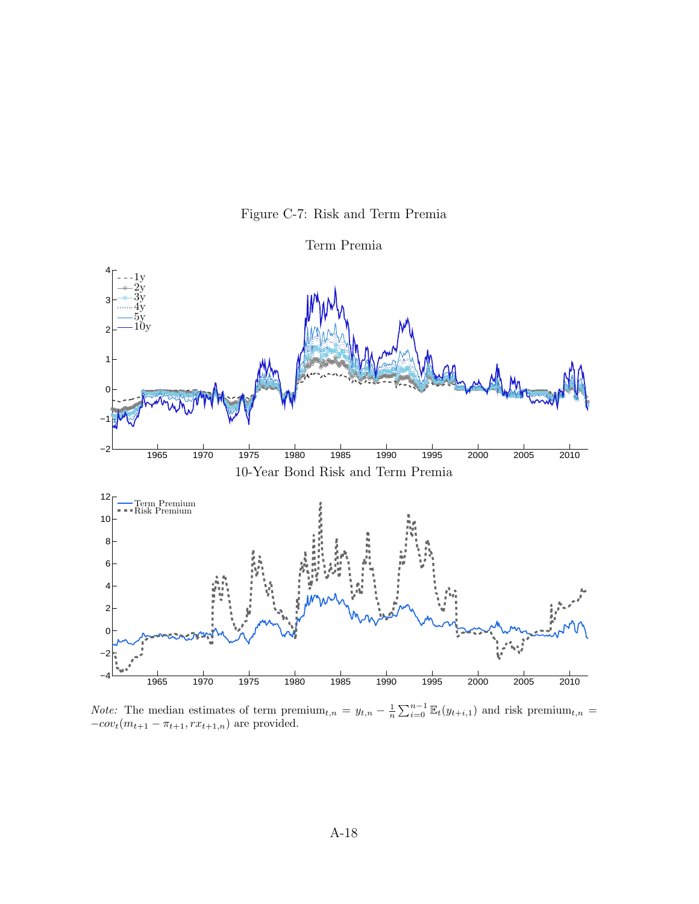Figure C-7: Risk and Term Premia

Term Premia

1y
2y
3y
4y
5y
10y

4
3
2
1
0
−1
−2

1965 1970 1975 1980 1985 1990 1995 2000 2005 2010

10-Year Bond Risk and Term Premia

Term Premium
Risk Premium

12
10
8
6
4
2
0
−2
−4

1965 1970 1975 1980 1985 1990 1995 2000 2005 2010

*Note:* The median estimates of term premium$_{t,n} = y_{t,n} - \frac{1}{n}\sum_{i=0}^{n-1}\mathbb{E}_t(y_{t+i,1})$ and risk premium$_{t,n} = -cov_t(m_{t+1} - \pi_{t+1}, rx_{t+1,n})$ are provided.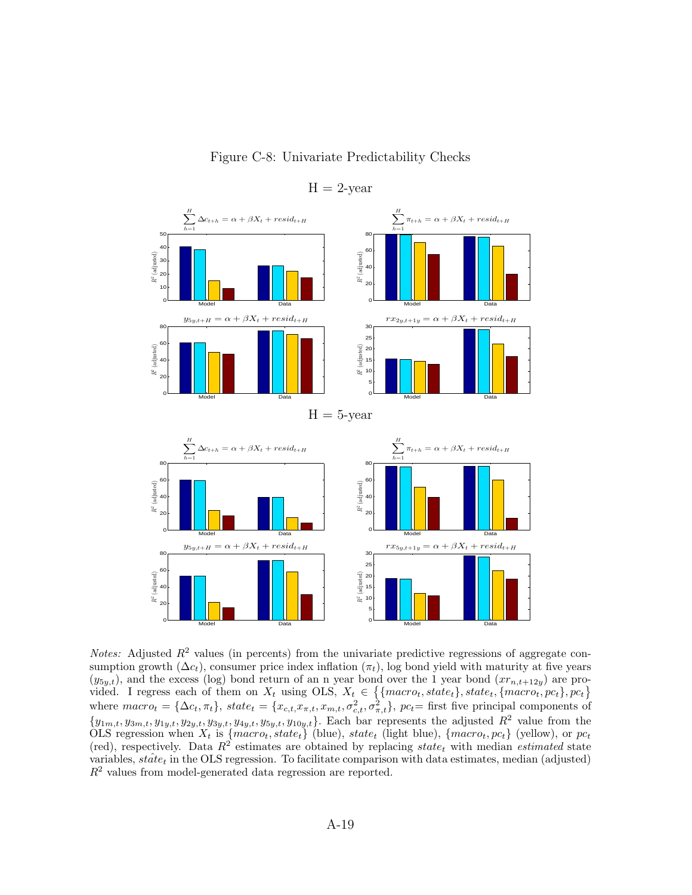Figure C-8: Univariate Predictability Checks

H = 2-year

$\sum_{h=1}^{H} \Delta c_{t+h} = \alpha + \beta X_t + resid_{t+H}$

$R^2$ (adjusted)

0 10 20 30 40 50

Model Data

$\sum_{h=1}^{H} \pi_{t+h} = \alpha + \beta X_t + resid_{t+H}$

$R^2$ (adjusted)

0 20 40 60 80

Model Data

$y_{5y,t+H} = \alpha + \beta X_t + resid_{t+H}$

$R^2$ (adjusted)

0 20 40 60 80

Model Data

$rx_{2y,t+1y} = \alpha + \beta X_t + resid_{t+H}$

$R^2$ (adjusted)

0 5 10 15 20 25 30

Model Data

H = 5-year

$\sum_{h=1}^{H} \Delta c_{t+h} = \alpha + \beta X_t + resid_{t+H}$

$R^2$ (adjusted)

0 20 40 60 80

Model Data

$\sum_{h=1}^{H} \pi_{t+h} = \alpha + \beta X_t + resid_{t+H}$

$R^2$ (adjusted)

0 20 40 60 80

Model Data

$y_{5y,t+H} = \alpha + \beta X_t + resid_{t+H}$

$R^2$ (adjusted)

0 20 40 60 80

Model Data

$rx_{5y,t+1y} = \alpha + \beta X_t + resid_{t+H}$

$R^2$ (adjusted)

0 5 10 15 20 25 30

Model Data

*Notes:* Adjusted $R^2$ values (in percents) from the univariate predictive regressions of aggregate consumption growth ($\Delta c_t$), consumer price index inflation ($\pi_t$), log bond yield with maturity at five years ($y_{5y,t}$), and the excess (log) bond return of an n year bond over the 1 year bond ($xr_{n,t+12y}$) are provided. I regress each of them on $X_t$ using OLS, $X_t \in \{\{macro_t, state_t\}, state_t, \{macro_t, pc_t\}, pc_t\}$ where $macro_t = \{\Delta c_t, \pi_t\}$, $state_t = \{x_{c,t}, x_{\pi,t}, x_{m,t}, \sigma^2_{c,t}, \sigma^2_{\pi,t}\}$, $pc_t$= first five principal components of $\{y_{1m,t}, y_{3m,t}, y_{1y,t}, y_{2y,t}, y_{3y,t}, y_{4y,t}, y_{5y,t}, y_{10y,t}\}$. Each bar represents the adjusted $R^2$ value from the OLS regression when $X_t$ is $\{macro_t, state_t\}$ (blue), $state_t$ (light blue), $\{macro_t, pc_t\}$ (yellow), or $pc_t$ (red), respectively. Data $R^2$ estimates are obtained by replacing $state_t$ with median *estimated* state variables, $\hat{state}_t$ in the OLS regression. To facilitate comparison with data estimates, median (adjusted) $R^2$ values from model-generated data regression are reported.